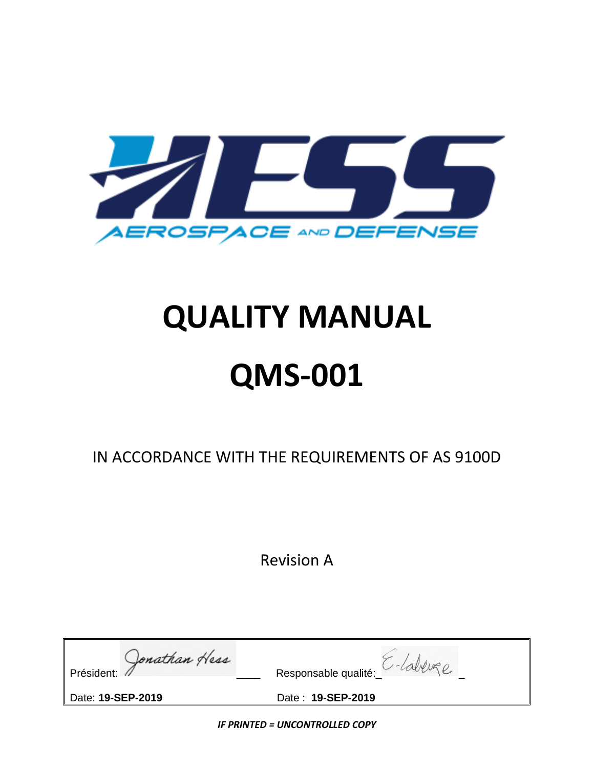HESS

AEROSPACE AND DEFENSE

# QUALITY MANUAL

# QMS-001

IN ACCORDANCE WITH THE REQUIREMENTS OF AS 9100D

Revision A

| Président: Jonathan Hess ____ | Responsable qualité:_ E-Laberge _ |
|---|---|
| Date: **19-SEP-2019** | Date : **19-SEP-2019** |

***IF PRINTED = UNCONTROLLED COPY***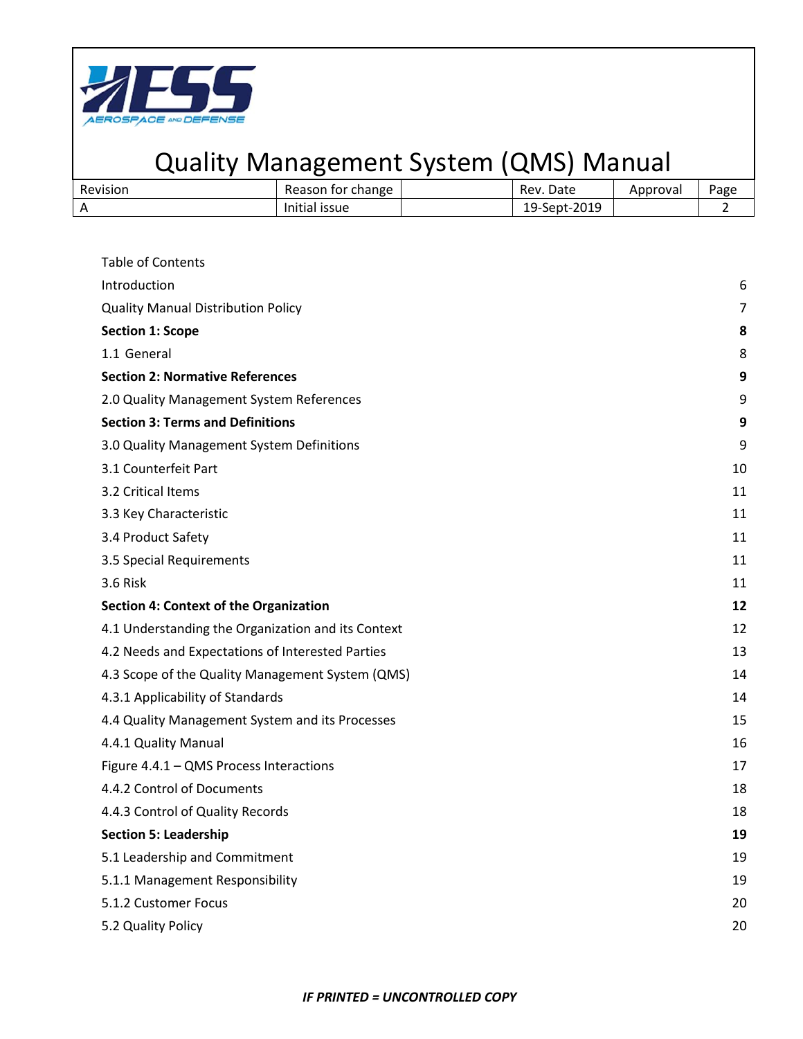# Quality Management System (QMS) Manual

| Revision | Reason for change | | Rev. Date | Approval | Page |
|---|---|---|---|---|---|
| A | Initial issue | | 19-Sept-2019 | | 2 |

Table of Contents

| | |
|---|---|
| Introduction | 6 |
| Quality Manual Distribution Policy | 7 |
| **Section 1: Scope** | **8** |
| 1.1 General | 8 |
| **Section 2: Normative References** | **9** |
| 2.0 Quality Management System References | 9 |
| **Section 3: Terms and Definitions** | **9** |
| 3.0 Quality Management System Definitions | 9 |
| 3.1 Counterfeit Part | 10 |
| 3.2 Critical Items | 11 |
| 3.3 Key Characteristic | 11 |
| 3.4 Product Safety | 11 |
| 3.5 Special Requirements | 11 |
| 3.6 Risk | 11 |
| **Section 4: Context of the Organization** | **12** |
| 4.1 Understanding the Organization and its Context | 12 |
| 4.2 Needs and Expectations of Interested Parties | 13 |
| 4.3 Scope of the Quality Management System (QMS) | 14 |
| 4.3.1 Applicability of Standards | 14 |
| 4.4 Quality Management System and its Processes | 15 |
| 4.4.1 Quality Manual | 16 |
| Figure 4.4.1 – QMS Process Interactions | 17 |
| 4.4.2 Control of Documents | 18 |
| 4.4.3 Control of Quality Records | 18 |
| **Section 5: Leadership** | **19** |
| 5.1 Leadership and Commitment | 19 |
| 5.1.1 Management Responsibility | 19 |
| 5.1.2 Customer Focus | 20 |
| 5.2 Quality Policy | 20 |

***IF PRINTED = UNCONTROLLED COPY***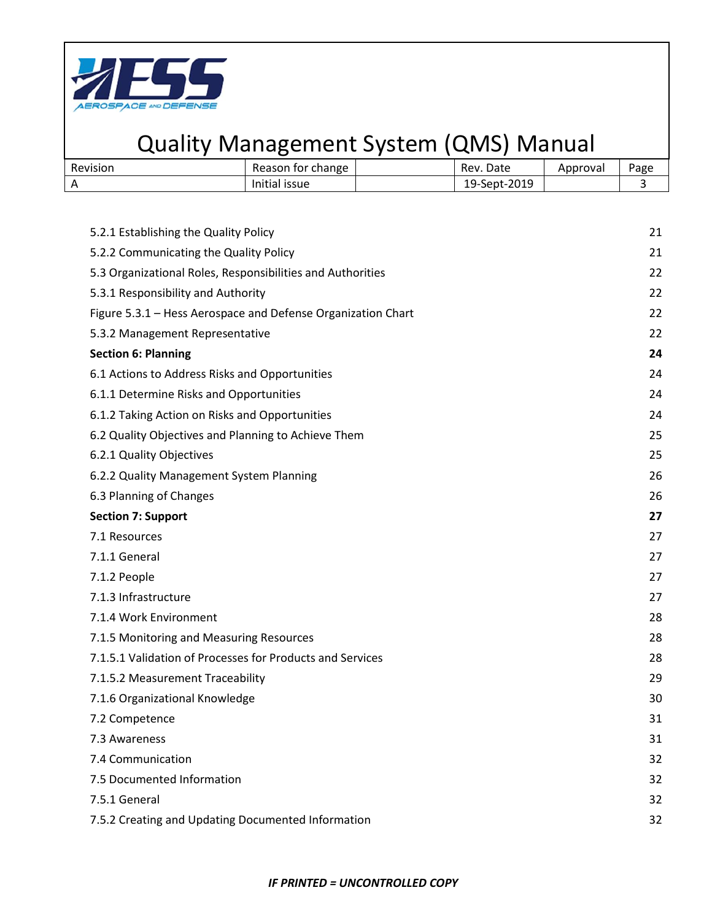| | |
|---|---|
| 5.2.1 Establishing the Quality Policy | 21 |
| 5.2.2 Communicating the Quality Policy | 21 |
| 5.3 Organizational Roles, Responsibilities and Authorities | 22 |
| 5.3.1 Responsibility and Authority | 22 |
| Figure 5.3.1 – Hess Aerospace and Defense Organization Chart | 22 |
| 5.3.2 Management Representative | 22 |
| **Section 6: Planning** | **24** |
| 6.1 Actions to Address Risks and Opportunities | 24 |
| 6.1.1 Determine Risks and Opportunities | 24 |
| 6.1.2 Taking Action on Risks and Opportunities | 24 |
| 6.2 Quality Objectives and Planning to Achieve Them | 25 |
| 6.2.1 Quality Objectives | 25 |
| 6.2.2 Quality Management System Planning | 26 |
| 6.3 Planning of Changes | 26 |
| **Section 7: Support** | **27** |
| 7.1 Resources | 27 |
| 7.1.1 General | 27 |
| 7.1.2 People | 27 |
| 7.1.3 Infrastructure | 27 |
| 7.1.4 Work Environment | 28 |
| 7.1.5 Monitoring and Measuring Resources | 28 |
| 7.1.5.1 Validation of Processes for Products and Services | 28 |
| 7.1.5.2 Measurement Traceability | 29 |
| 7.1.6 Organizational Knowledge | 30 |
| 7.2 Competence | 31 |
| 7.3 Awareness | 31 |
| 7.4 Communication | 32 |
| 7.5 Documented Information | 32 |
| 7.5.1 General | 32 |
| 7.5.2 Creating and Updating Documented Information | 32 |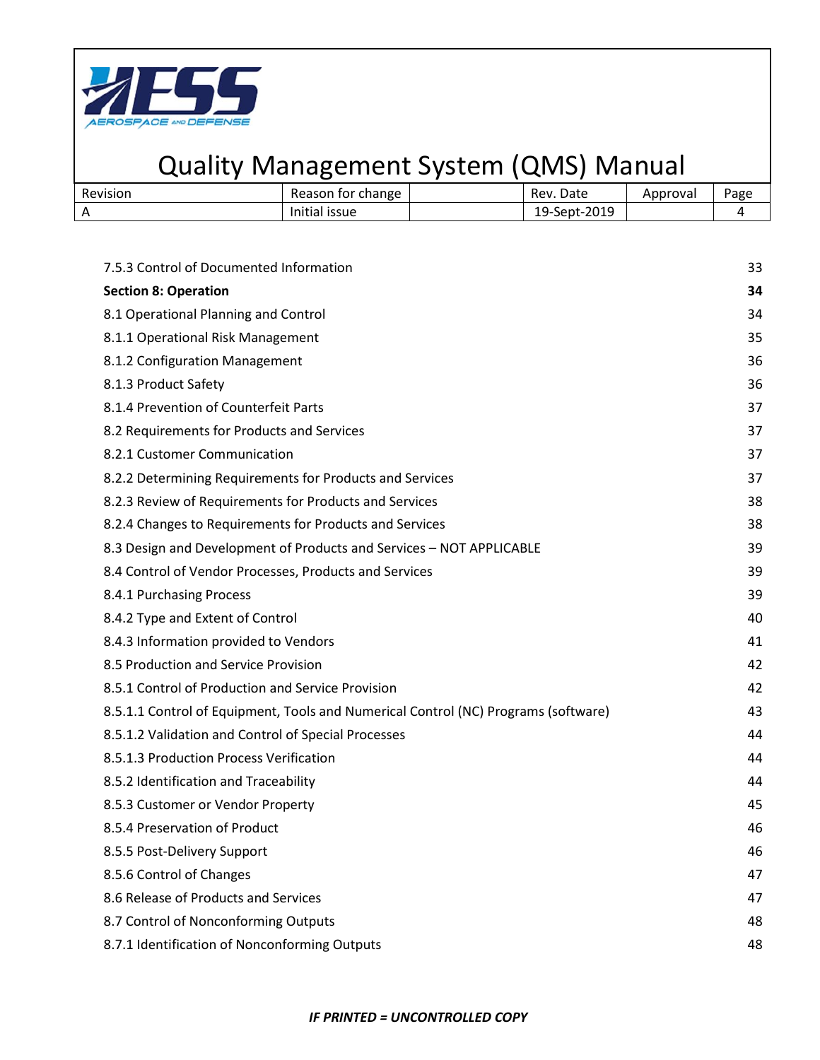| | | |
|---|---|---|
| 7.5.3 Control of Documented Information | | 33 |
| **Section 8: Operation** | | **34** |
| 8.1 Operational Planning and Control | | 34 |
| 8.1.1 Operational Risk Management | | 35 |
| 8.1.2 Configuration Management | | 36 |
| 8.1.3 Product Safety | | 36 |
| 8.1.4 Prevention of Counterfeit Parts | | 37 |
| 8.2 Requirements for Products and Services | | 37 |
| 8.2.1 Customer Communication | | 37 |
| 8.2.2 Determining Requirements for Products and Services | | 37 |
| 8.2.3 Review of Requirements for Products and Services | | 38 |
| 8.2.4 Changes to Requirements for Products and Services | | 38 |
| 8.3 Design and Development of Products and Services – NOT APPLICABLE | | 39 |
| 8.4 Control of Vendor Processes, Products and Services | | 39 |
| 8.4.1 Purchasing Process | | 39 |
| 8.4.2 Type and Extent of Control | | 40 |
| 8.4.3 Information provided to Vendors | | 41 |
| 8.5 Production and Service Provision | | 42 |
| 8.5.1 Control of Production and Service Provision | | 42 |
| 8.5.1.1 Control of Equipment, Tools and Numerical Control (NC) Programs (software) | | 43 |
| 8.5.1.2 Validation and Control of Special Processes | | 44 |
| 8.5.1.3 Production Process Verification | | 44 |
| 8.5.2 Identification and Traceability | | 44 |
| 8.5.3 Customer or Vendor Property | | 45 |
| 8.5.4 Preservation of Product | | 46 |
| 8.5.5 Post-Delivery Support | | 46 |
| 8.5.6 Control of Changes | | 47 |
| 8.6 Release of Products and Services | | 47 |
| 8.7 Control of Nonconforming Outputs | | 48 |
| 8.7.1 Identification of Nonconforming Outputs | | 48 |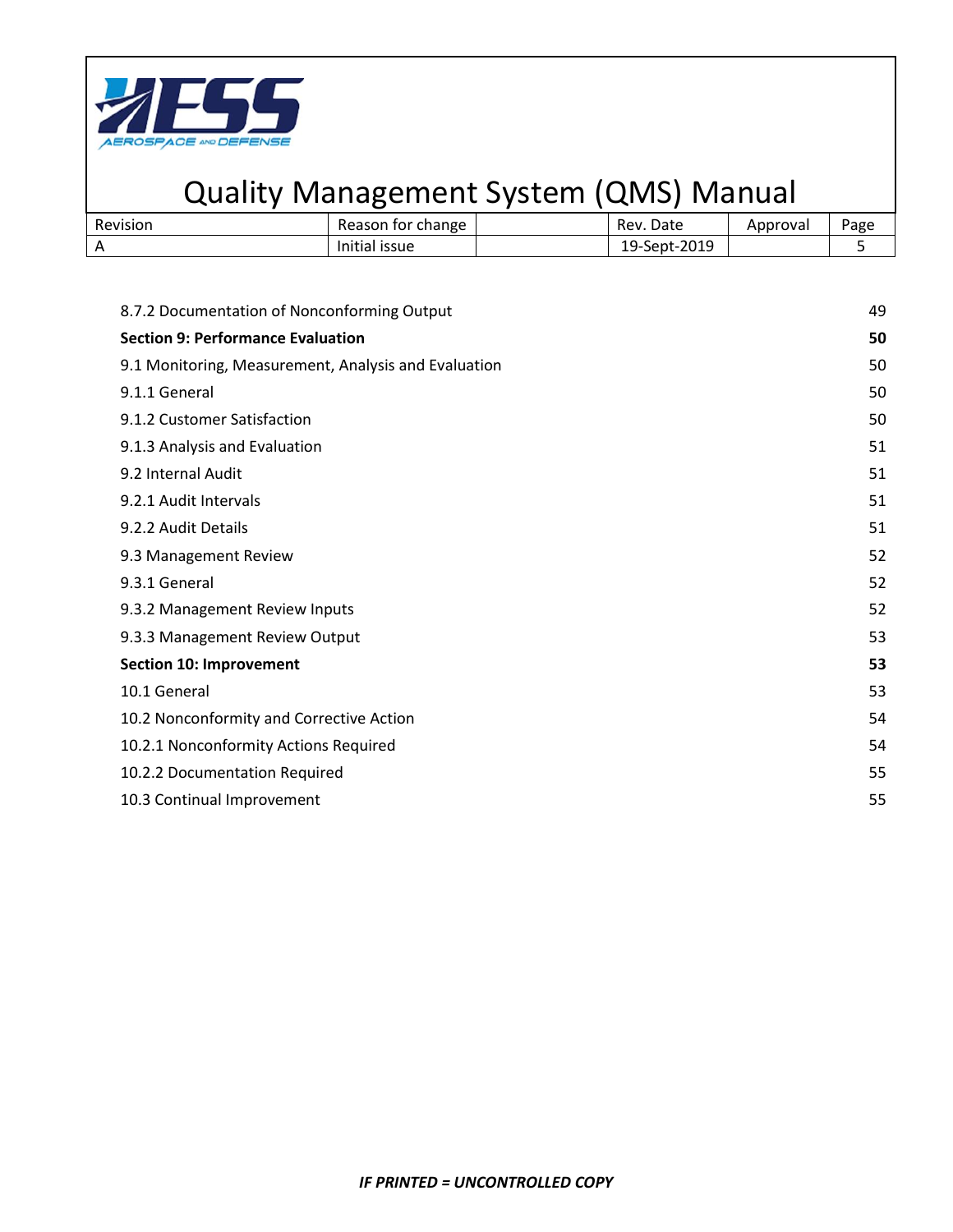| | |
|---|---|
| 8.7.2 Documentation of Nonconforming Output | 49 |
| **Section 9: Performance Evaluation** | **50** |
| 9.1 Monitoring, Measurement, Analysis and Evaluation | 50 |
| 9.1.1 General | 50 |
| 9.1.2 Customer Satisfaction | 50 |
| 9.1.3 Analysis and Evaluation | 51 |
| 9.2 Internal Audit | 51 |
| 9.2.1 Audit Intervals | 51 |
| 9.2.2 Audit Details | 51 |
| 9.3 Management Review | 52 |
| 9.3.1 General | 52 |
| 9.3.2 Management Review Inputs | 52 |
| 9.3.3 Management Review Output | 53 |
| **Section 10: Improvement** | **53** |
| 10.1 General | 53 |
| 10.2 Nonconformity and Corrective Action | 54 |
| 10.2.1 Nonconformity Actions Required | 54 |
| 10.2.2 Documentation Required | 55 |
| 10.3 Continual Improvement | 55 |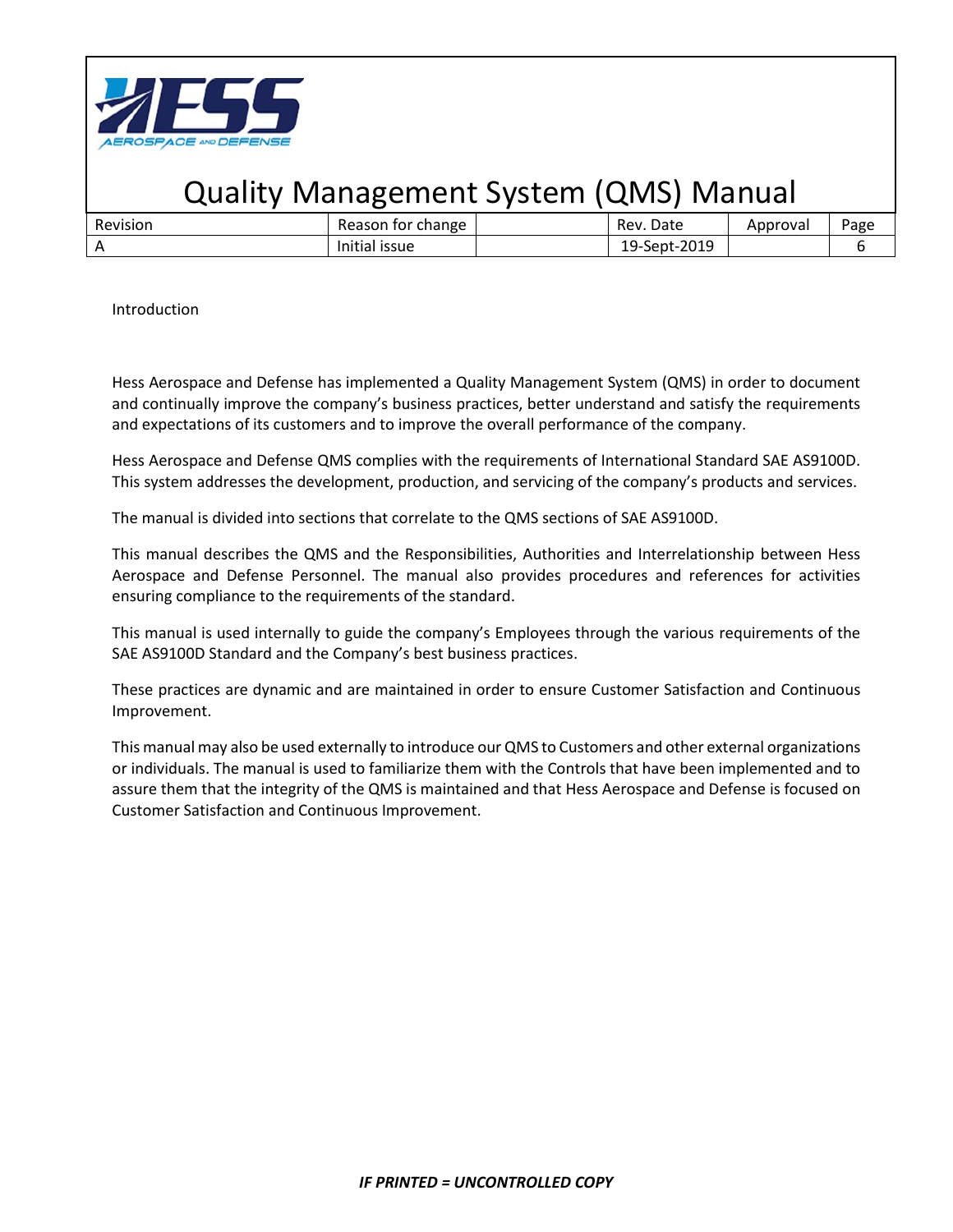## Introduction

Hess Aerospace and Defense has implemented a Quality Management System (QMS) in order to document and continually improve the company's business practices, better understand and satisfy the requirements and expectations of its customers and to improve the overall performance of the company.

Hess Aerospace and Defense QMS complies with the requirements of International Standard SAE AS9100D. This system addresses the development, production, and servicing of the company's products and services.

The manual is divided into sections that correlate to the QMS sections of SAE AS9100D.

This manual describes the QMS and the Responsibilities, Authorities and Interrelationship between Hess Aerospace and Defense Personnel. The manual also provides procedures and references for activities ensuring compliance to the requirements of the standard.

This manual is used internally to guide the company's Employees through the various requirements of the SAE AS9100D Standard and the Company's best business practices.

These practices are dynamic and are maintained in order to ensure Customer Satisfaction and Continuous Improvement.

This manual may also be used externally to introduce our QMS to Customers and other external organizations or individuals. The manual is used to familiarize them with the Controls that have been implemented and to assure them that the integrity of the QMS is maintained and that Hess Aerospace and Defense is focused on Customer Satisfaction and Continuous Improvement.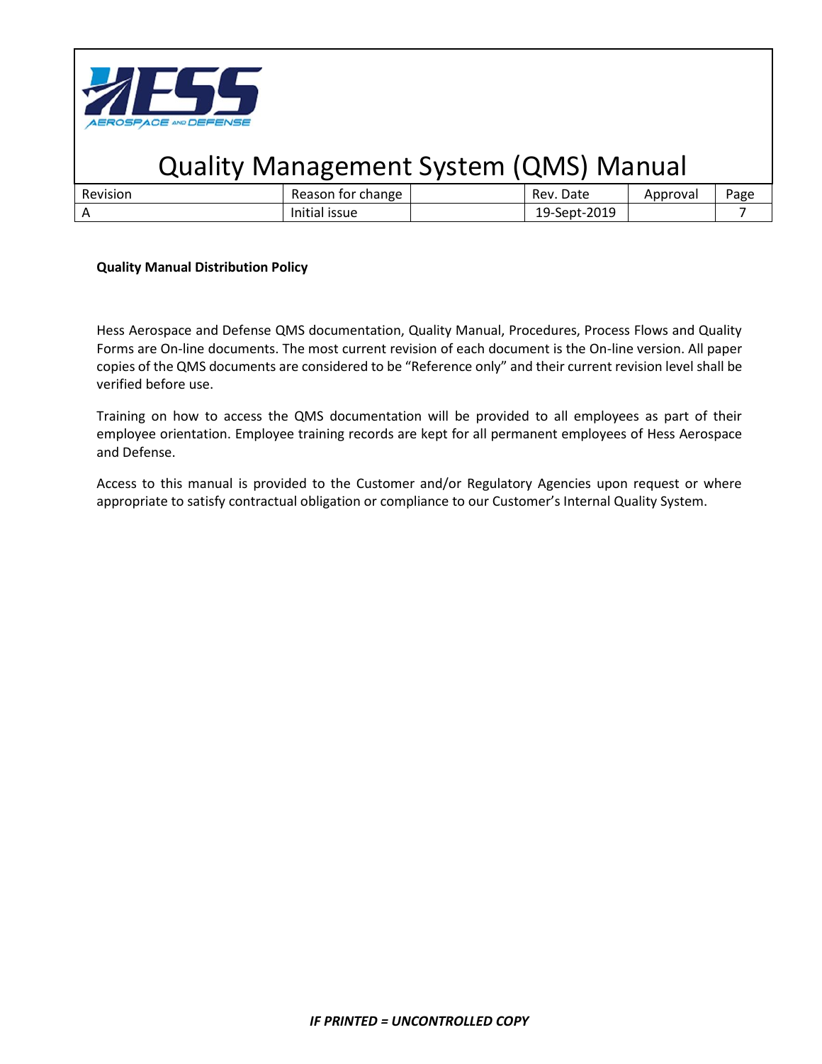**Quality Manual Distribution Policy**

Hess Aerospace and Defense QMS documentation, Quality Manual, Procedures, Process Flows and Quality Forms are On-line documents. The most current revision of each document is the On-line version. All paper copies of the QMS documents are considered to be "Reference only" and their current revision level shall be verified before use.

Training on how to access the QMS documentation will be provided to all employees as part of their employee orientation. Employee training records are kept for all permanent employees of Hess Aerospace and Defense.

Access to this manual is provided to the Customer and/or Regulatory Agencies upon request or where appropriate to satisfy contractual obligation or compliance to our Customer's Internal Quality System.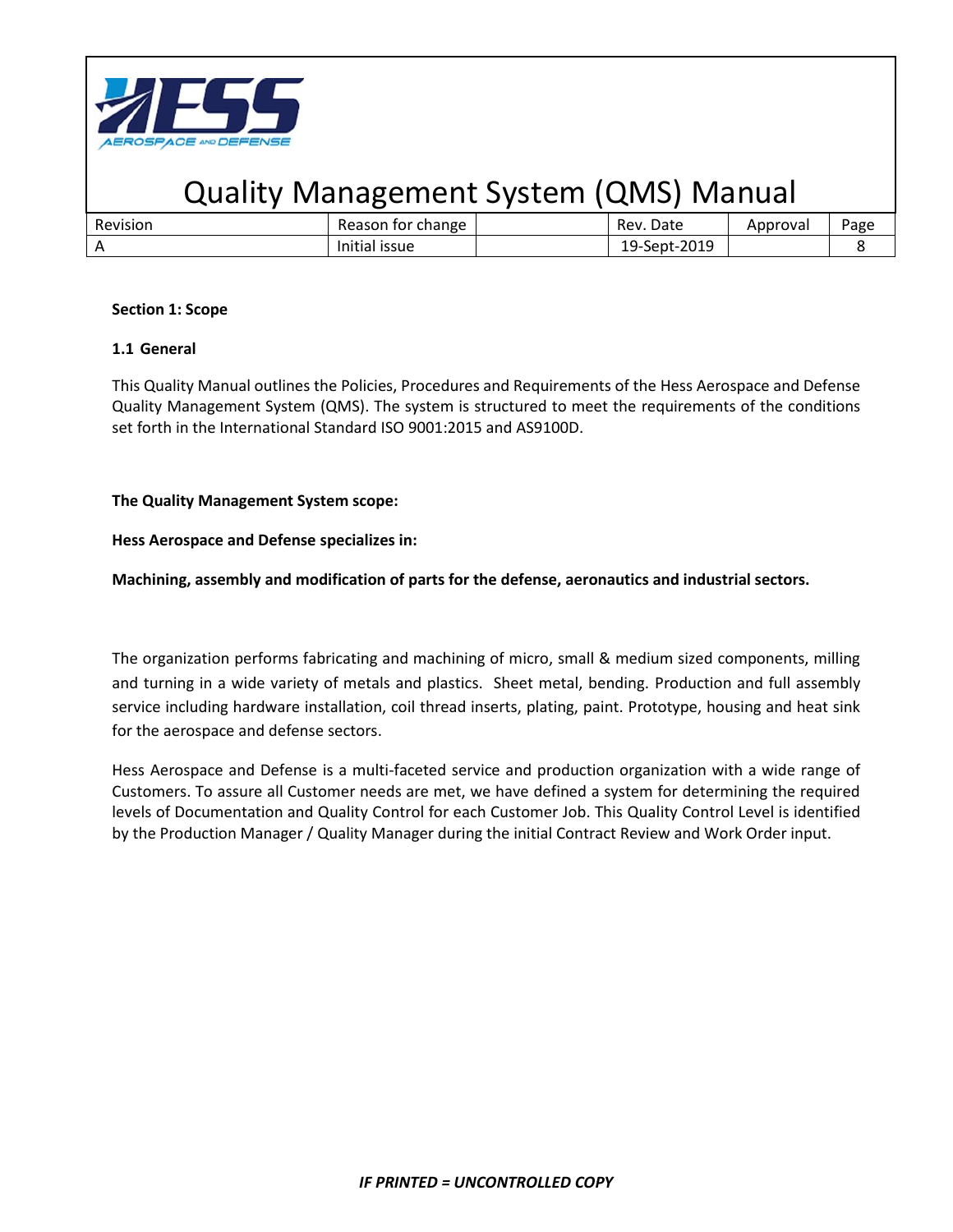## Section 1: Scope

### 1.1 General

This Quality Manual outlines the Policies, Procedures and Requirements of the Hess Aerospace and Defense Quality Management System (QMS). The system is structured to meet the requirements of the conditions set forth in the International Standard ISO 9001:2015 and AS9100D.

**The Quality Management System scope:**

**Hess Aerospace and Defense specializes in:**

**Machining, assembly and modification of parts for the defense, aeronautics and industrial sectors.**

The organization performs fabricating and machining of micro, small & medium sized components, milling and turning in a wide variety of metals and plastics. Sheet metal, bending. Production and full assembly service including hardware installation, coil thread inserts, plating, paint. Prototype, housing and heat sink for the aerospace and defense sectors.

Hess Aerospace and Defense is a multi-faceted service and production organization with a wide range of Customers. To assure all Customer needs are met, we have defined a system for determining the required levels of Documentation and Quality Control for each Customer Job. This Quality Control Level is identified by the Production Manager / Quality Manager during the initial Contract Review and Work Order input.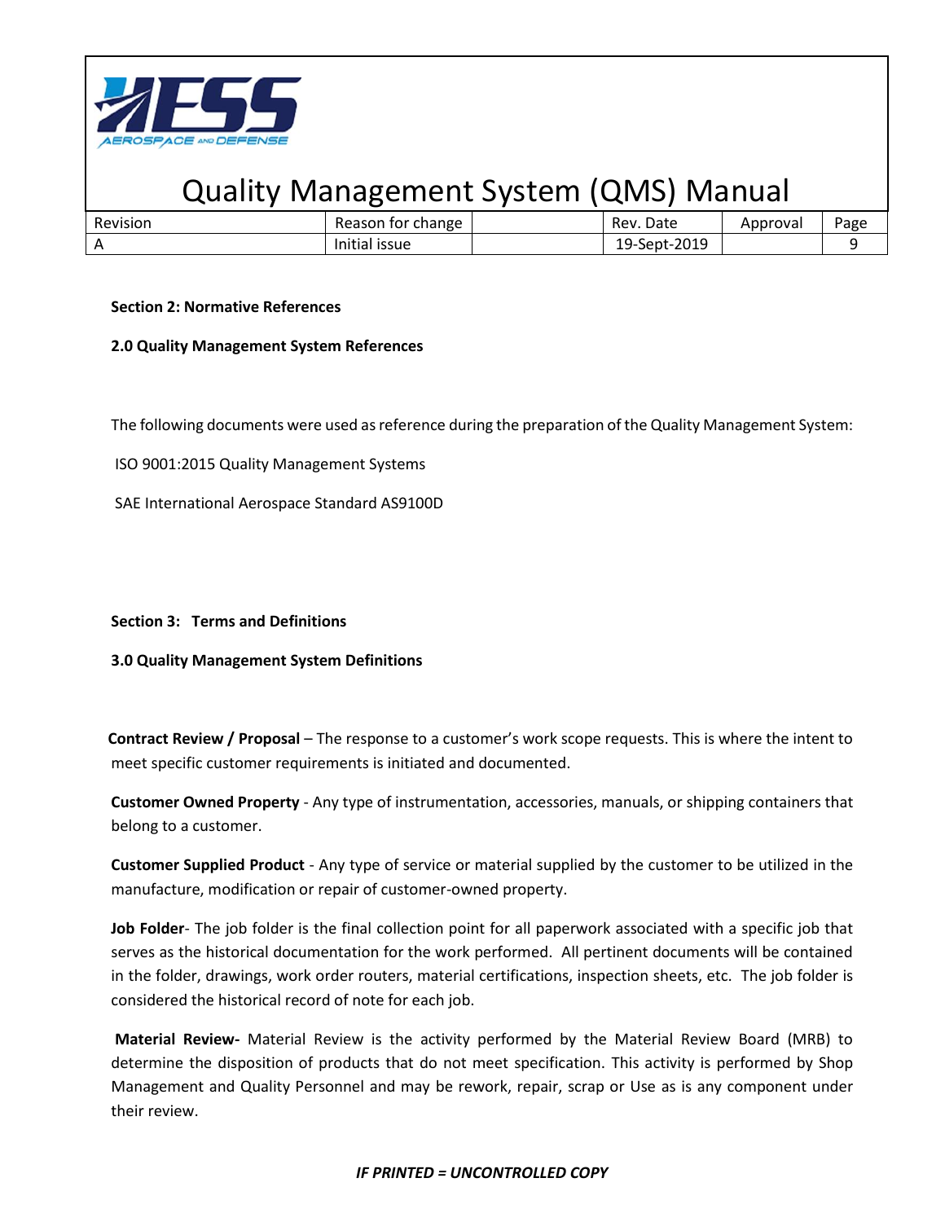**Section 2: Normative References**

**2.0 Quality Management System References**

The following documents were used as reference during the preparation of the Quality Management System:

ISO 9001:2015 Quality Management Systems

SAE International Aerospace Standard AS9100D

**Section 3: Terms and Definitions**

**3.0 Quality Management System Definitions**

**Contract Review / Proposal** – The response to a customer's work scope requests. This is where the intent to meet specific customer requirements is initiated and documented.

**Customer Owned Property** - Any type of instrumentation, accessories, manuals, or shipping containers that belong to a customer.

**Customer Supplied Product** - Any type of service or material supplied by the customer to be utilized in the manufacture, modification or repair of customer-owned property.

**Job Folder**- The job folder is the final collection point for all paperwork associated with a specific job that serves as the historical documentation for the work performed. All pertinent documents will be contained in the folder, drawings, work order routers, material certifications, inspection sheets, etc. The job folder is considered the historical record of note for each job.

**Material Review-** Material Review is the activity performed by the Material Review Board (MRB) to determine the disposition of products that do not meet specification. This activity is performed by Shop Management and Quality Personnel and may be rework, repair, scrap or Use as is any component under their review.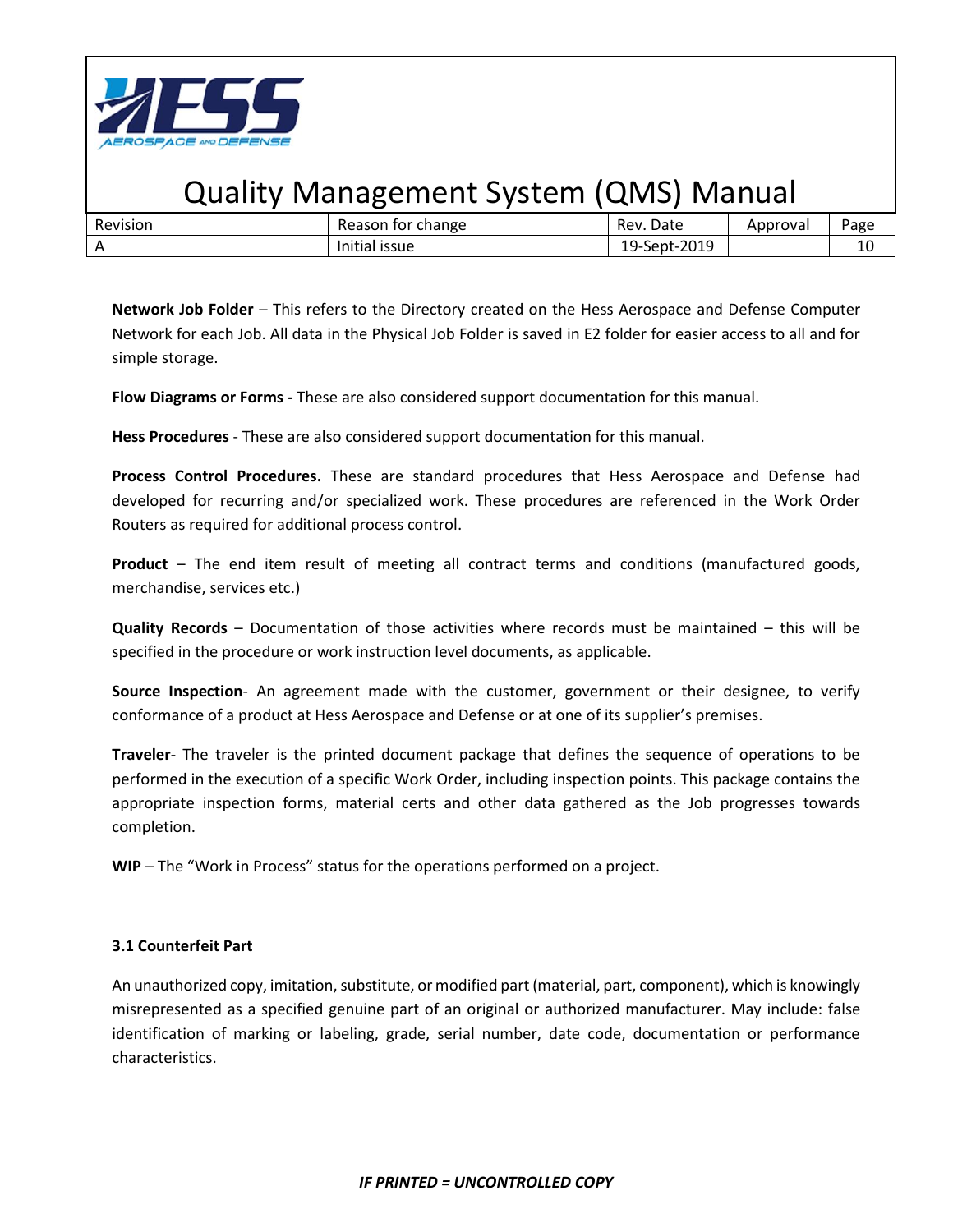**Network Job Folder** – This refers to the Directory created on the Hess Aerospace and Defense Computer Network for each Job. All data in the Physical Job Folder is saved in E2 folder for easier access to all and for simple storage.

**Flow Diagrams or Forms -** These are also considered support documentation for this manual.

**Hess Procedures** - These are also considered support documentation for this manual.

**Process Control Procedures.** These are standard procedures that Hess Aerospace and Defense had developed for recurring and/or specialized work. These procedures are referenced in the Work Order Routers as required for additional process control.

**Product** – The end item result of meeting all contract terms and conditions (manufactured goods, merchandise, services etc.)

**Quality Records** – Documentation of those activities where records must be maintained – this will be specified in the procedure or work instruction level documents, as applicable.

**Source Inspection**- An agreement made with the customer, government or their designee, to verify conformance of a product at Hess Aerospace and Defense or at one of its supplier's premises.

**Traveler**- The traveler is the printed document package that defines the sequence of operations to be performed in the execution of a specific Work Order, including inspection points. This package contains the appropriate inspection forms, material certs and other data gathered as the Job progresses towards completion.

**WIP** – The "Work in Process" status for the operations performed on a project.

### 3.1 Counterfeit Part

An unauthorized copy, imitation, substitute, or modified part (material, part, component), which is knowingly misrepresented as a specified genuine part of an original or authorized manufacturer. May include: false identification of marking or labeling, grade, serial number, date code, documentation or performance characteristics.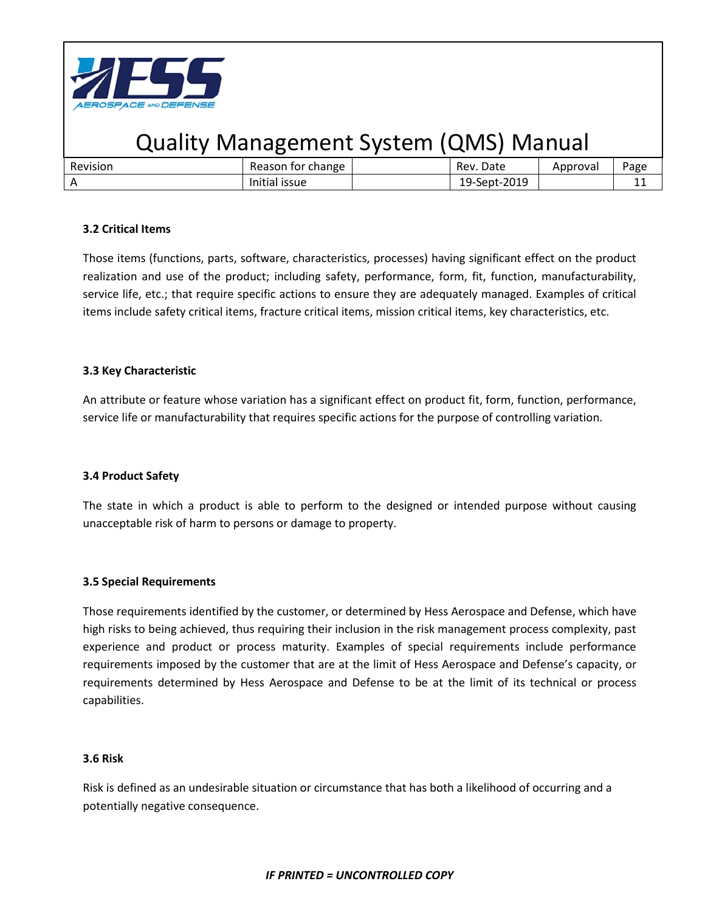### 3.2 Critical Items

Those items (functions, parts, software, characteristics, processes) having significant effect on the product realization and use of the product; including safety, performance, form, fit, function, manufacturability, service life, etc.; that require specific actions to ensure they are adequately managed. Examples of critical items include safety critical items, fracture critical items, mission critical items, key characteristics, etc.

### 3.3 Key Characteristic

An attribute or feature whose variation has a significant effect on product fit, form, function, performance, service life or manufacturability that requires specific actions for the purpose of controlling variation.

### 3.4 Product Safety

The state in which a product is able to perform to the designed or intended purpose without causing unacceptable risk of harm to persons or damage to property.

### 3.5 Special Requirements

Those requirements identified by the customer, or determined by Hess Aerospace and Defense, which have high risks to being achieved, thus requiring their inclusion in the risk management process complexity, past experience and product or process maturity. Examples of special requirements include performance requirements imposed by the customer that are at the limit of Hess Aerospace and Defense's capacity, or requirements determined by Hess Aerospace and Defense to be at the limit of its technical or process capabilities.

### 3.6 Risk

Risk is defined as an undesirable situation or circumstance that has both a likelihood of occurring and a potentially negative consequence.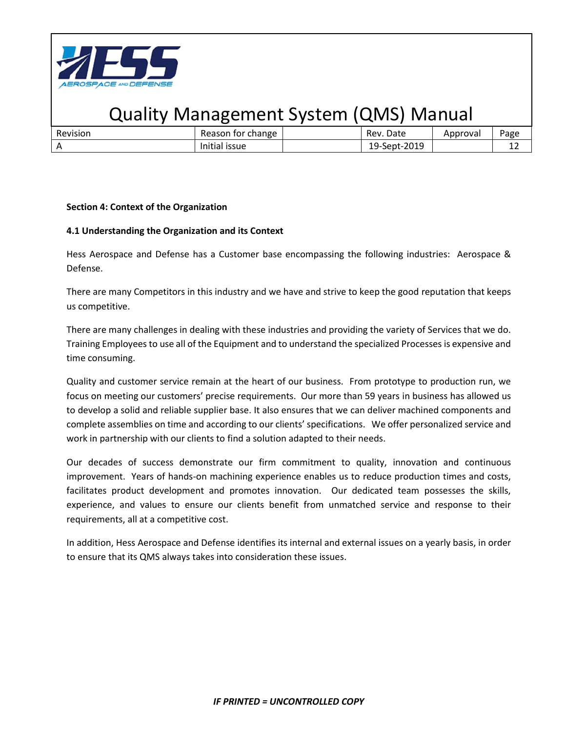**Section 4: Context of the Organization**

**4.1 Understanding the Organization and its Context**

Hess Aerospace and Defense has a Customer base encompassing the following industries: Aerospace & Defense.

There are many Competitors in this industry and we have and strive to keep the good reputation that keeps us competitive.

There are many challenges in dealing with these industries and providing the variety of Services that we do. Training Employees to use all of the Equipment and to understand the specialized Processes is expensive and time consuming.

Quality and customer service remain at the heart of our business. From prototype to production run, we focus on meeting our customers' precise requirements. Our more than 59 years in business has allowed us to develop a solid and reliable supplier base. It also ensures that we can deliver machined components and complete assemblies on time and according to our clients' specifications. We offer personalized service and work in partnership with our clients to find a solution adapted to their needs.

Our decades of success demonstrate our firm commitment to quality, innovation and continuous improvement. Years of hands-on machining experience enables us to reduce production times and costs, facilitates product development and promotes innovation. Our dedicated team possesses the skills, experience, and values to ensure our clients benefit from unmatched service and response to their requirements, all at a competitive cost.

In addition, Hess Aerospace and Defense identifies its internal and external issues on a yearly basis, in order to ensure that its QMS always takes into consideration these issues.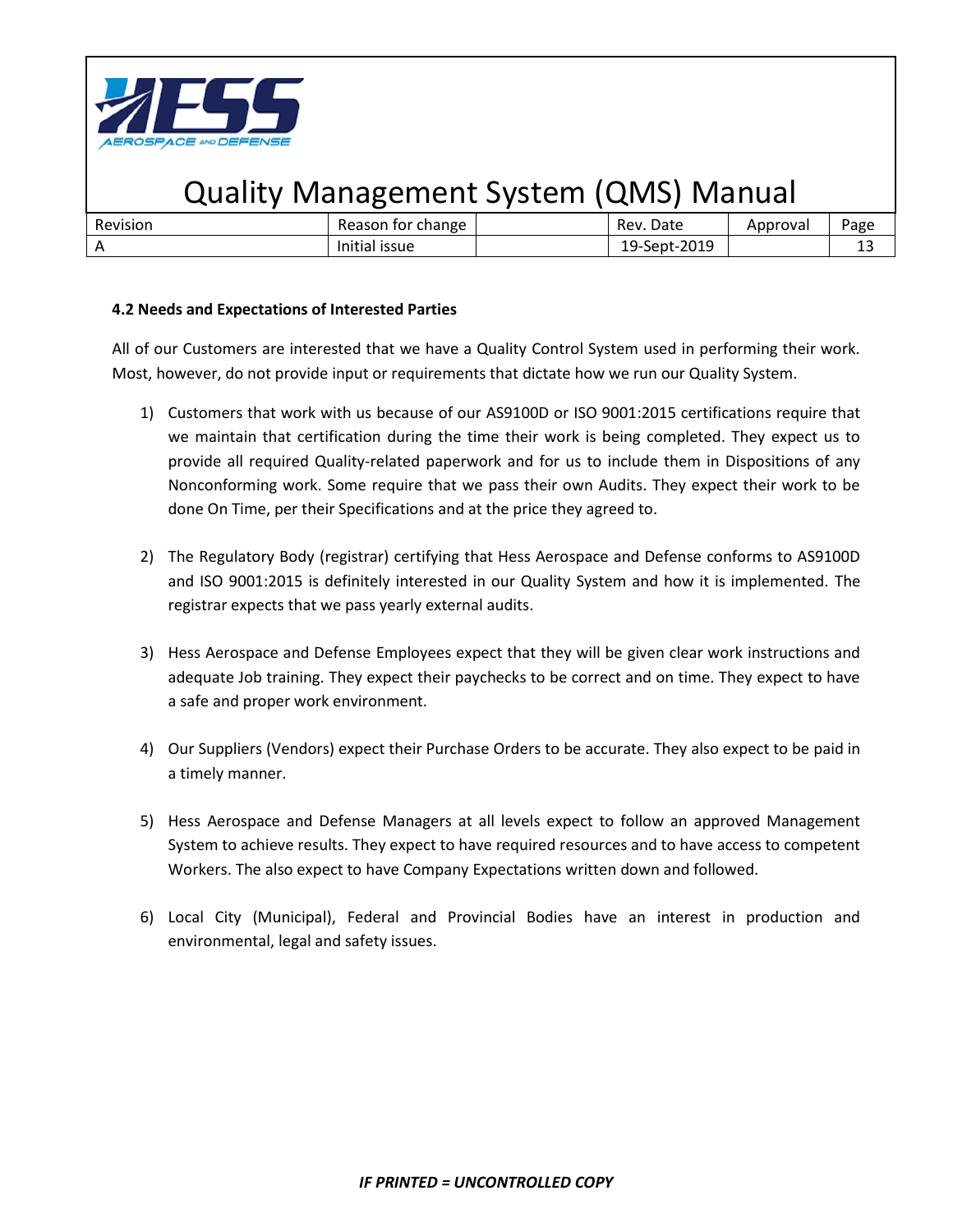#### 4.2 Needs and Expectations of Interested Parties

All of our Customers are interested that we have a Quality Control System used in performing their work. Most, however, do not provide input or requirements that dictate how we run our Quality System.

1) Customers that work with us because of our AS9100D or ISO 9001:2015 certifications require that we maintain that certification during the time their work is being completed. They expect us to provide all required Quality-related paperwork and for us to include them in Dispositions of any Nonconforming work. Some require that we pass their own Audits. They expect their work to be done On Time, per their Specifications and at the price they agreed to.

2) The Regulatory Body (registrar) certifying that Hess Aerospace and Defense conforms to AS9100D and ISO 9001:2015 is definitely interested in our Quality System and how it is implemented. The registrar expects that we pass yearly external audits.

3) Hess Aerospace and Defense Employees expect that they will be given clear work instructions and adequate Job training. They expect their paychecks to be correct and on time. They expect to have a safe and proper work environment.

4) Our Suppliers (Vendors) expect their Purchase Orders to be accurate. They also expect to be paid in a timely manner.

5) Hess Aerospace and Defense Managers at all levels expect to follow an approved Management System to achieve results. They expect to have required resources and to have access to competent Workers. The also expect to have Company Expectations written down and followed.

6) Local City (Municipal), Federal and Provincial Bodies have an interest in production and environmental, legal and safety issues.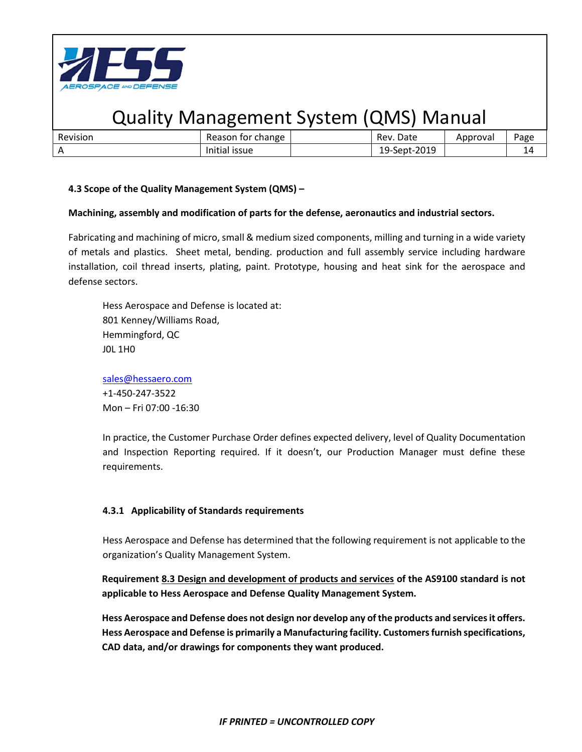### 4.3 Scope of the Quality Management System (QMS) –

**Machining, assembly and modification of parts for the defense, aeronautics and industrial sectors.**

Fabricating and machining of micro, small & medium sized components, milling and turning in a wide variety of metals and plastics. Sheet metal, bending. production and full assembly service including hardware installation, coil thread inserts, plating, paint. Prototype, housing and heat sink for the aerospace and defense sectors.

Hess Aerospace and Defense is located at:
801 Kenney/Williams Road,
Hemmingford, QC
J0L 1H0

sales@hessaero.com
+1-450-247-3522
Mon – Fri 07:00 -16:30

In practice, the Customer Purchase Order defines expected delivery, level of Quality Documentation and Inspection Reporting required. If it doesn't, our Production Manager must define these requirements.

#### 4.3.1 Applicability of Standards requirements

Hess Aerospace and Defense has determined that the following requirement is not applicable to the organization's Quality Management System.

**Requirement 8.3 Design and development of products and services of the AS9100 standard is not applicable to Hess Aerospace and Defense Quality Management System.**

**Hess Aerospace and Defense does not design nor develop any of the products and services it offers. Hess Aerospace and Defense is primarily a Manufacturing facility. Customers furnish specifications, CAD data, and/or drawings for components they want produced.**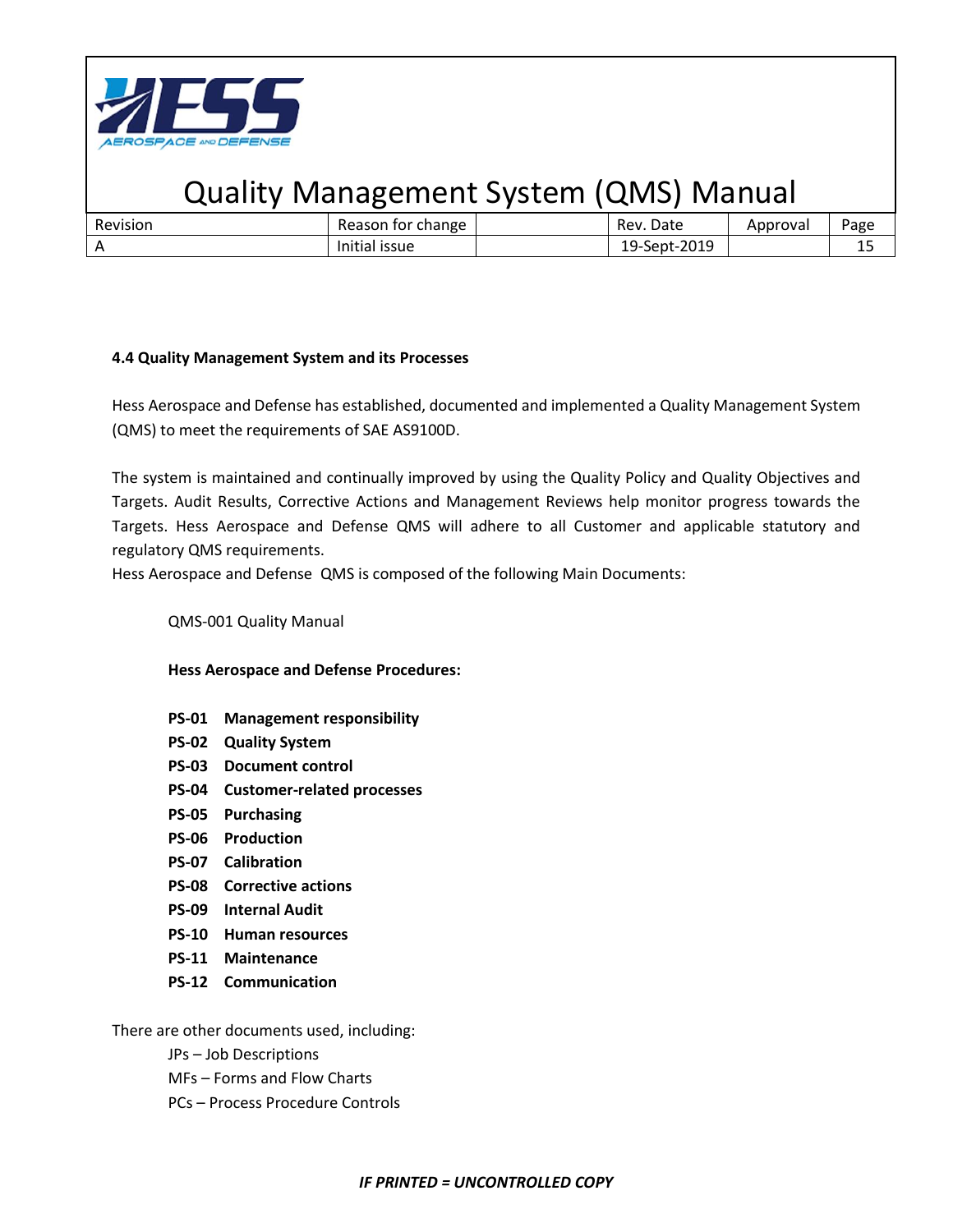#### 4.4 Quality Management System and its Processes

Hess Aerospace and Defense has established, documented and implemented a Quality Management System (QMS) to meet the requirements of SAE AS9100D.

The system is maintained and continually improved by using the Quality Policy and Quality Objectives and Targets. Audit Results, Corrective Actions and Management Reviews help monitor progress towards the Targets. Hess Aerospace and Defense QMS will adhere to all Customer and applicable statutory and regulatory QMS requirements.

Hess Aerospace and Defense QMS is composed of the following Main Documents:

QMS-001 Quality Manual

**Hess Aerospace and Defense Procedures:**

- **PS-01 Management responsibility**
- **PS-02 Quality System**
- **PS-03 Document control**
- **PS-04 Customer-related processes**
- **PS-05 Purchasing**
- **PS-06 Production**
- **PS-07 Calibration**
- **PS-08 Corrective actions**
- **PS-09 Internal Audit**
- **PS-10 Human resources**
- **PS-11 Maintenance**
- **PS-12 Communication**

There are other documents used, including:

- JPs – Job Descriptions
- MFs – Forms and Flow Charts
- PCs – Process Procedure Controls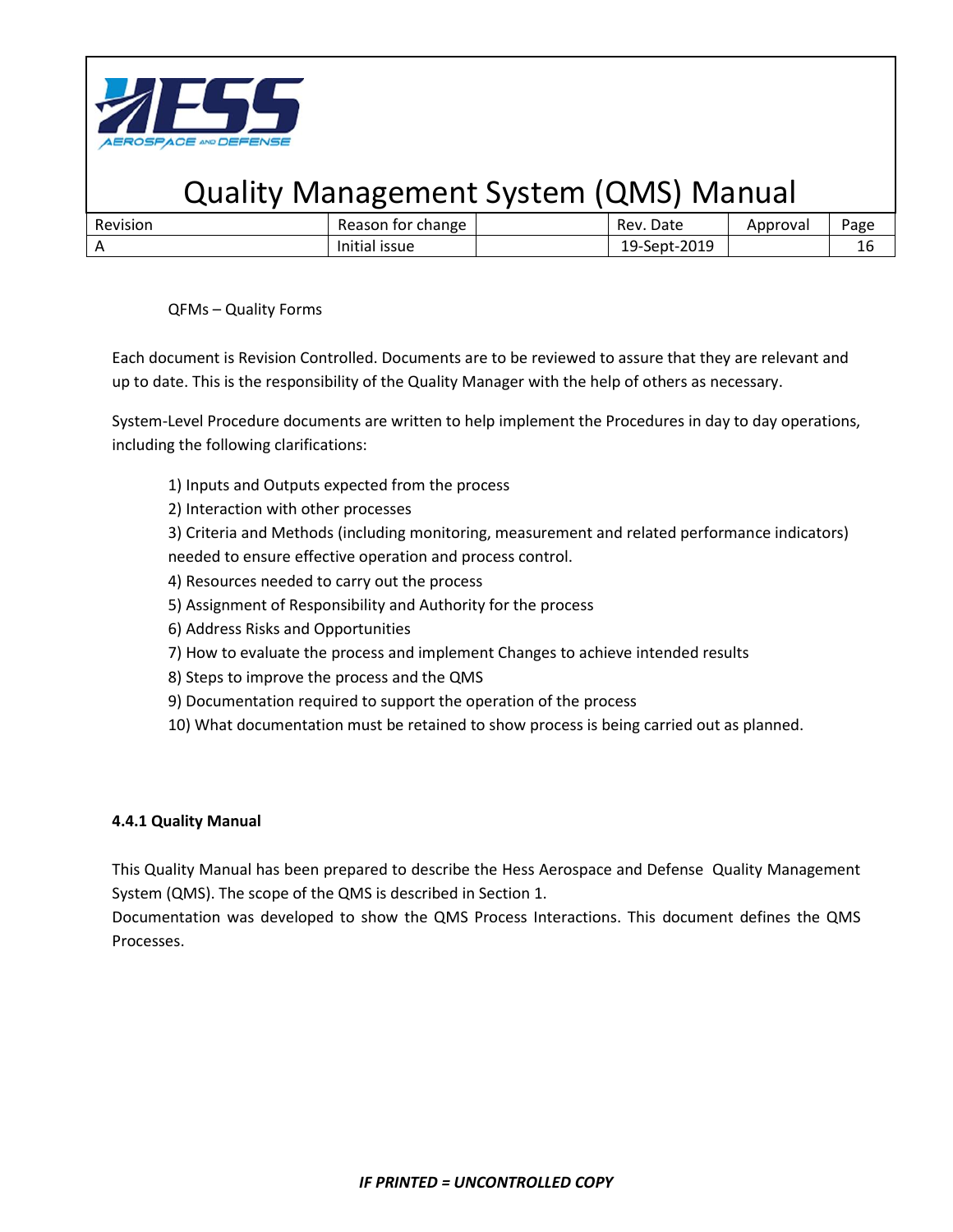QFMs – Quality Forms

Each document is Revision Controlled. Documents are to be reviewed to assure that they are relevant and up to date. This is the responsibility of the Quality Manager with the help of others as necessary.

System-Level Procedure documents are written to help implement the Procedures in day to day operations, including the following clarifications:

1) Inputs and Outputs expected from the process
2) Interaction with other processes
3) Criteria and Methods (including monitoring, measurement and related performance indicators) needed to ensure effective operation and process control.
4) Resources needed to carry out the process
5) Assignment of Responsibility and Authority for the process
6) Address Risks and Opportunities
7) How to evaluate the process and implement Changes to achieve intended results
8) Steps to improve the process and the QMS
9) Documentation required to support the operation of the process
10) What documentation must be retained to show process is being carried out as planned.

**4.4.1 Quality Manual**

This Quality Manual has been prepared to describe the Hess Aerospace and Defense Quality Management System (QMS). The scope of the QMS is described in Section 1.
Documentation was developed to show the QMS Process Interactions. This document defines the QMS Processes.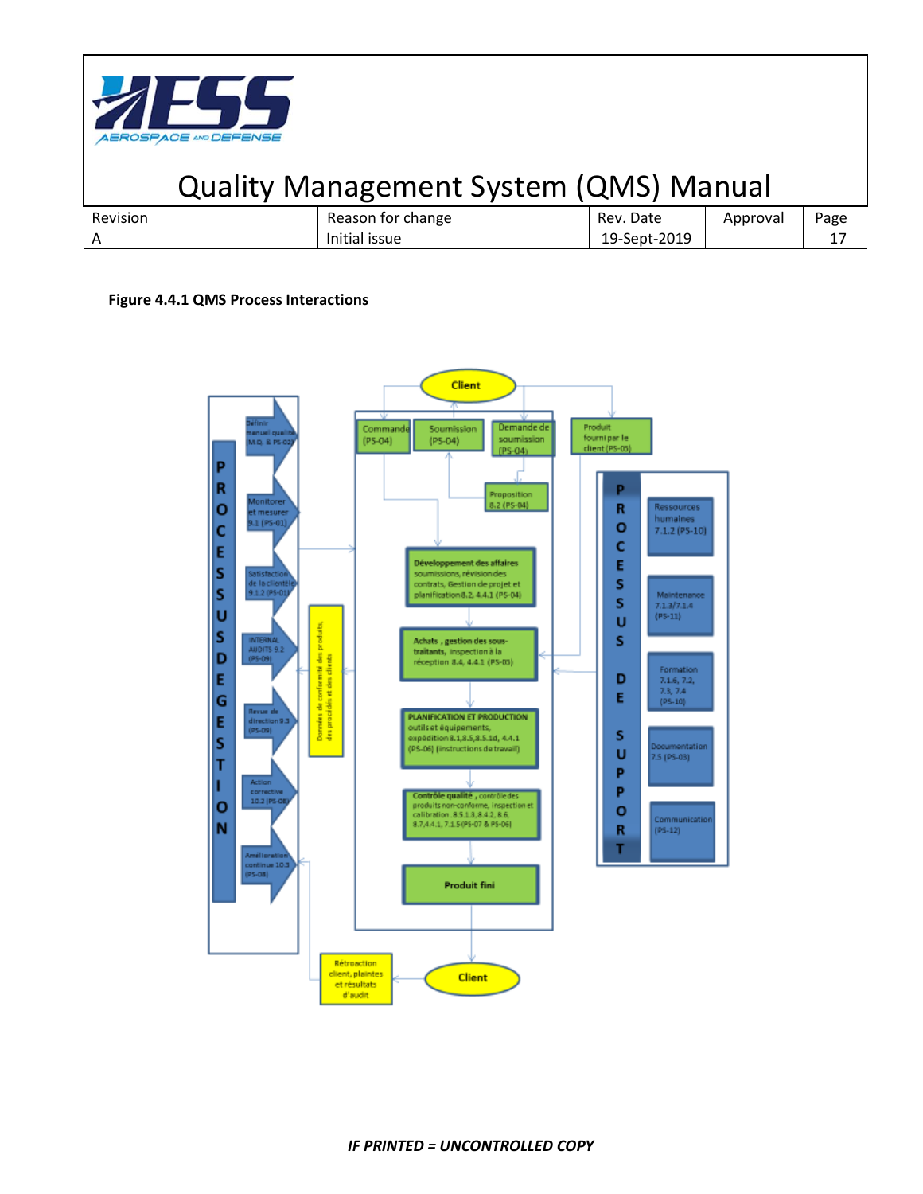**Figure 4.4.1 QMS Process Interactions**

Client

- Commande (PS-04)
- Soumission (PS-04)
- Demande de soumission (PS-04)
- Produit fourni par le client (PS-05)
- Proposition 8.2 (PS-04)

**PROCESSUS DE GESTION**

- Définir manuel qualité M.Q. & PS-02
- Monitorer et mesurer 9.1 (PS-01)
- Satisfaction de la clientèle 9.1.2 (PS-01)
- INTERNAL AUDITS 9.2 (PS-09)
- Revue de direction 9.3 (PS-09)
- Action corrective 10.2 (PS-08)
- Amélioration continue 10.3 (PS-08)

Données de conformité des produits, des procédés et des clients

- **Développement des affaires** soumissions, révision des contrats, Gestion de projet et planification 8.2, 4.4.1 (PS-04)
- **Achats , gestion des sous-traitants,** inspection à la réception 8.4, 4.4.1 (PS-05)
- **PLANIFICATION ET PRODUCTION** outils et équipements, expédition 8.1,8.5,8.5.1d, 4.4.1 (PS-06) (instructions de travail)
- **Contrôle qualité ,** contrôle des produits non-conforme, inspection et calibration .8.5.1.3, 8.4.2, 8.6, 8.7,4.4.1, 7.1.5 (PS-07 & PS-06)
- **Produit fini**

**PROCESSUS DE SUPPORT**

- Ressources humaines 7.1.2 (PS-10)
- Maintenance 7.1.3/7.1.4 (PS-11)
- Formation 7.1.6, 7.2, 7.3, 7.4 (PS-10)
- Documentation 7.5 (PS-03)
- Communication (PS-12)

Client

Rétroaction client, plaintes et résultats d'audit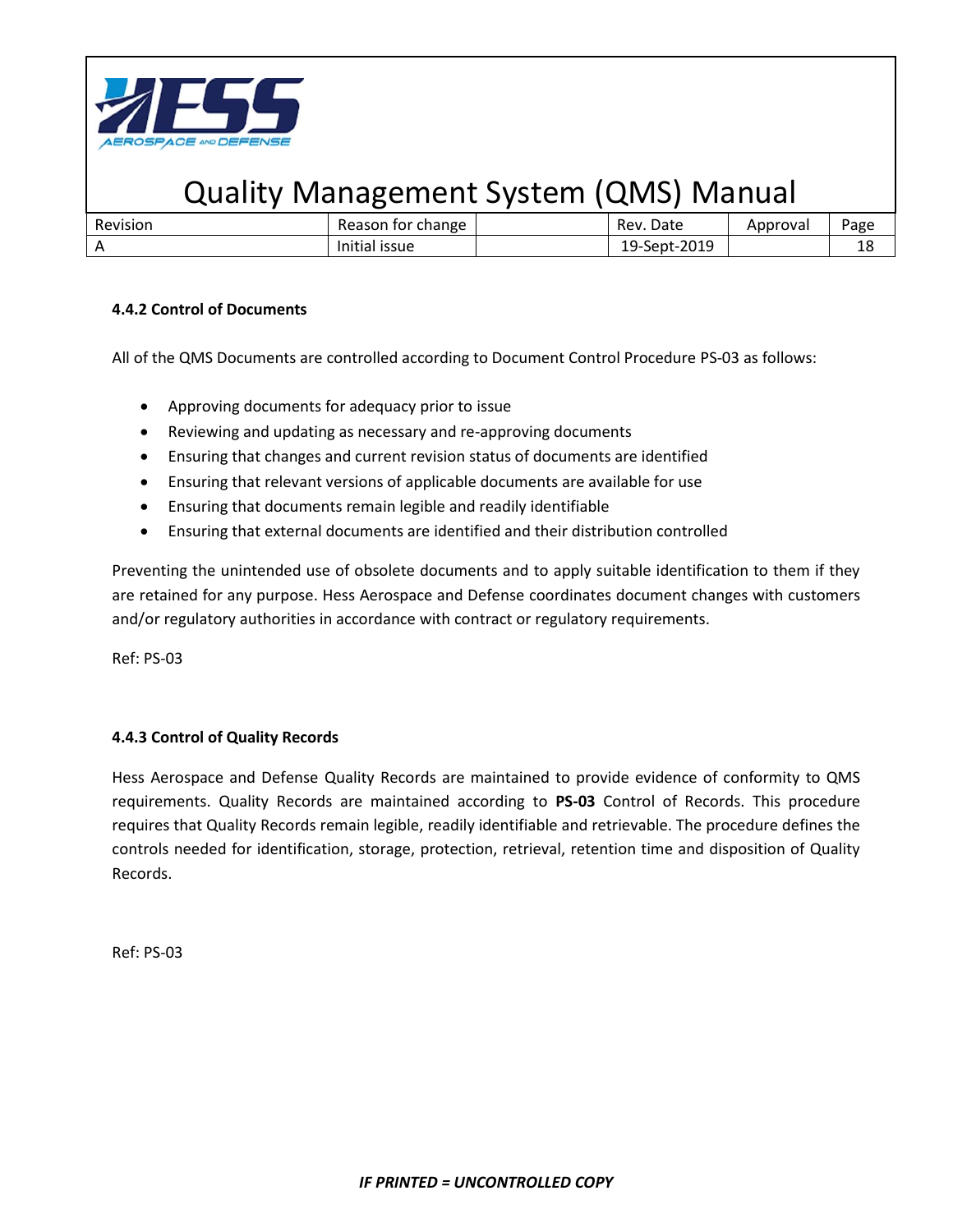#### 4.4.2 Control of Documents

All of the QMS Documents are controlled according to Document Control Procedure PS-03 as follows:

- Approving documents for adequacy prior to issue
- Reviewing and updating as necessary and re-approving documents
- Ensuring that changes and current revision status of documents are identified
- Ensuring that relevant versions of applicable documents are available for use
- Ensuring that documents remain legible and readily identifiable
- Ensuring that external documents are identified and their distribution controlled

Preventing the unintended use of obsolete documents and to apply suitable identification to them if they are retained for any purpose. Hess Aerospace and Defense coordinates document changes with customers and/or regulatory authorities in accordance with contract or regulatory requirements.

Ref: PS-03

#### 4.4.3 Control of Quality Records

Hess Aerospace and Defense Quality Records are maintained to provide evidence of conformity to QMS requirements. Quality Records are maintained according to **PS-03** Control of Records. This procedure requires that Quality Records remain legible, readily identifiable and retrievable. The procedure defines the controls needed for identification, storage, protection, retrieval, retention time and disposition of Quality Records.

Ref: PS-03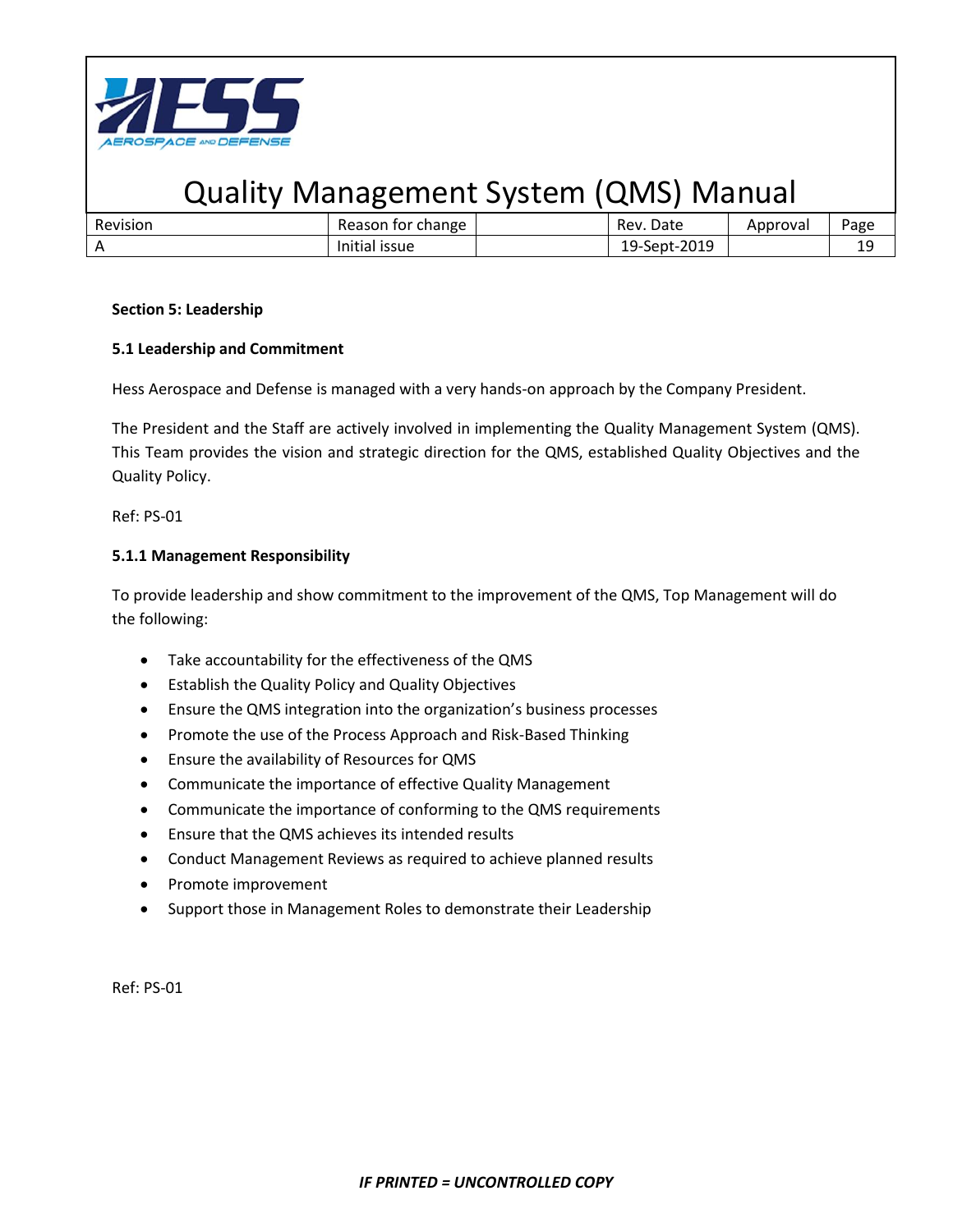## Section 5: Leadership

### 5.1 Leadership and Commitment

Hess Aerospace and Defense is managed with a very hands-on approach by the Company President.

The President and the Staff are actively involved in implementing the Quality Management System (QMS). This Team provides the vision and strategic direction for the QMS, established Quality Objectives and the Quality Policy.

Ref: PS-01

#### 5.1.1 Management Responsibility

To provide leadership and show commitment to the improvement of the QMS, Top Management will do the following:

- Take accountability for the effectiveness of the QMS
- Establish the Quality Policy and Quality Objectives
- Ensure the QMS integration into the organization's business processes
- Promote the use of the Process Approach and Risk-Based Thinking
- Ensure the availability of Resources for QMS
- Communicate the importance of effective Quality Management
- Communicate the importance of conforming to the QMS requirements
- Ensure that the QMS achieves its intended results
- Conduct Management Reviews as required to achieve planned results
- Promote improvement
- Support those in Management Roles to demonstrate their Leadership

Ref: PS-01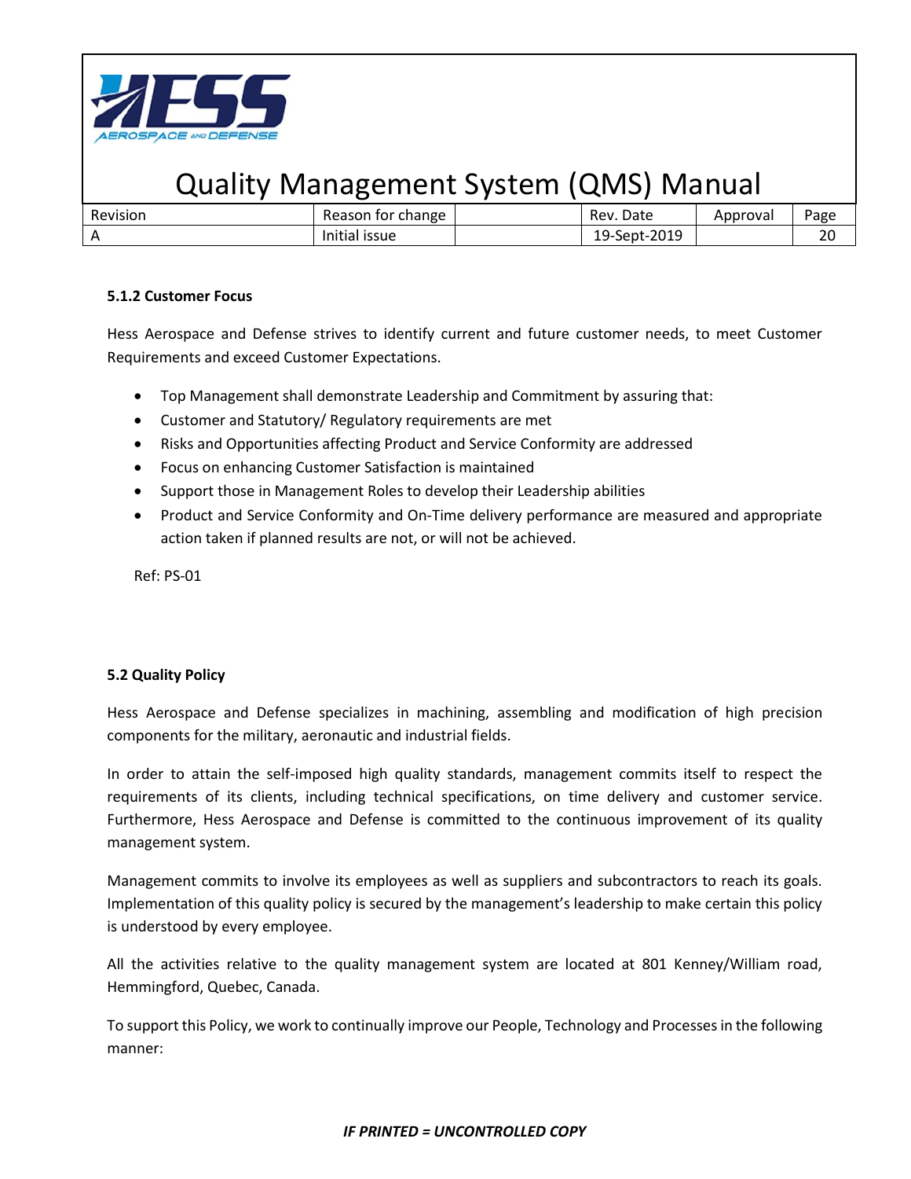#### 5.1.2 Customer Focus

Hess Aerospace and Defense strives to identify current and future customer needs, to meet Customer Requirements and exceed Customer Expectations.

- Top Management shall demonstrate Leadership and Commitment by assuring that:
- Customer and Statutory/ Regulatory requirements are met
- Risks and Opportunities affecting Product and Service Conformity are addressed
- Focus on enhancing Customer Satisfaction is maintained
- Support those in Management Roles to develop their Leadership abilities
- Product and Service Conformity and On-Time delivery performance are measured and appropriate action taken if planned results are not, or will not be achieved.

Ref: PS-01

### 5.2 Quality Policy

Hess Aerospace and Defense specializes in machining, assembling and modification of high precision components for the military, aeronautic and industrial fields.

In order to attain the self-imposed high quality standards, management commits itself to respect the requirements of its clients, including technical specifications, on time delivery and customer service. Furthermore, Hess Aerospace and Defense is committed to the continuous improvement of its quality management system.

Management commits to involve its employees as well as suppliers and subcontractors to reach its goals. Implementation of this quality policy is secured by the management's leadership to make certain this policy is understood by every employee.

All the activities relative to the quality management system are located at 801 Kenney/William road, Hemmingford, Quebec, Canada.

To support this Policy, we work to continually improve our People, Technology and Processes in the following manner: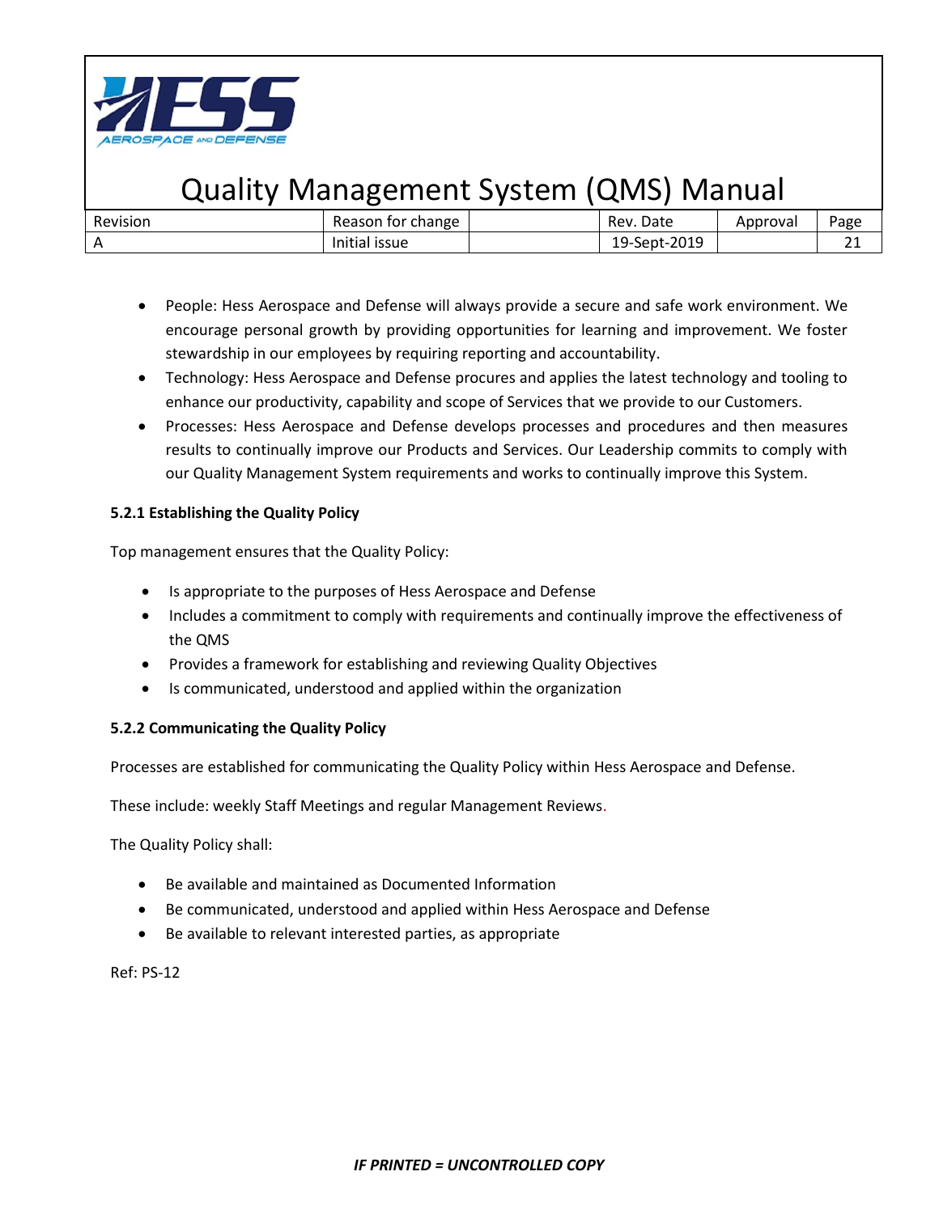- People: Hess Aerospace and Defense will always provide a secure and safe work environment. We encourage personal growth by providing opportunities for learning and improvement. We foster stewardship in our employees by requiring reporting and accountability.
- Technology: Hess Aerospace and Defense procures and applies the latest technology and tooling to enhance our productivity, capability and scope of Services that we provide to our Customers.
- Processes: Hess Aerospace and Defense develops processes and procedures and then measures results to continually improve our Products and Services. Our Leadership commits to comply with our Quality Management System requirements and works to continually improve this System.

**5.2.1 Establishing the Quality Policy**

Top management ensures that the Quality Policy:

- Is appropriate to the purposes of Hess Aerospace and Defense
- Includes a commitment to comply with requirements and continually improve the effectiveness of the QMS
- Provides a framework for establishing and reviewing Quality Objectives
- Is communicated, understood and applied within the organization

**5.2.2 Communicating the Quality Policy**

Processes are established for communicating the Quality Policy within Hess Aerospace and Defense.

These include: weekly Staff Meetings and regular Management Reviews.

The Quality Policy shall:

- Be available and maintained as Documented Information
- Be communicated, understood and applied within Hess Aerospace and Defense
- Be available to relevant interested parties, as appropriate

Ref: PS-12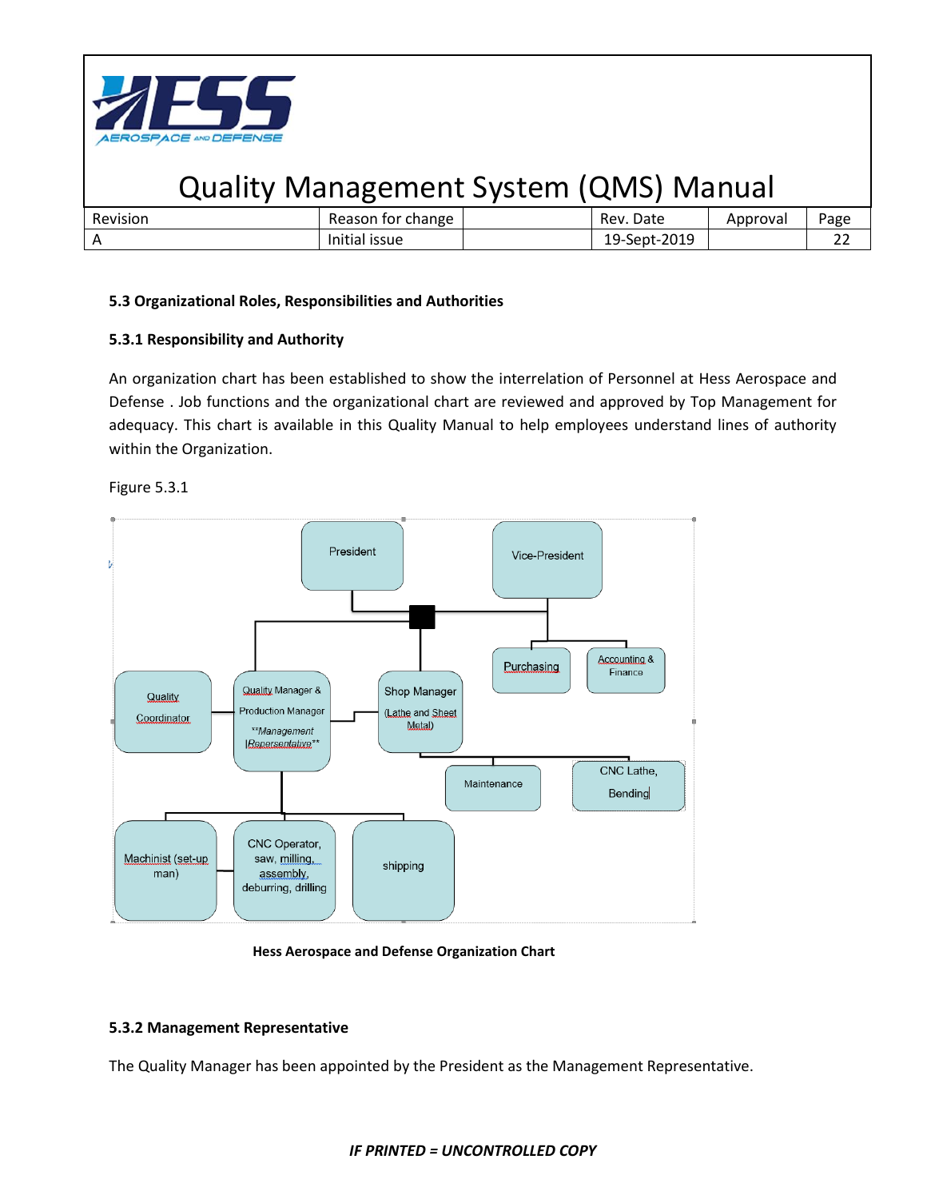### 5.3 Organizational Roles, Responsibilities and Authorities

### 5.3.1 Responsibility and Authority

An organization chart has been established to show the interrelation of Personnel at Hess Aerospace and Defense . Job functions and the organizational chart are reviewed and approved by Top Management for adequacy. This chart is available in this Quality Manual to help employees understand lines of authority within the Organization.

Figure 5.3.1

President

Vice-President

Purchasing

Accounting & Finance

Quality Coordinator

Quality Manager & Production Manager *\*Management Representative\*\**

Shop Manager (Lathe and Sheet Metal)

Maintenance

CNC Lathe, Bending

Machinist (set-up man)

CNC Operator, saw, milling, assembly, deburring, drilling

shipping

**Hess Aerospace and Defense Organization Chart**

### 5.3.2 Management Representative

The Quality Manager has been appointed by the President as the Management Representative.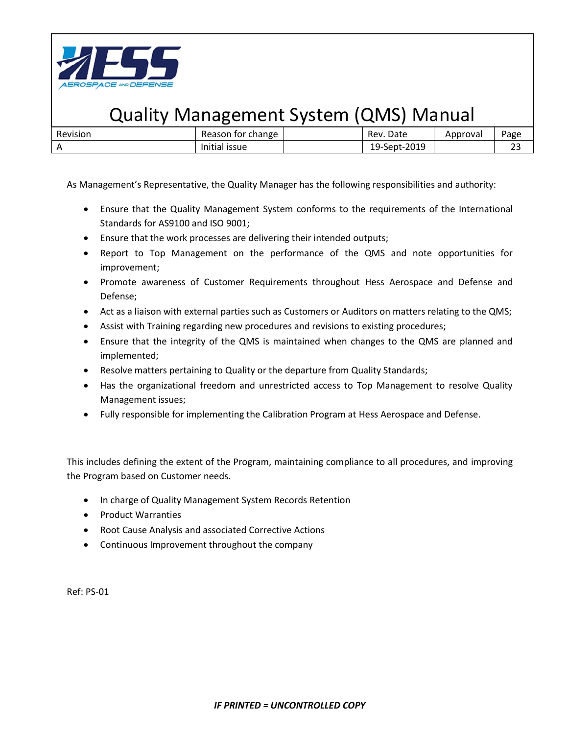As Management's Representative, the Quality Manager has the following responsibilities and authority:

- Ensure that the Quality Management System conforms to the requirements of the International Standards for AS9100 and ISO 9001;
- Ensure that the work processes are delivering their intended outputs;
- Report to Top Management on the performance of the QMS and note opportunities for improvement;
- Promote awareness of Customer Requirements throughout Hess Aerospace and Defense and Defense;
- Act as a liaison with external parties such as Customers or Auditors on matters relating to the QMS;
- Assist with Training regarding new procedures and revisions to existing procedures;
- Ensure that the integrity of the QMS is maintained when changes to the QMS are planned and implemented;
- Resolve matters pertaining to Quality or the departure from Quality Standards;
- Has the organizational freedom and unrestricted access to Top Management to resolve Quality Management issues;
- Fully responsible for implementing the Calibration Program at Hess Aerospace and Defense.

This includes defining the extent of the Program, maintaining compliance to all procedures, and improving the Program based on Customer needs.

- In charge of Quality Management System Records Retention
- Product Warranties
- Root Cause Analysis and associated Corrective Actions
- Continuous Improvement throughout the company

Ref: PS-01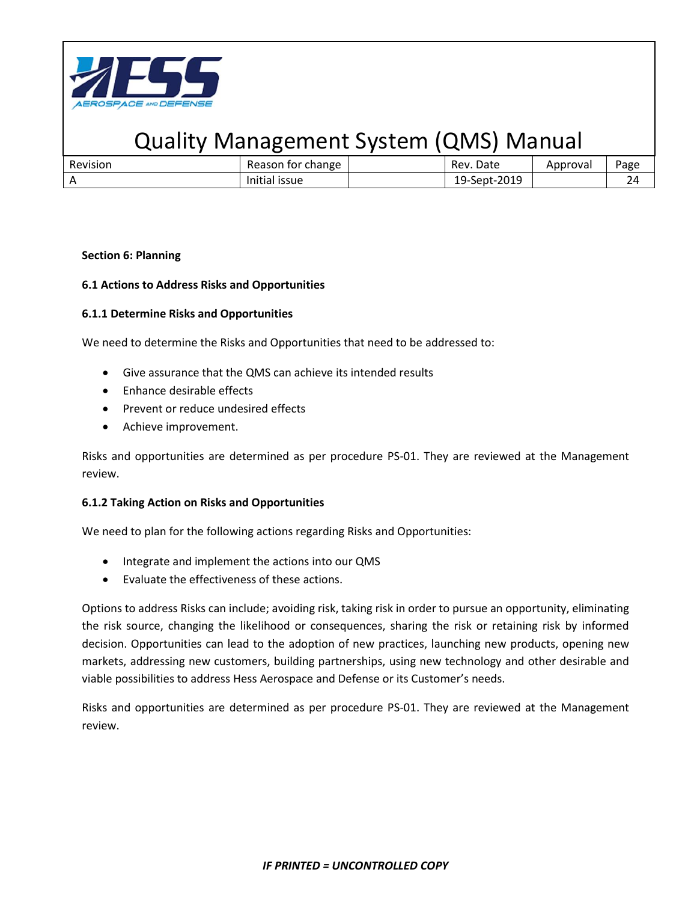**Section 6: Planning**

**6.1 Actions to Address Risks and Opportunities**

**6.1.1 Determine Risks and Opportunities**

We need to determine the Risks and Opportunities that need to be addressed to:

- Give assurance that the QMS can achieve its intended results
- Enhance desirable effects
- Prevent or reduce undesired effects
- Achieve improvement.

Risks and opportunities are determined as per procedure PS-01. They are reviewed at the Management review.

**6.1.2 Taking Action on Risks and Opportunities**

We need to plan for the following actions regarding Risks and Opportunities:

- Integrate and implement the actions into our QMS
- Evaluate the effectiveness of these actions.

Options to address Risks can include; avoiding risk, taking risk in order to pursue an opportunity, eliminating the risk source, changing the likelihood or consequences, sharing the risk or retaining risk by informed decision. Opportunities can lead to the adoption of new practices, launching new products, opening new markets, addressing new customers, building partnerships, using new technology and other desirable and viable possibilities to address Hess Aerospace and Defense or its Customer's needs.

Risks and opportunities are determined as per procedure PS-01. They are reviewed at the Management review.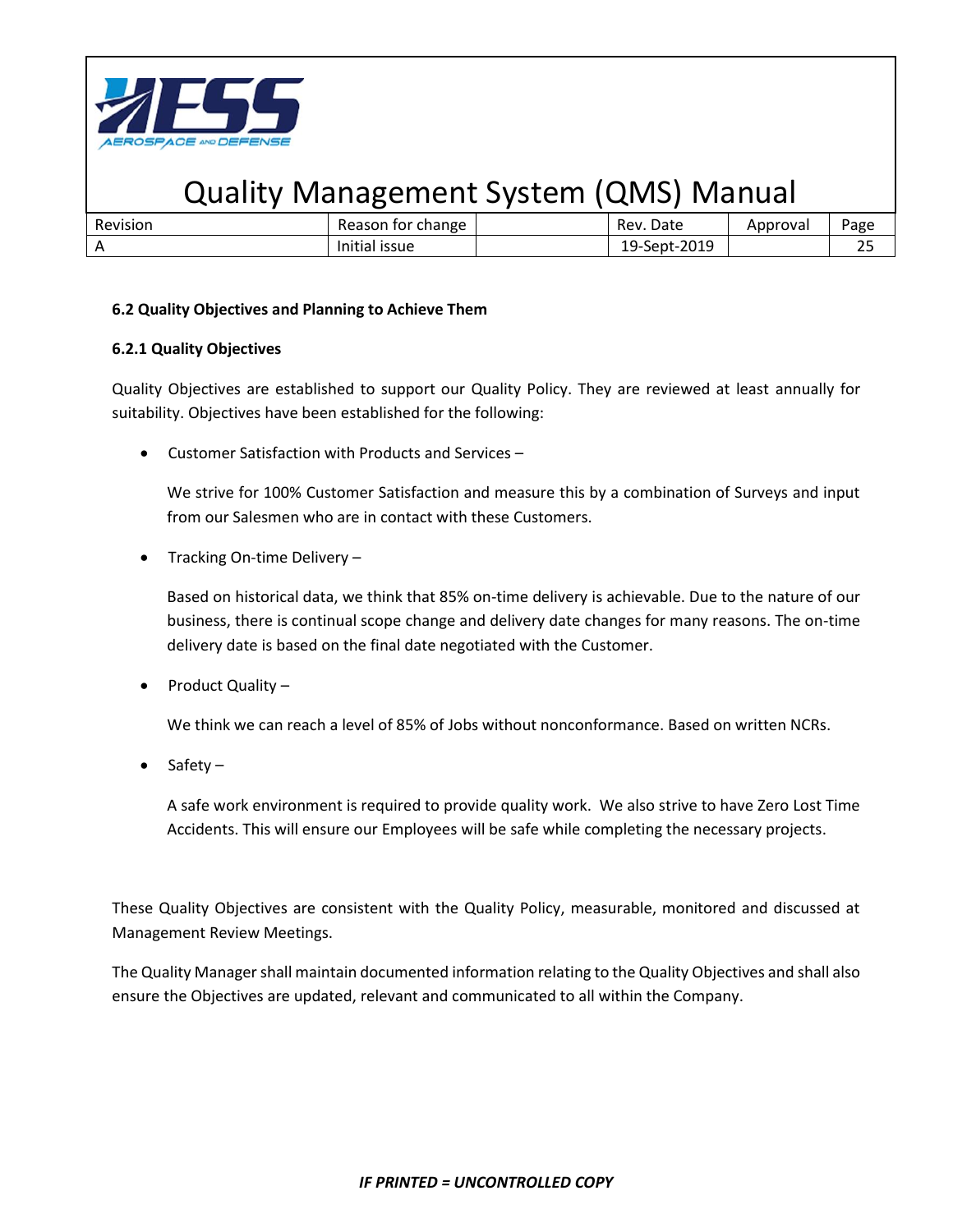**6.2 Quality Objectives and Planning to Achieve Them**

**6.2.1 Quality Objectives**

Quality Objectives are established to support our Quality Policy. They are reviewed at least annually for suitability. Objectives have been established for the following:

- Customer Satisfaction with Products and Services –

  We strive for 100% Customer Satisfaction and measure this by a combination of Surveys and input from our Salesmen who are in contact with these Customers.

- Tracking On-time Delivery –

  Based on historical data, we think that 85% on-time delivery is achievable. Due to the nature of our business, there is continual scope change and delivery date changes for many reasons. The on-time delivery date is based on the final date negotiated with the Customer.

- Product Quality –

  We think we can reach a level of 85% of Jobs without nonconformance. Based on written NCRs.

- Safety –

  A safe work environment is required to provide quality work. We also strive to have Zero Lost Time Accidents. This will ensure our Employees will be safe while completing the necessary projects.

These Quality Objectives are consistent with the Quality Policy, measurable, monitored and discussed at Management Review Meetings.

The Quality Manager shall maintain documented information relating to the Quality Objectives and shall also ensure the Objectives are updated, relevant and communicated to all within the Company.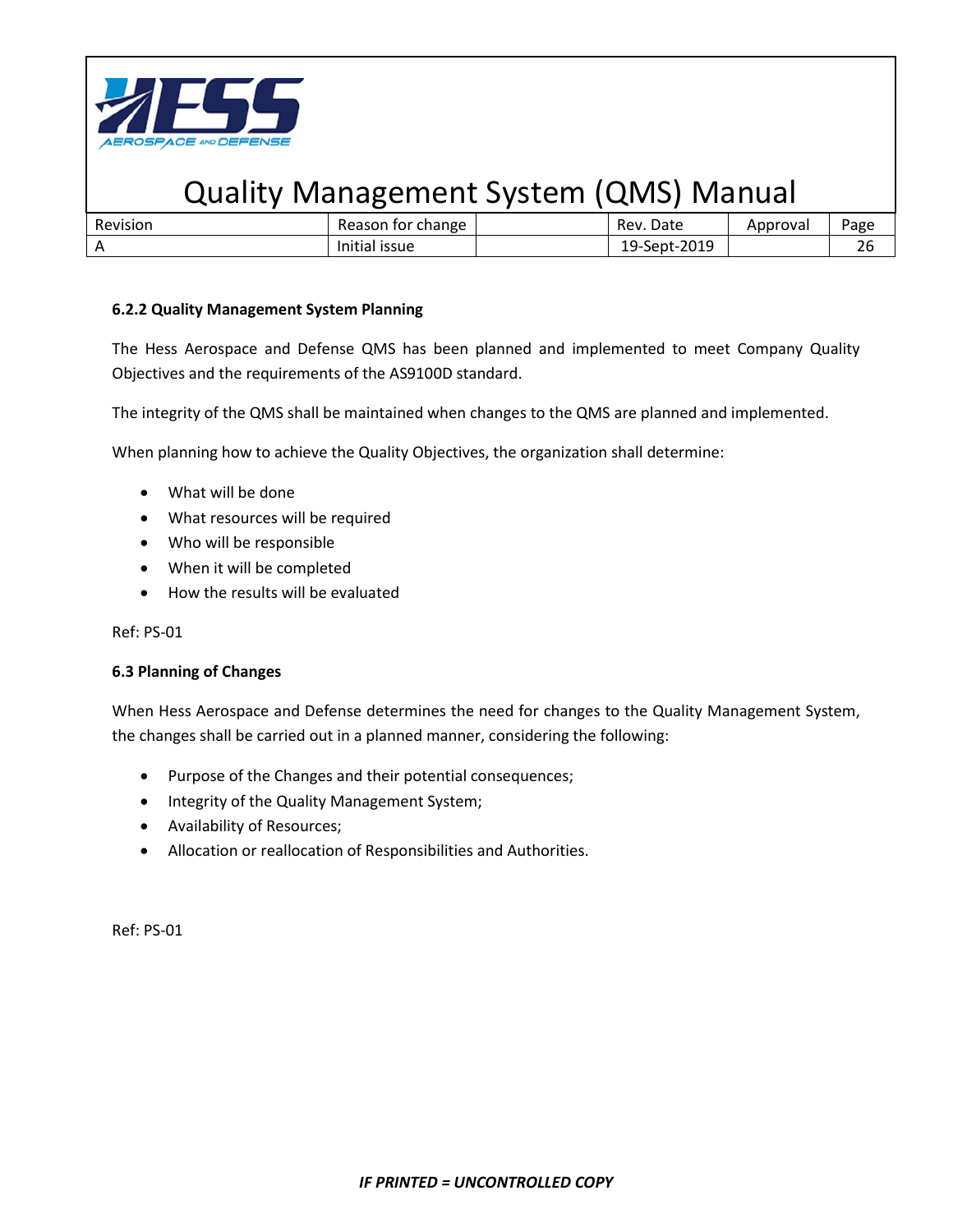### 6.2.2 Quality Management System Planning

The Hess Aerospace and Defense QMS has been planned and implemented to meet Company Quality Objectives and the requirements of the AS9100D standard.

The integrity of the QMS shall be maintained when changes to the QMS are planned and implemented.

When planning how to achieve the Quality Objectives, the organization shall determine:

- What will be done
- What resources will be required
- Who will be responsible
- When it will be completed
- How the results will be evaluated

Ref: PS-01

### 6.3 Planning of Changes

When Hess Aerospace and Defense determines the need for changes to the Quality Management System, the changes shall be carried out in a planned manner, considering the following:

- Purpose of the Changes and their potential consequences;
- Integrity of the Quality Management System;
- Availability of Resources;
- Allocation or reallocation of Responsibilities and Authorities.

Ref: PS-01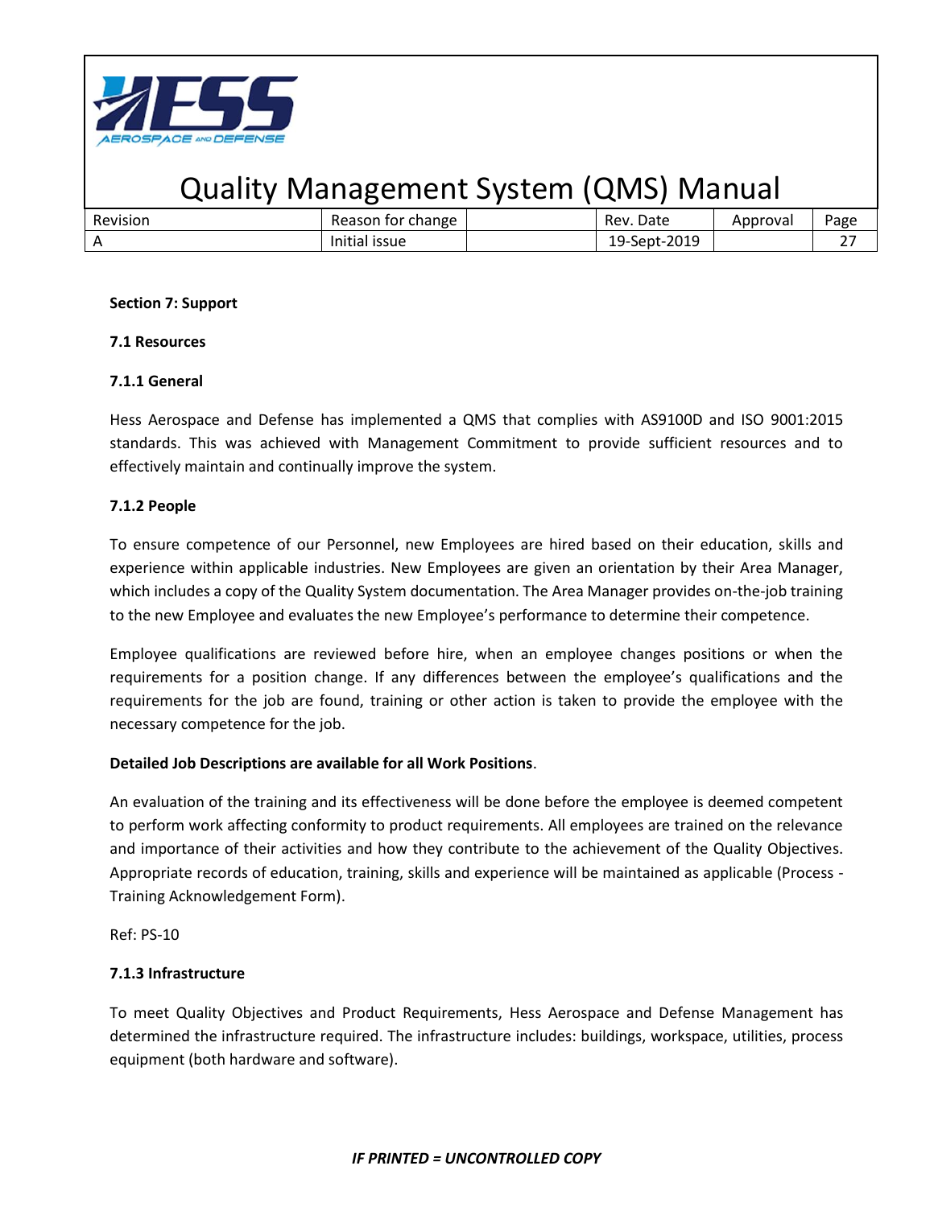**Section 7: Support**

**7.1 Resources**

**7.1.1 General**

Hess Aerospace and Defense has implemented a QMS that complies with AS9100D and ISO 9001:2015 standards. This was achieved with Management Commitment to provide sufficient resources and to effectively maintain and continually improve the system.

**7.1.2 People**

To ensure competence of our Personnel, new Employees are hired based on their education, skills and experience within applicable industries. New Employees are given an orientation by their Area Manager, which includes a copy of the Quality System documentation. The Area Manager provides on-the-job training to the new Employee and evaluates the new Employee's performance to determine their competence.

Employee qualifications are reviewed before hire, when an employee changes positions or when the requirements for a position change. If any differences between the employee's qualifications and the requirements for the job are found, training or other action is taken to provide the employee with the necessary competence for the job.

**Detailed Job Descriptions are available for all Work Positions**.

An evaluation of the training and its effectiveness will be done before the employee is deemed competent to perform work affecting conformity to product requirements. All employees are trained on the relevance and importance of their activities and how they contribute to the achievement of the Quality Objectives. Appropriate records of education, training, skills and experience will be maintained as applicable (Process - Training Acknowledgement Form).

Ref: PS-10

**7.1.3 Infrastructure**

To meet Quality Objectives and Product Requirements, Hess Aerospace and Defense Management has determined the infrastructure required. The infrastructure includes: buildings, workspace, utilities, process equipment (both hardware and software).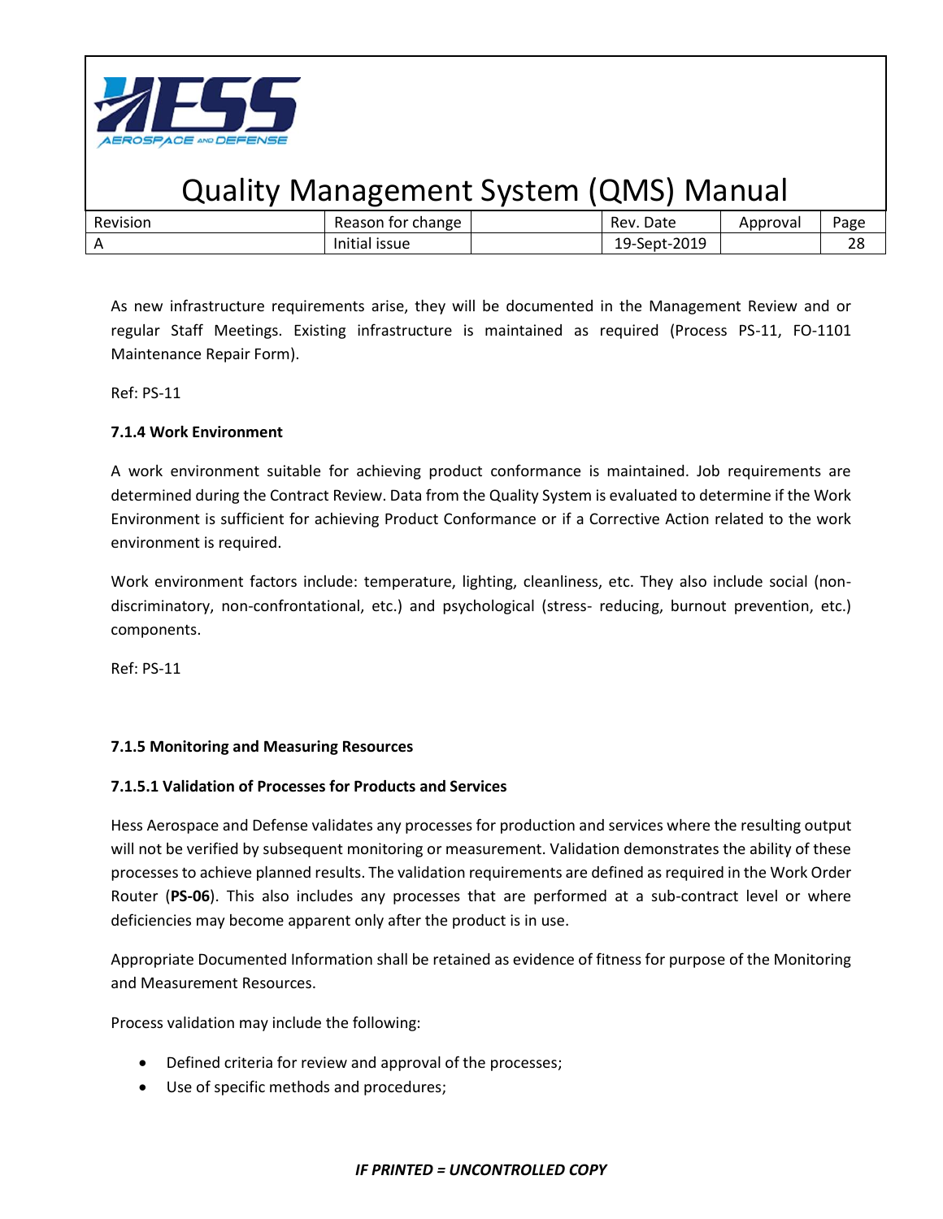As new infrastructure requirements arise, they will be documented in the Management Review and or regular Staff Meetings. Existing infrastructure is maintained as required (Process PS-11, FO-1101 Maintenance Repair Form).

Ref: PS-11

**7.1.4 Work Environment**

A work environment suitable for achieving product conformance is maintained. Job requirements are determined during the Contract Review. Data from the Quality System is evaluated to determine if the Work Environment is sufficient for achieving Product Conformance or if a Corrective Action related to the work environment is required.

Work environment factors include: temperature, lighting, cleanliness, etc. They also include social (non-discriminatory, non-confrontational, etc.) and psychological (stress- reducing, burnout prevention, etc.) components.

Ref: PS-11

**7.1.5 Monitoring and Measuring Resources**

**7.1.5.1 Validation of Processes for Products and Services**

Hess Aerospace and Defense validates any processes for production and services where the resulting output will not be verified by subsequent monitoring or measurement. Validation demonstrates the ability of these processes to achieve planned results. The validation requirements are defined as required in the Work Order Router (**PS-06**). This also includes any processes that are performed at a sub-contract level or where deficiencies may become apparent only after the product is in use.

Appropriate Documented Information shall be retained as evidence of fitness for purpose of the Monitoring and Measurement Resources.

Process validation may include the following:

- Defined criteria for review and approval of the processes;
- Use of specific methods and procedures;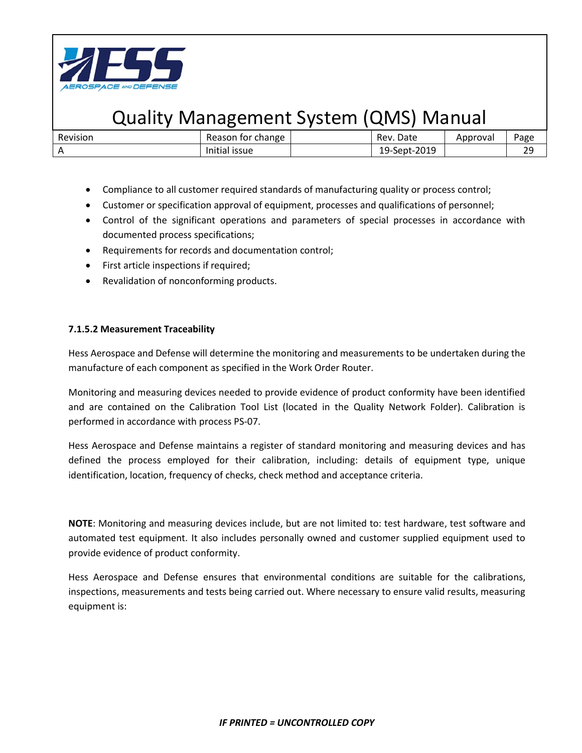- Compliance to all customer required standards of manufacturing quality or process control;
- Customer or specification approval of equipment, processes and qualifications of personnel;
- Control of the significant operations and parameters of special processes in accordance with documented process specifications;
- Requirements for records and documentation control;
- First article inspections if required;
- Revalidation of nonconforming products.

**7.1.5.2 Measurement Traceability**

Hess Aerospace and Defense will determine the monitoring and measurements to be undertaken during the manufacture of each component as specified in the Work Order Router.

Monitoring and measuring devices needed to provide evidence of product conformity have been identified and are contained on the Calibration Tool List (located in the Quality Network Folder). Calibration is performed in accordance with process PS-07.

Hess Aerospace and Defense maintains a register of standard monitoring and measuring devices and has defined the process employed for their calibration, including: details of equipment type, unique identification, location, frequency of checks, check method and acceptance criteria.

**NOTE**: Monitoring and measuring devices include, but are not limited to: test hardware, test software and automated test equipment. It also includes personally owned and customer supplied equipment used to provide evidence of product conformity.

Hess Aerospace and Defense ensures that environmental conditions are suitable for the calibrations, inspections, measurements and tests being carried out. Where necessary to ensure valid results, measuring equipment is: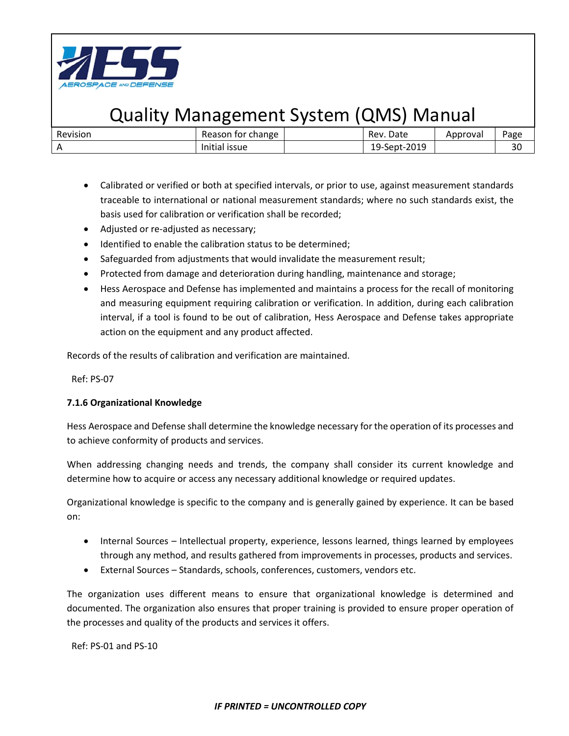- Calibrated or verified or both at specified intervals, or prior to use, against measurement standards traceable to international or national measurement standards; where no such standards exist, the basis used for calibration or verification shall be recorded;
- Adjusted or re-adjusted as necessary;
- Identified to enable the calibration status to be determined;
- Safeguarded from adjustments that would invalidate the measurement result;
- Protected from damage and deterioration during handling, maintenance and storage;
- Hess Aerospace and Defense has implemented and maintains a process for the recall of monitoring and measuring equipment requiring calibration or verification. In addition, during each calibration interval, if a tool is found to be out of calibration, Hess Aerospace and Defense takes appropriate action on the equipment and any product affected.

Records of the results of calibration and verification are maintained.

Ref: PS-07

**7.1.6 Organizational Knowledge**

Hess Aerospace and Defense shall determine the knowledge necessary for the operation of its processes and to achieve conformity of products and services.

When addressing changing needs and trends, the company shall consider its current knowledge and determine how to acquire or access any necessary additional knowledge or required updates.

Organizational knowledge is specific to the company and is generally gained by experience. It can be based on:

- Internal Sources – Intellectual property, experience, lessons learned, things learned by employees through any method, and results gathered from improvements in processes, products and services.
- External Sources – Standards, schools, conferences, customers, vendors etc.

The organization uses different means to ensure that organizational knowledge is determined and documented. The organization also ensures that proper training is provided to ensure proper operation of the processes and quality of the products and services it offers.

Ref: PS-01 and PS-10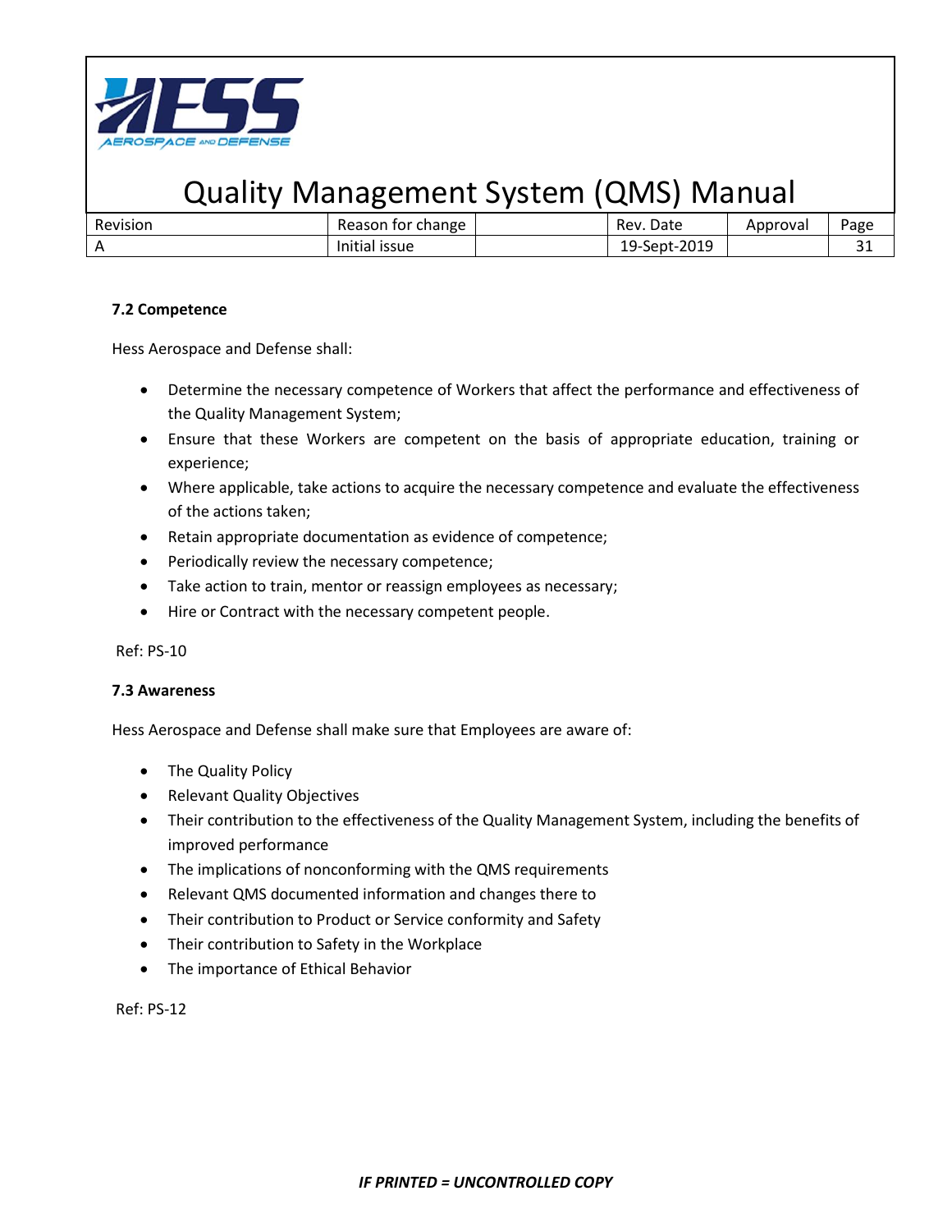### 7.2 Competence

Hess Aerospace and Defense shall:

- Determine the necessary competence of Workers that affect the performance and effectiveness of the Quality Management System;
- Ensure that these Workers are competent on the basis of appropriate education, training or experience;
- Where applicable, take actions to acquire the necessary competence and evaluate the effectiveness of the actions taken;
- Retain appropriate documentation as evidence of competence;
- Periodically review the necessary competence;
- Take action to train, mentor or reassign employees as necessary;
- Hire or Contract with the necessary competent people.

Ref: PS-10

### 7.3 Awareness

Hess Aerospace and Defense shall make sure that Employees are aware of:

- The Quality Policy
- Relevant Quality Objectives
- Their contribution to the effectiveness of the Quality Management System, including the benefits of improved performance
- The implications of nonconforming with the QMS requirements
- Relevant QMS documented information and changes there to
- Their contribution to Product or Service conformity and Safety
- Their contribution to Safety in the Workplace
- The importance of Ethical Behavior

Ref: PS-12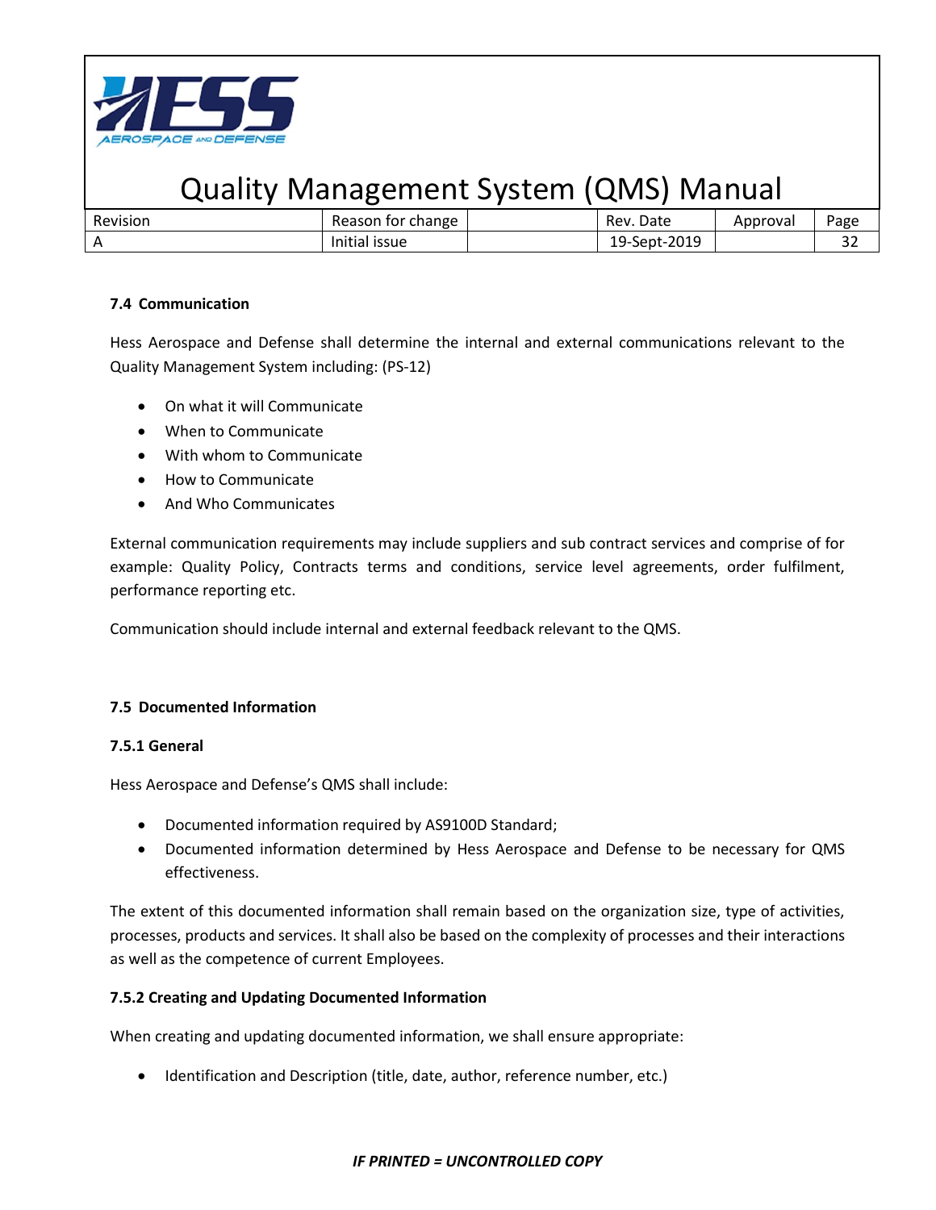### 7.4 Communication

Hess Aerospace and Defense shall determine the internal and external communications relevant to the Quality Management System including: (PS-12)

- On what it will Communicate
- When to Communicate
- With whom to Communicate
- How to Communicate
- And Who Communicates

External communication requirements may include suppliers and sub contract services and comprise of for example: Quality Policy, Contracts terms and conditions, service level agreements, order fulfilment, performance reporting etc.

Communication should include internal and external feedback relevant to the QMS.

### 7.5 Documented Information

#### 7.5.1 General

Hess Aerospace and Defense's QMS shall include:

- Documented information required by AS9100D Standard;
- Documented information determined by Hess Aerospace and Defense to be necessary for QMS effectiveness.

The extent of this documented information shall remain based on the organization size, type of activities, processes, products and services. It shall also be based on the complexity of processes and their interactions as well as the competence of current Employees.

#### 7.5.2 Creating and Updating Documented Information

When creating and updating documented information, we shall ensure appropriate:

- Identification and Description (title, date, author, reference number, etc.)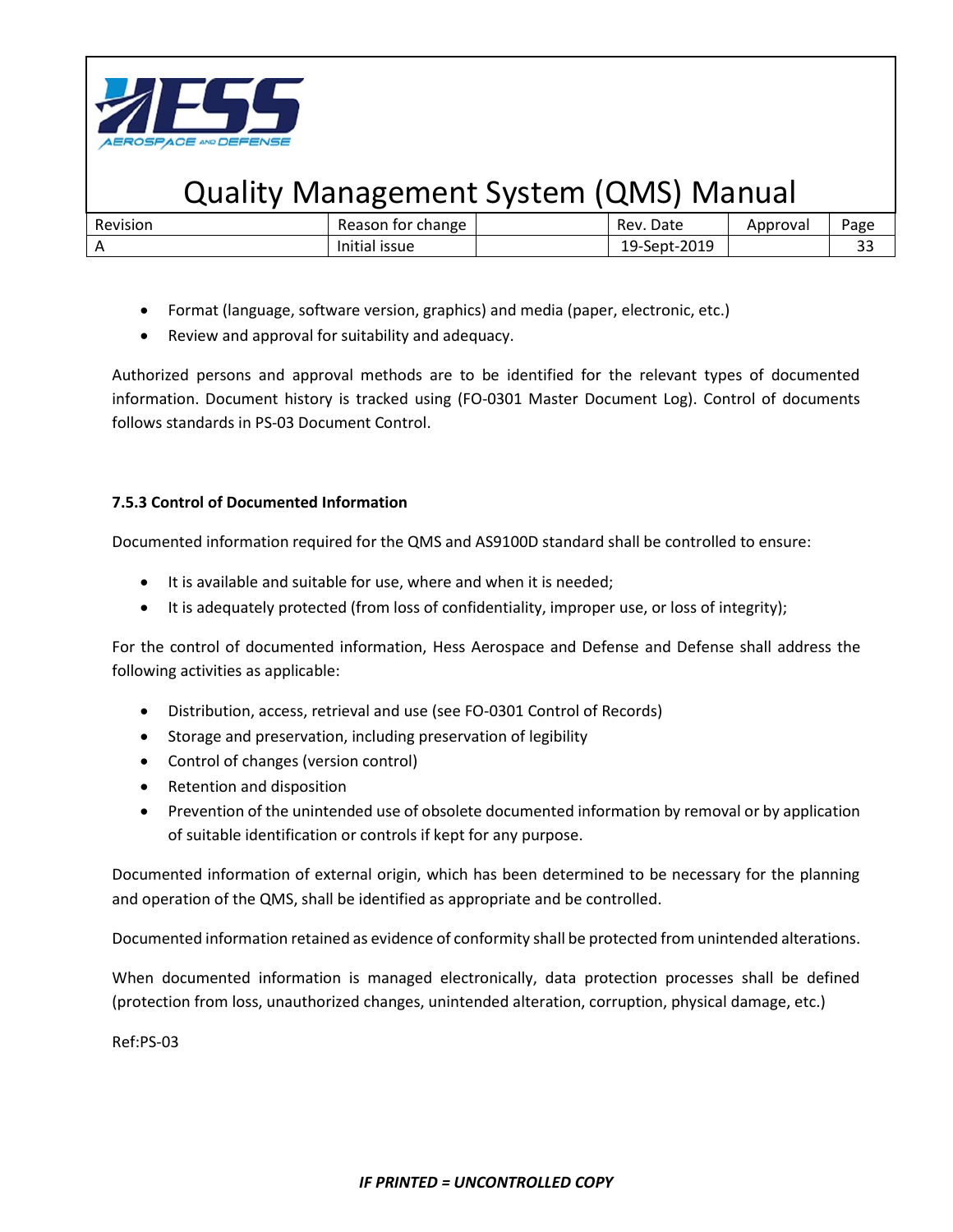- Format (language, software version, graphics) and media (paper, electronic, etc.)
- Review and approval for suitability and adequacy.

Authorized persons and approval methods are to be identified for the relevant types of documented information. Document history is tracked using (FO-0301 Master Document Log). Control of documents follows standards in PS-03 Document Control.

**7.5.3 Control of Documented Information**

Documented information required for the QMS and AS9100D standard shall be controlled to ensure:

- It is available and suitable for use, where and when it is needed;
- It is adequately protected (from loss of confidentiality, improper use, or loss of integrity);

For the control of documented information, Hess Aerospace and Defense and Defense shall address the following activities as applicable:

- Distribution, access, retrieval and use (see FO-0301 Control of Records)
- Storage and preservation, including preservation of legibility
- Control of changes (version control)
- Retention and disposition
- Prevention of the unintended use of obsolete documented information by removal or by application of suitable identification or controls if kept for any purpose.

Documented information of external origin, which has been determined to be necessary for the planning and operation of the QMS, shall be identified as appropriate and be controlled.

Documented information retained as evidence of conformity shall be protected from unintended alterations.

When documented information is managed electronically, data protection processes shall be defined (protection from loss, unauthorized changes, unintended alteration, corruption, physical damage, etc.)

Ref:PS-03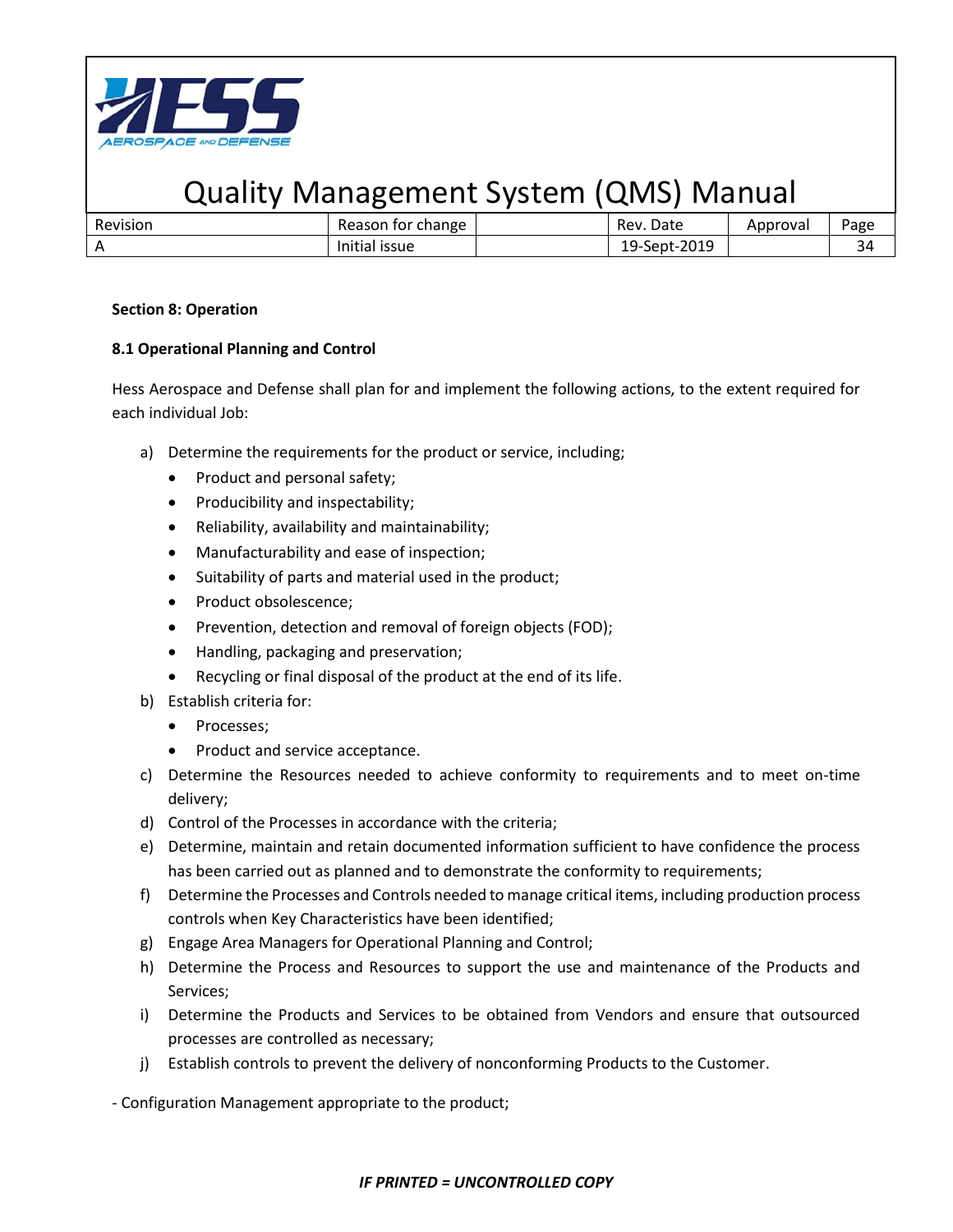**Section 8: Operation**

**8.1 Operational Planning and Control**

Hess Aerospace and Defense shall plan for and implement the following actions, to the extent required for each individual Job:

a) Determine the requirements for the product or service, including;
   - Product and personal safety;
   - Producibility and inspectability;
   - Reliability, availability and maintainability;
   - Manufacturability and ease of inspection;
   - Suitability of parts and material used in the product;
   - Product obsolescence;
   - Prevention, detection and removal of foreign objects (FOD);
   - Handling, packaging and preservation;
   - Recycling or final disposal of the product at the end of its life.

b) Establish criteria for:
   - Processes;
   - Product and service acceptance.

c) Determine the Resources needed to achieve conformity to requirements and to meet on-time delivery;

d) Control of the Processes in accordance with the criteria;

e) Determine, maintain and retain documented information sufficient to have confidence the process has been carried out as planned and to demonstrate the conformity to requirements;

f) Determine the Processes and Controls needed to manage critical items, including production process controls when Key Characteristics have been identified;

g) Engage Area Managers for Operational Planning and Control;

h) Determine the Process and Resources to support the use and maintenance of the Products and Services;

i) Determine the Products and Services to be obtained from Vendors and ensure that outsourced processes are controlled as necessary;

j) Establish controls to prevent the delivery of nonconforming Products to the Customer.

- Configuration Management appropriate to the product;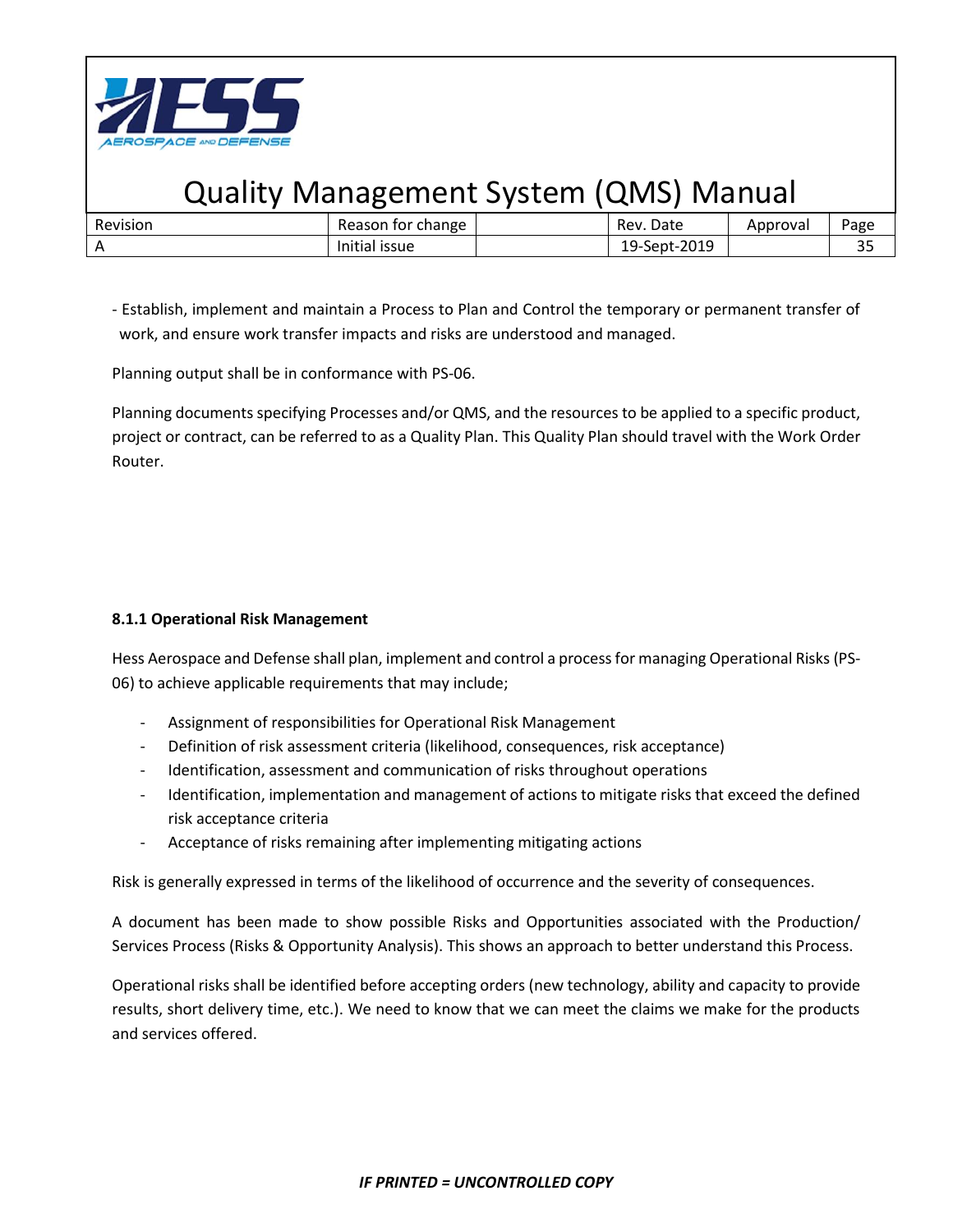- Establish, implement and maintain a Process to Plan and Control the temporary or permanent transfer of work, and ensure work transfer impacts and risks are understood and managed.

Planning output shall be in conformance with PS-06.

Planning documents specifying Processes and/or QMS, and the resources to be applied to a specific product, project or contract, can be referred to as a Quality Plan. This Quality Plan should travel with the Work Order Router.

**8.1.1 Operational Risk Management**

Hess Aerospace and Defense shall plan, implement and control a process for managing Operational Risks (PS-06) to achieve applicable requirements that may include;

- Assignment of responsibilities for Operational Risk Management
- Definition of risk assessment criteria (likelihood, consequences, risk acceptance)
- Identification, assessment and communication of risks throughout operations
- Identification, implementation and management of actions to mitigate risks that exceed the defined risk acceptance criteria
- Acceptance of risks remaining after implementing mitigating actions

Risk is generally expressed in terms of the likelihood of occurrence and the severity of consequences.

A document has been made to show possible Risks and Opportunities associated with the Production/ Services Process (Risks & Opportunity Analysis). This shows an approach to better understand this Process.

Operational risks shall be identified before accepting orders (new technology, ability and capacity to provide results, short delivery time, etc.). We need to know that we can meet the claims we make for the products and services offered.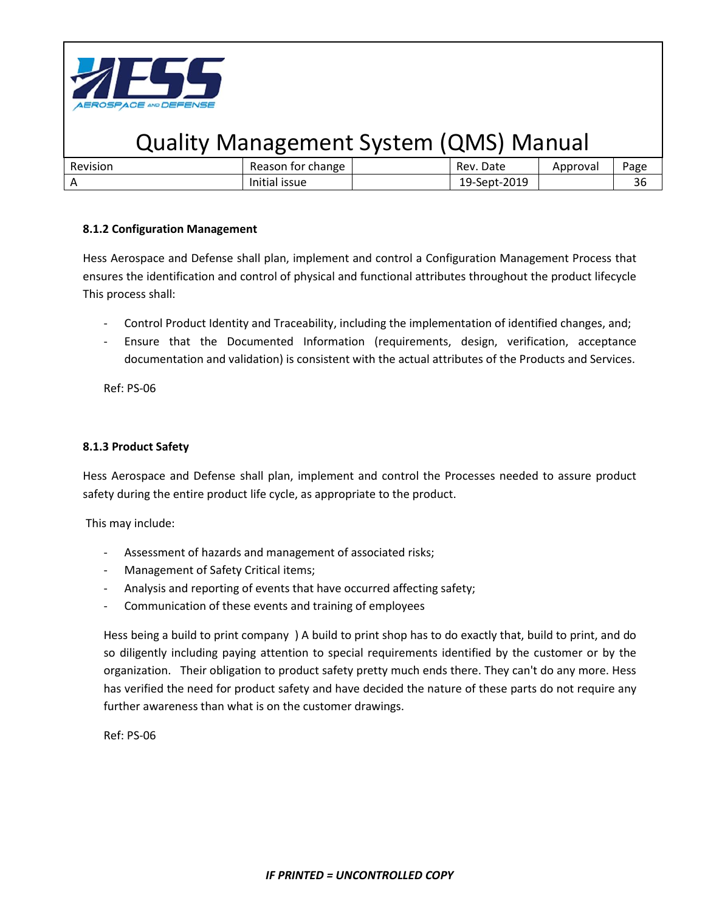#### 8.1.2 Configuration Management

Hess Aerospace and Defense shall plan, implement and control a Configuration Management Process that ensures the identification and control of physical and functional attributes throughout the product lifecycle This process shall:

- Control Product Identity and Traceability, including the implementation of identified changes, and;
- Ensure that the Documented Information (requirements, design, verification, acceptance documentation and validation) is consistent with the actual attributes of the Products and Services.

Ref: PS-06

#### 8.1.3 Product Safety

Hess Aerospace and Defense shall plan, implement and control the Processes needed to assure product safety during the entire product life cycle, as appropriate to the product.

This may include:

- Assessment of hazards and management of associated risks;
- Management of Safety Critical items;
- Analysis and reporting of events that have occurred affecting safety;
- Communication of these events and training of employees

Hess being a build to print company ) A build to print shop has to do exactly that, build to print, and do so diligently including paying attention to special requirements identified by the customer or by the organization. Their obligation to product safety pretty much ends there. They can't do any more. Hess has verified the need for product safety and have decided the nature of these parts do not require any further awareness than what is on the customer drawings.

Ref: PS-06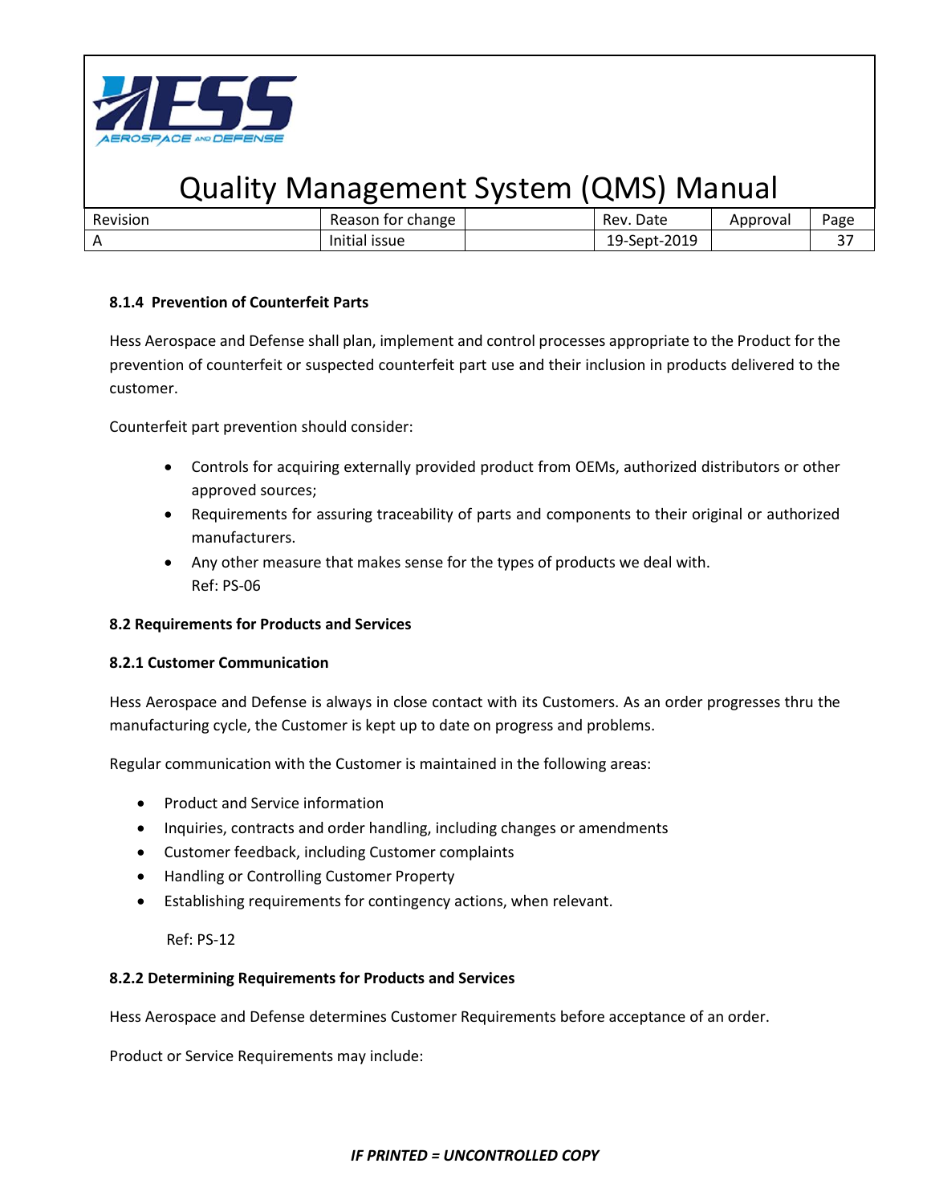### 8.1.4 Prevention of Counterfeit Parts

Hess Aerospace and Defense shall plan, implement and control processes appropriate to the Product for the prevention of counterfeit or suspected counterfeit part use and their inclusion in products delivered to the customer.

Counterfeit part prevention should consider:

- Controls for acquiring externally provided product from OEMs, authorized distributors or other approved sources;
- Requirements for assuring traceability of parts and components to their original or authorized manufacturers.
- Any other measure that makes sense for the types of products we deal with.
  Ref: PS-06

## 8.2 Requirements for Products and Services

### 8.2.1 Customer Communication

Hess Aerospace and Defense is always in close contact with its Customers. As an order progresses thru the manufacturing cycle, the Customer is kept up to date on progress and problems.

Regular communication with the Customer is maintained in the following areas:

- Product and Service information
- Inquiries, contracts and order handling, including changes or amendments
- Customer feedback, including Customer complaints
- Handling or Controlling Customer Property
- Establishing requirements for contingency actions, when relevant.

Ref: PS-12

### 8.2.2 Determining Requirements for Products and Services

Hess Aerospace and Defense determines Customer Requirements before acceptance of an order.

Product or Service Requirements may include: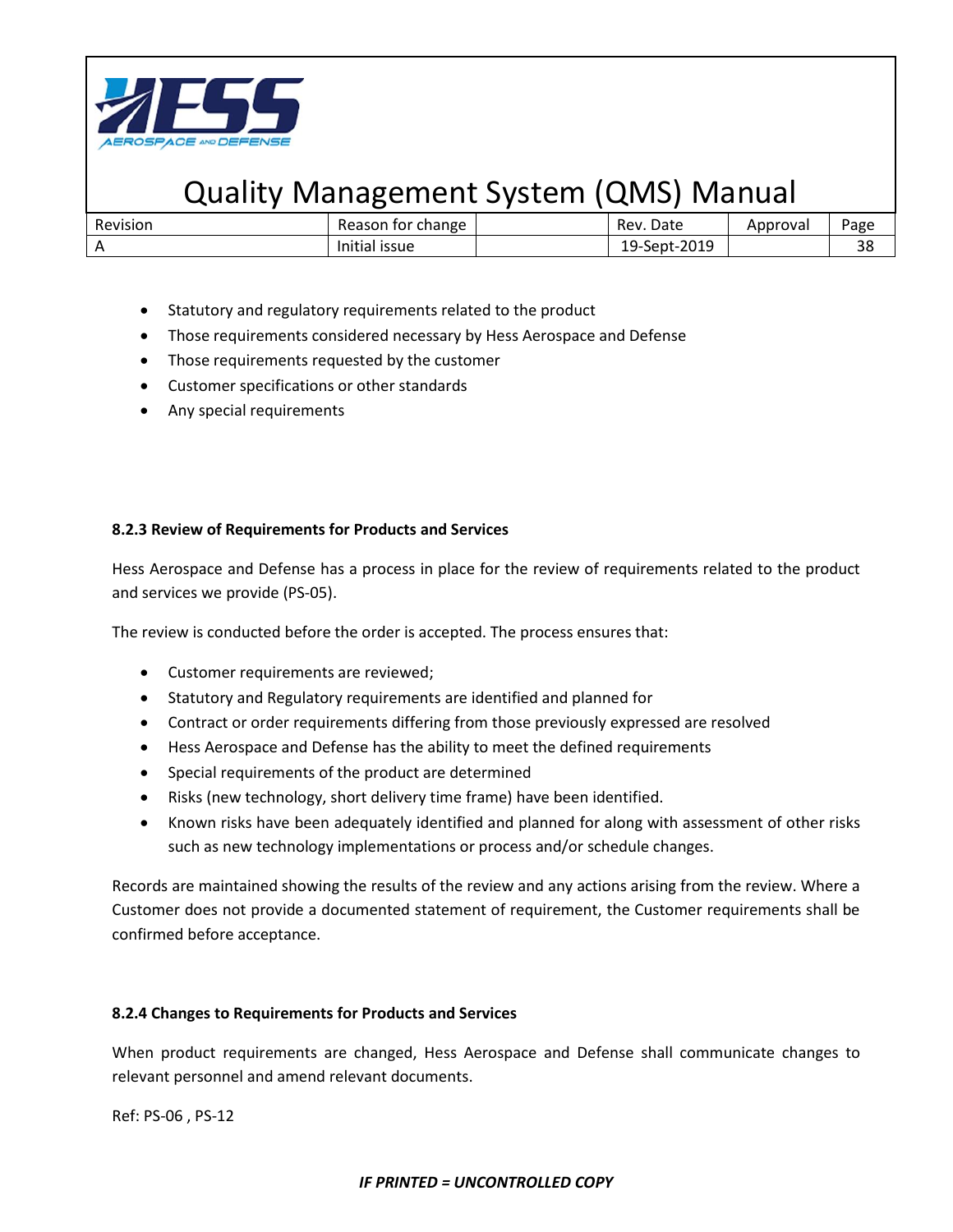- Statutory and regulatory requirements related to the product
- Those requirements considered necessary by Hess Aerospace and Defense
- Those requirements requested by the customer
- Customer specifications or other standards
- Any special requirements

**8.2.3 Review of Requirements for Products and Services**

Hess Aerospace and Defense has a process in place for the review of requirements related to the product and services we provide (PS-05).

The review is conducted before the order is accepted. The process ensures that:

- Customer requirements are reviewed;
- Statutory and Regulatory requirements are identified and planned for
- Contract or order requirements differing from those previously expressed are resolved
- Hess Aerospace and Defense has the ability to meet the defined requirements
- Special requirements of the product are determined
- Risks (new technology, short delivery time frame) have been identified.
- Known risks have been adequately identified and planned for along with assessment of other risks such as new technology implementations or process and/or schedule changes.

Records are maintained showing the results of the review and any actions arising from the review. Where a Customer does not provide a documented statement of requirement, the Customer requirements shall be confirmed before acceptance.

**8.2.4 Changes to Requirements for Products and Services**

When product requirements are changed, Hess Aerospace and Defense shall communicate changes to relevant personnel and amend relevant documents.

Ref: PS-06 , PS-12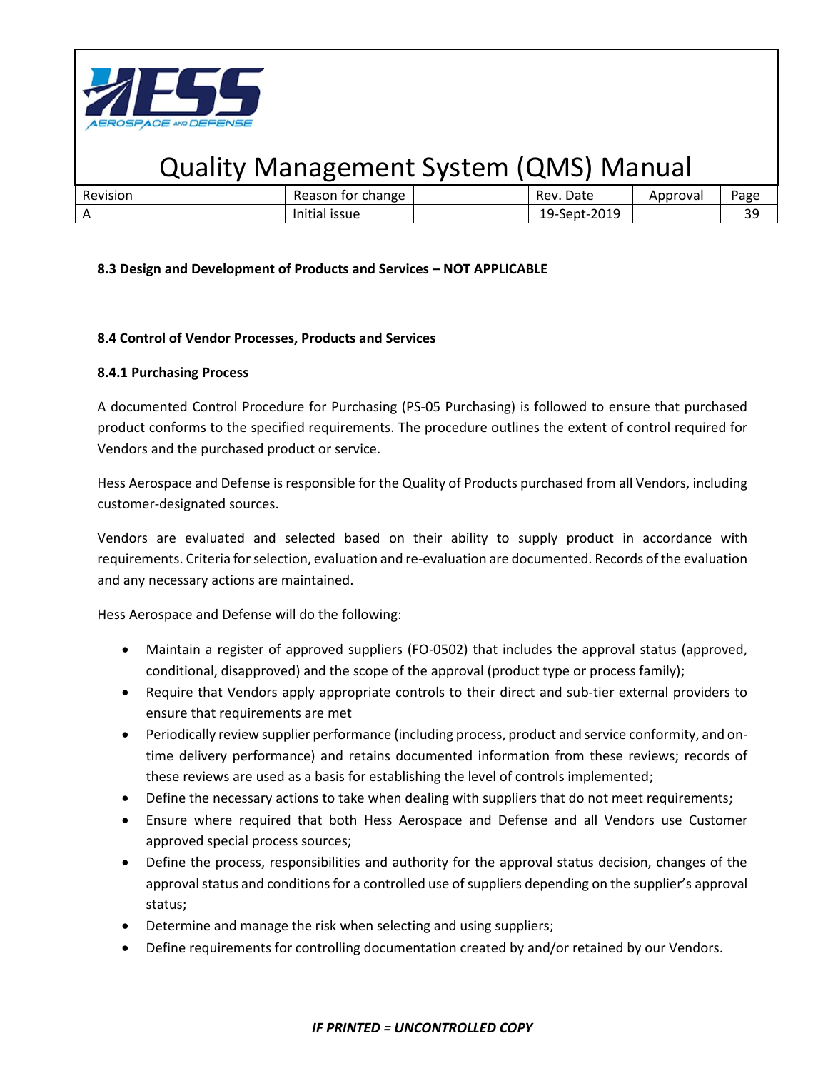**8.3 Design and Development of Products and Services – NOT APPLICABLE**

**8.4 Control of Vendor Processes, Products and Services**

**8.4.1 Purchasing Process**

A documented Control Procedure for Purchasing (PS-05 Purchasing) is followed to ensure that purchased product conforms to the specified requirements. The procedure outlines the extent of control required for Vendors and the purchased product or service.

Hess Aerospace and Defense is responsible for the Quality of Products purchased from all Vendors, including customer-designated sources.

Vendors are evaluated and selected based on their ability to supply product in accordance with requirements. Criteria for selection, evaluation and re-evaluation are documented. Records of the evaluation and any necessary actions are maintained.

Hess Aerospace and Defense will do the following:

- Maintain a register of approved suppliers (FO-0502) that includes the approval status (approved, conditional, disapproved) and the scope of the approval (product type or process family);
- Require that Vendors apply appropriate controls to their direct and sub-tier external providers to ensure that requirements are met
- Periodically review supplier performance (including process, product and service conformity, and on-time delivery performance) and retains documented information from these reviews; records of these reviews are used as a basis for establishing the level of controls implemented;
- Define the necessary actions to take when dealing with suppliers that do not meet requirements;
- Ensure where required that both Hess Aerospace and Defense and all Vendors use Customer approved special process sources;
- Define the process, responsibilities and authority for the approval status decision, changes of the approval status and conditions for a controlled use of suppliers depending on the supplier's approval status;
- Determine and manage the risk when selecting and using suppliers;
- Define requirements for controlling documentation created by and/or retained by our Vendors.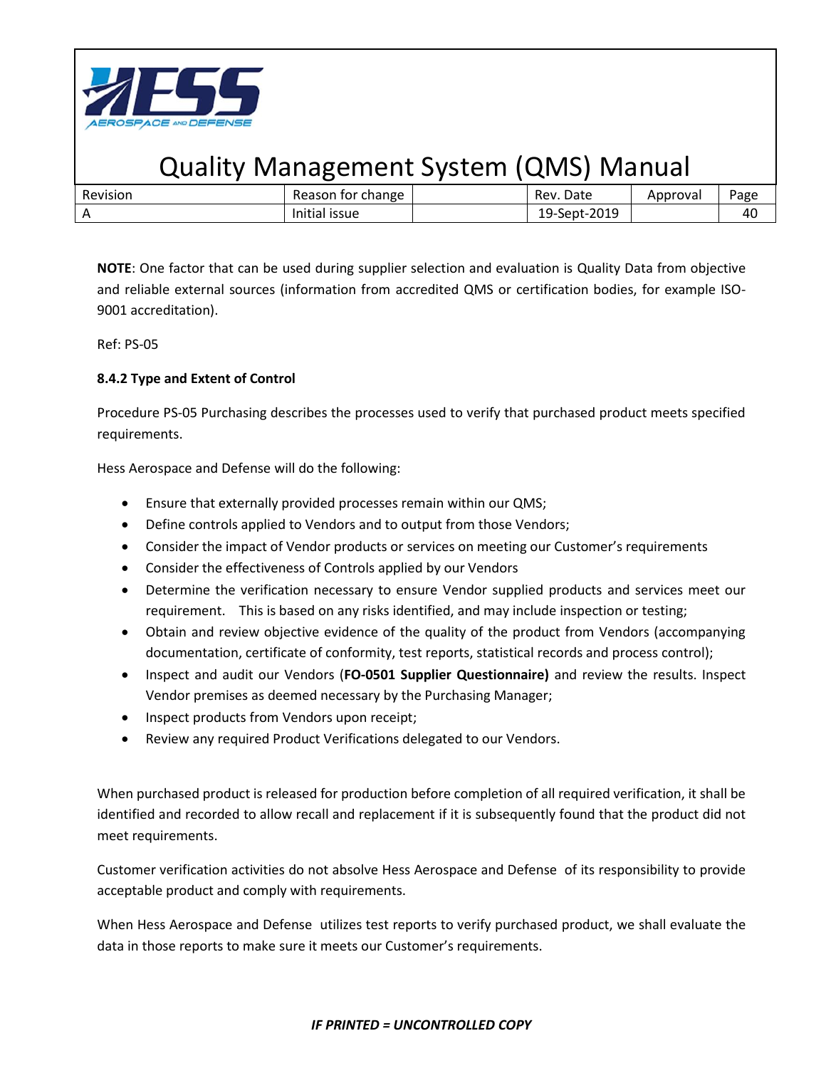**NOTE**: One factor that can be used during supplier selection and evaluation is Quality Data from objective and reliable external sources (information from accredited QMS or certification bodies, for example ISO-9001 accreditation).

Ref: PS-05

**8.4.2 Type and Extent of Control**

Procedure PS-05 Purchasing describes the processes used to verify that purchased product meets specified requirements.

Hess Aerospace and Defense will do the following:

- Ensure that externally provided processes remain within our QMS;
- Define controls applied to Vendors and to output from those Vendors;
- Consider the impact of Vendor products or services on meeting our Customer's requirements
- Consider the effectiveness of Controls applied by our Vendors
- Determine the verification necessary to ensure Vendor supplied products and services meet our requirement. This is based on any risks identified, and may include inspection or testing;
- Obtain and review objective evidence of the quality of the product from Vendors (accompanying documentation, certificate of conformity, test reports, statistical records and process control);
- Inspect and audit our Vendors (**FO-0501 Supplier Questionnaire)** and review the results. Inspect Vendor premises as deemed necessary by the Purchasing Manager;
- Inspect products from Vendors upon receipt;
- Review any required Product Verifications delegated to our Vendors.

When purchased product is released for production before completion of all required verification, it shall be identified and recorded to allow recall and replacement if it is subsequently found that the product did not meet requirements.

Customer verification activities do not absolve Hess Aerospace and Defense of its responsibility to provide acceptable product and comply with requirements.

When Hess Aerospace and Defense utilizes test reports to verify purchased product, we shall evaluate the data in those reports to make sure it meets our Customer's requirements.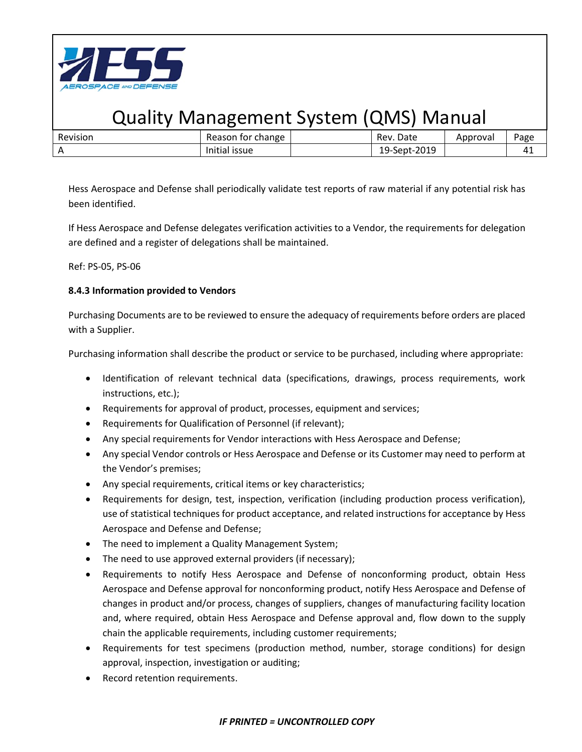Hess Aerospace and Defense shall periodically validate test reports of raw material if any potential risk has been identified.

If Hess Aerospace and Defense delegates verification activities to a Vendor, the requirements for delegation are defined and a register of delegations shall be maintained.

Ref: PS-05, PS-06

**8.4.3 Information provided to Vendors**

Purchasing Documents are to be reviewed to ensure the adequacy of requirements before orders are placed with a Supplier.

Purchasing information shall describe the product or service to be purchased, including where appropriate:

- Identification of relevant technical data (specifications, drawings, process requirements, work instructions, etc.);
- Requirements for approval of product, processes, equipment and services;
- Requirements for Qualification of Personnel (if relevant);
- Any special requirements for Vendor interactions with Hess Aerospace and Defense;
- Any special Vendor controls or Hess Aerospace and Defense or its Customer may need to perform at the Vendor's premises;
- Any special requirements, critical items or key characteristics;
- Requirements for design, test, inspection, verification (including production process verification), use of statistical techniques for product acceptance, and related instructions for acceptance by Hess Aerospace and Defense and Defense;
- The need to implement a Quality Management System;
- The need to use approved external providers (if necessary);
- Requirements to notify Hess Aerospace and Defense of nonconforming product, obtain Hess Aerospace and Defense approval for nonconforming product, notify Hess Aerospace and Defense of changes in product and/or process, changes of suppliers, changes of manufacturing facility location and, where required, obtain Hess Aerospace and Defense approval and, flow down to the supply chain the applicable requirements, including customer requirements;
- Requirements for test specimens (production method, number, storage conditions) for design approval, inspection, investigation or auditing;
- Record retention requirements.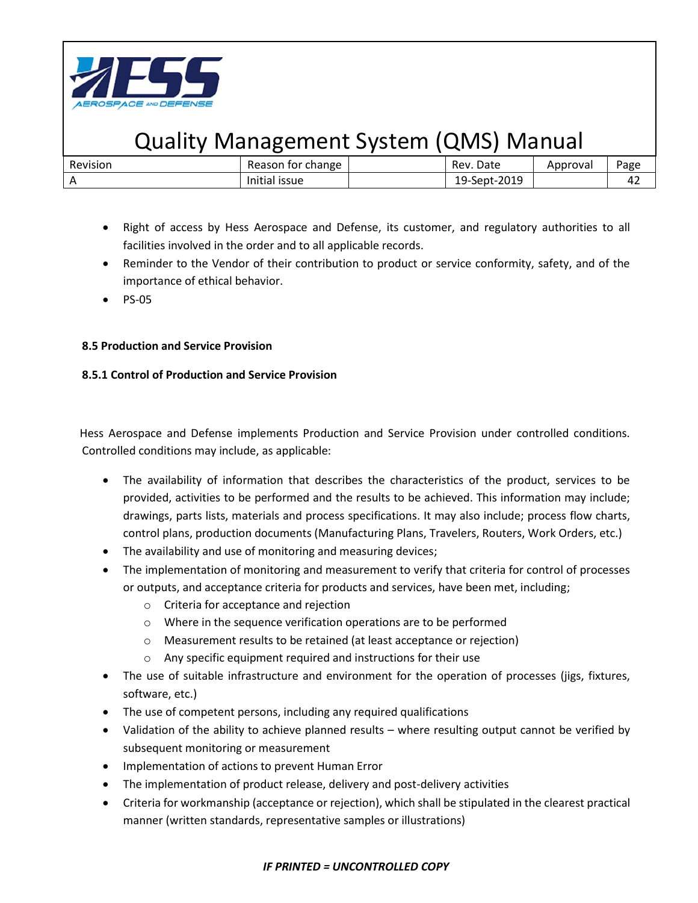- Right of access by Hess Aerospace and Defense, its customer, and regulatory authorities to all facilities involved in the order and to all applicable records.
- Reminder to the Vendor of their contribution to product or service conformity, safety, and of the importance of ethical behavior.
- PS-05

**8.5 Production and Service Provision**

**8.5.1 Control of Production and Service Provision**

Hess Aerospace and Defense implements Production and Service Provision under controlled conditions. Controlled conditions may include, as applicable:

- The availability of information that describes the characteristics of the product, services to be provided, activities to be performed and the results to be achieved. This information may include; drawings, parts lists, materials and process specifications. It may also include; process flow charts, control plans, production documents (Manufacturing Plans, Travelers, Routers, Work Orders, etc.)
- The availability and use of monitoring and measuring devices;
- The implementation of monitoring and measurement to verify that criteria for control of processes or outputs, and acceptance criteria for products and services, have been met, including;
    - Criteria for acceptance and rejection
    - Where in the sequence verification operations are to be performed
    - Measurement results to be retained (at least acceptance or rejection)
    - Any specific equipment required and instructions for their use
- The use of suitable infrastructure and environment for the operation of processes (jigs, fixtures, software, etc.)
- The use of competent persons, including any required qualifications
- Validation of the ability to achieve planned results – where resulting output cannot be verified by subsequent monitoring or measurement
- Implementation of actions to prevent Human Error
- The implementation of product release, delivery and post-delivery activities
- Criteria for workmanship (acceptance or rejection), which shall be stipulated in the clearest practical manner (written standards, representative samples or illustrations)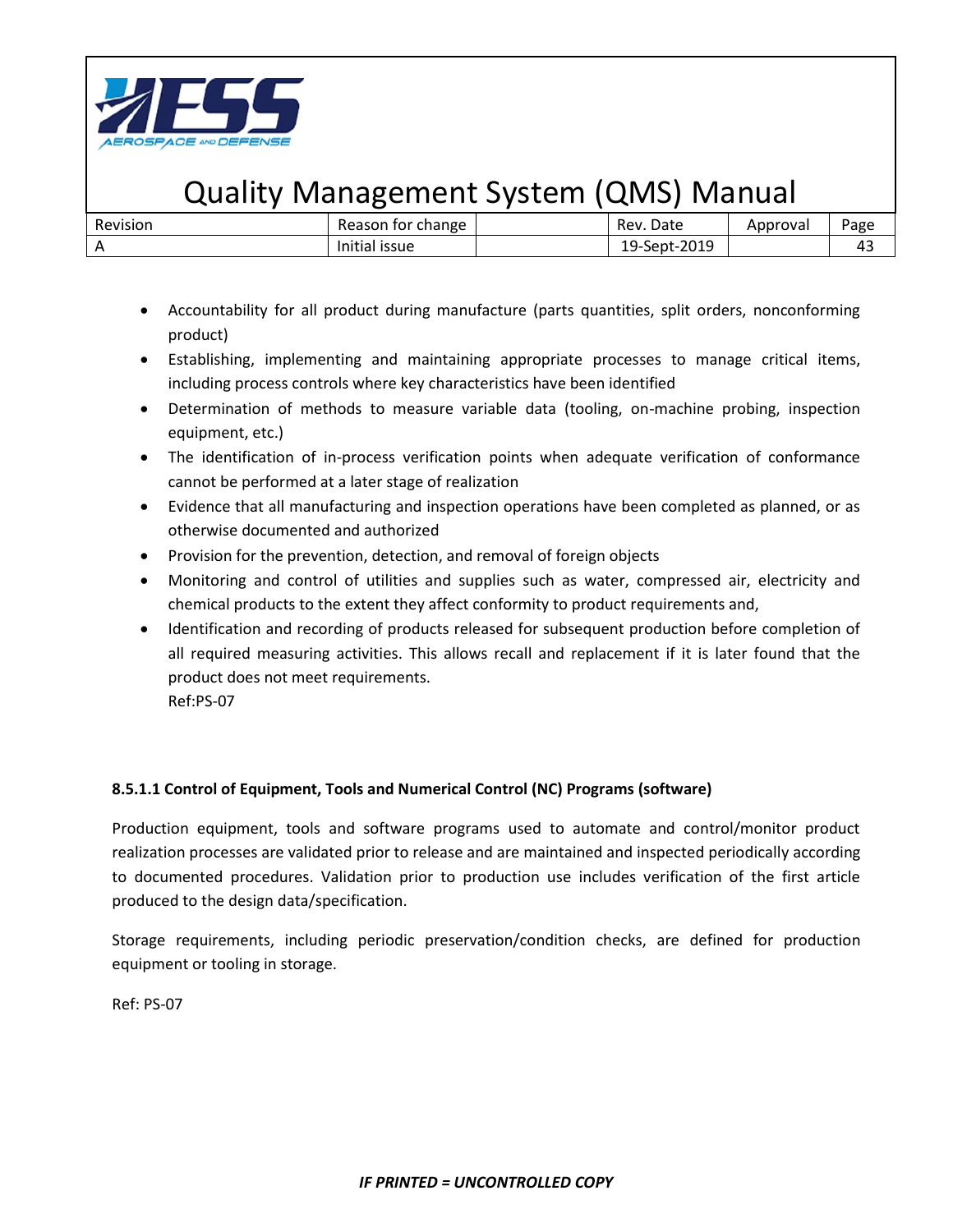- Accountability for all product during manufacture (parts quantities, split orders, nonconforming product)
- Establishing, implementing and maintaining appropriate processes to manage critical items, including process controls where key characteristics have been identified
- Determination of methods to measure variable data (tooling, on-machine probing, inspection equipment, etc.)
- The identification of in-process verification points when adequate verification of conformance cannot be performed at a later stage of realization
- Evidence that all manufacturing and inspection operations have been completed as planned, or as otherwise documented and authorized
- Provision for the prevention, detection, and removal of foreign objects
- Monitoring and control of utilities and supplies such as water, compressed air, electricity and chemical products to the extent they affect conformity to product requirements and,
- Identification and recording of products released for subsequent production before completion of all required measuring activities. This allows recall and replacement if it is later found that the product does not meet requirements.
  Ref:PS-07

**8.5.1.1 Control of Equipment, Tools and Numerical Control (NC) Programs (software)**

Production equipment, tools and software programs used to automate and control/monitor product realization processes are validated prior to release and are maintained and inspected periodically according to documented procedures. Validation prior to production use includes verification of the first article produced to the design data/specification.

Storage requirements, including periodic preservation/condition checks, are defined for production equipment or tooling in storage.

Ref: PS-07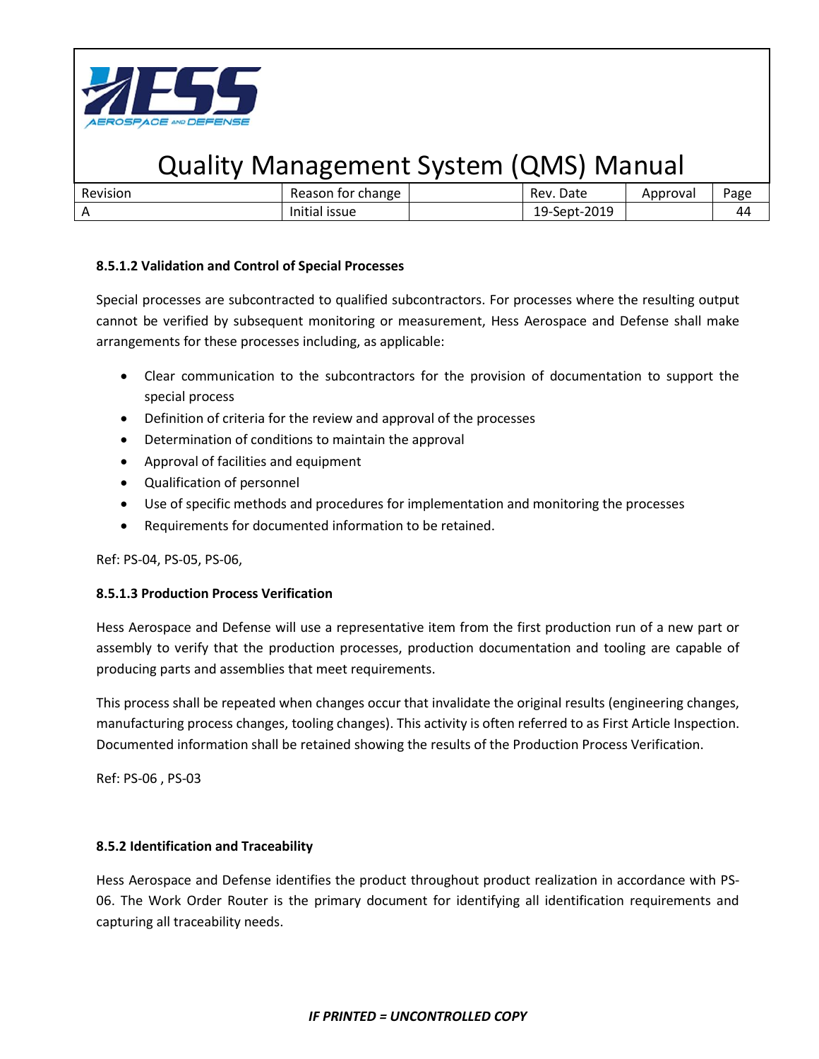#### 8.5.1.2 Validation and Control of Special Processes

Special processes are subcontracted to qualified subcontractors. For processes where the resulting output cannot be verified by subsequent monitoring or measurement, Hess Aerospace and Defense shall make arrangements for these processes including, as applicable:

- Clear communication to the subcontractors for the provision of documentation to support the special process
- Definition of criteria for the review and approval of the processes
- Determination of conditions to maintain the approval
- Approval of facilities and equipment
- Qualification of personnel
- Use of specific methods and procedures for implementation and monitoring the processes
- Requirements for documented information to be retained.

Ref: PS-04, PS-05, PS-06,

#### 8.5.1.3 Production Process Verification

Hess Aerospace and Defense will use a representative item from the first production run of a new part or assembly to verify that the production processes, production documentation and tooling are capable of producing parts and assemblies that meet requirements.

This process shall be repeated when changes occur that invalidate the original results (engineering changes, manufacturing process changes, tooling changes). This activity is often referred to as First Article Inspection. Documented information shall be retained showing the results of the Production Process Verification.

Ref: PS-06 , PS-03

### 8.5.2 Identification and Traceability

Hess Aerospace and Defense identifies the product throughout product realization in accordance with PS-06. The Work Order Router is the primary document for identifying all identification requirements and capturing all traceability needs.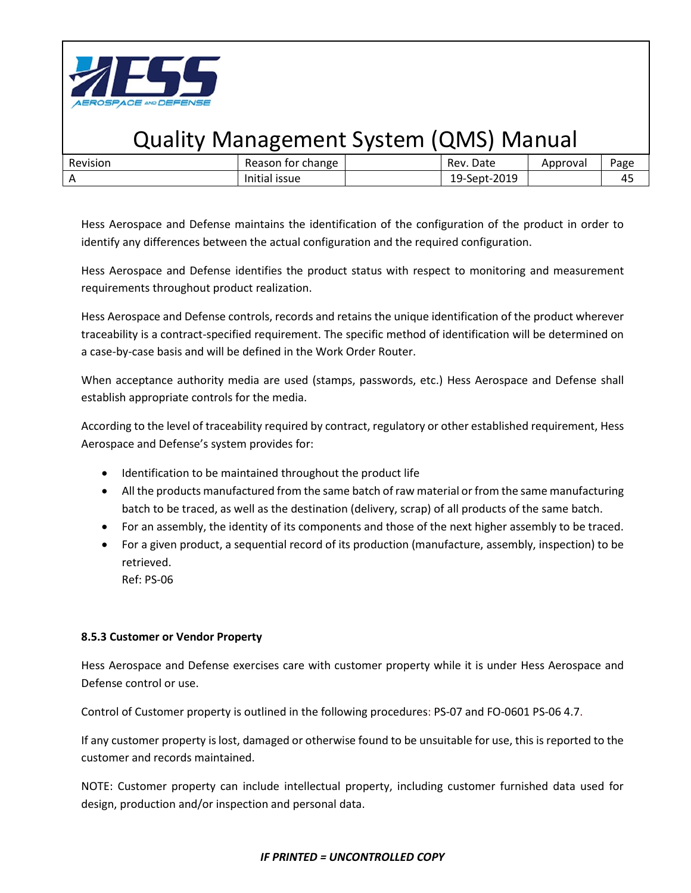Hess Aerospace and Defense maintains the identification of the configuration of the product in order to identify any differences between the actual configuration and the required configuration.

Hess Aerospace and Defense identifies the product status with respect to monitoring and measurement requirements throughout product realization.

Hess Aerospace and Defense controls, records and retains the unique identification of the product wherever traceability is a contract-specified requirement. The specific method of identification will be determined on a case-by-case basis and will be defined in the Work Order Router.

When acceptance authority media are used (stamps, passwords, etc.) Hess Aerospace and Defense shall establish appropriate controls for the media.

According to the level of traceability required by contract, regulatory or other established requirement, Hess Aerospace and Defense's system provides for:

- Identification to be maintained throughout the product life
- All the products manufactured from the same batch of raw material or from the same manufacturing batch to be traced, as well as the destination (delivery, scrap) of all products of the same batch.
- For an assembly, the identity of its components and those of the next higher assembly to be traced.
- For a given product, a sequential record of its production (manufacture, assembly, inspection) to be retrieved.
  Ref: PS-06

**8.5.3 Customer or Vendor Property**

Hess Aerospace and Defense exercises care with customer property while it is under Hess Aerospace and Defense control or use.

Control of Customer property is outlined in the following procedures: PS-07 and FO-0601 PS-06 4.7.

If any customer property is lost, damaged or otherwise found to be unsuitable for use, this is reported to the customer and records maintained.

NOTE: Customer property can include intellectual property, including customer furnished data used for design, production and/or inspection and personal data.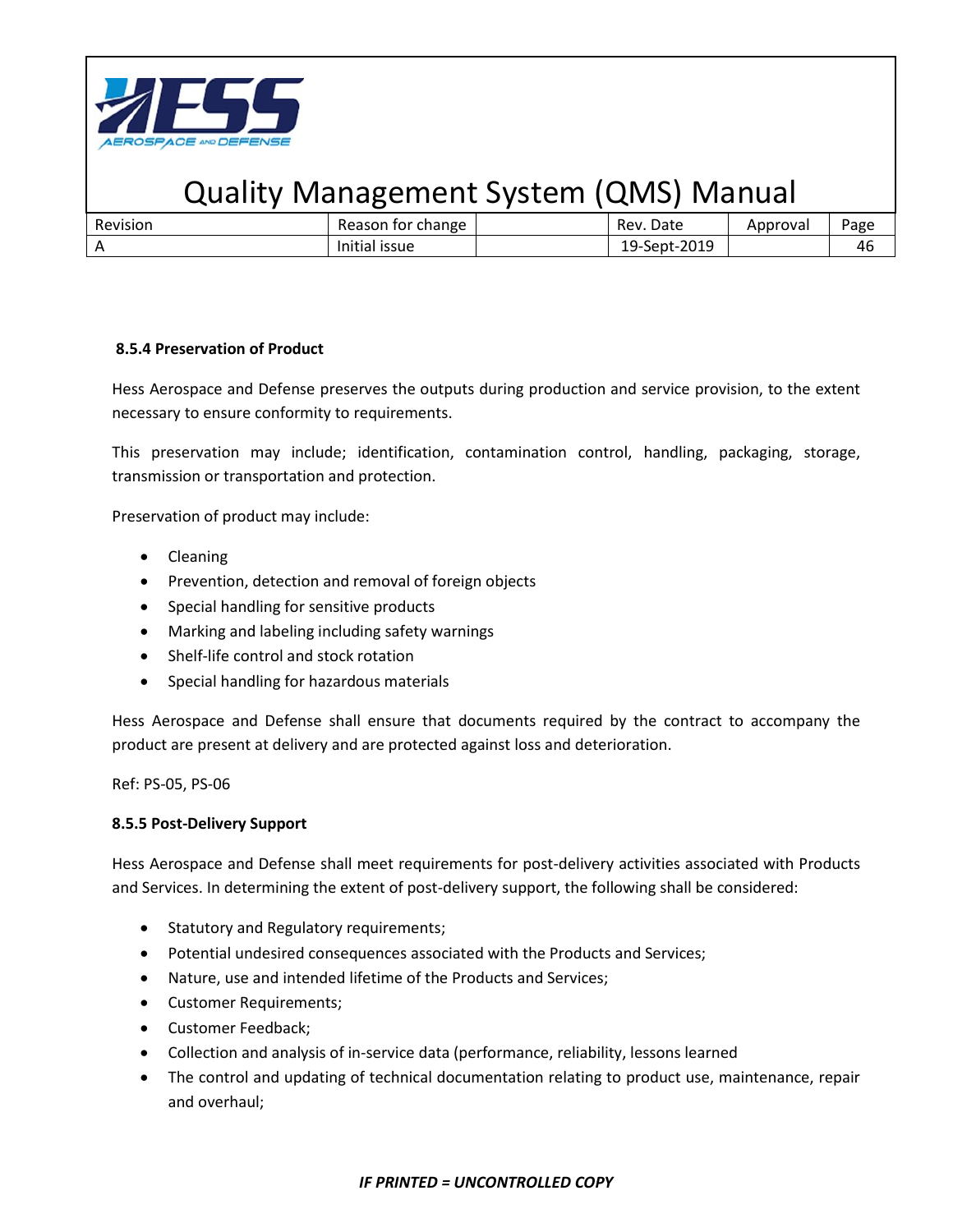### 8.5.4 Preservation of Product

Hess Aerospace and Defense preserves the outputs during production and service provision, to the extent necessary to ensure conformity to requirements.

This preservation may include; identification, contamination control, handling, packaging, storage, transmission or transportation and protection.

Preservation of product may include:

- Cleaning
- Prevention, detection and removal of foreign objects
- Special handling for sensitive products
- Marking and labeling including safety warnings
- Shelf-life control and stock rotation
- Special handling for hazardous materials

Hess Aerospace and Defense shall ensure that documents required by the contract to accompany the product are present at delivery and are protected against loss and deterioration.

Ref: PS-05, PS-06

### 8.5.5 Post-Delivery Support

Hess Aerospace and Defense shall meet requirements for post-delivery activities associated with Products and Services. In determining the extent of post-delivery support, the following shall be considered:

- Statutory and Regulatory requirements;
- Potential undesired consequences associated with the Products and Services;
- Nature, use and intended lifetime of the Products and Services;
- Customer Requirements;
- Customer Feedback;
- Collection and analysis of in-service data (performance, reliability, lessons learned
- The control and updating of technical documentation relating to product use, maintenance, repair and overhaul;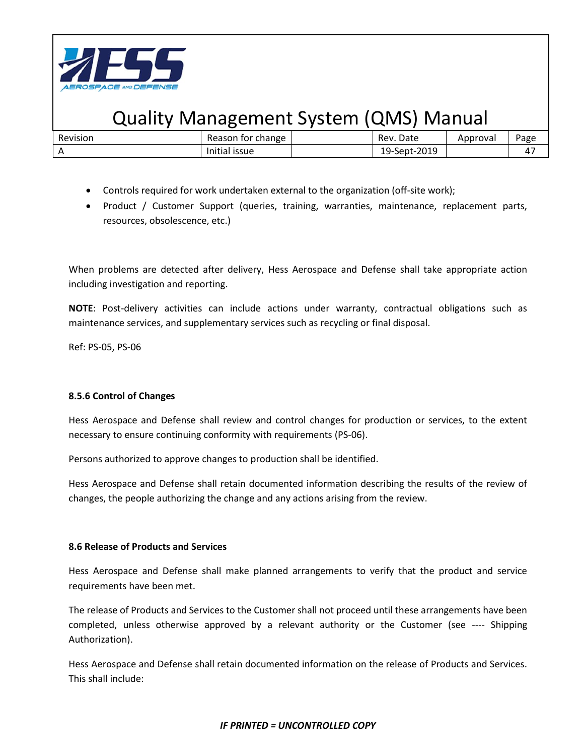- Controls required for work undertaken external to the organization (off-site work);
- Product / Customer Support (queries, training, warranties, maintenance, replacement parts, resources, obsolescence, etc.)

When problems are detected after delivery, Hess Aerospace and Defense shall take appropriate action including investigation and reporting.

**NOTE**: Post-delivery activities can include actions under warranty, contractual obligations such as maintenance services, and supplementary services such as recycling or final disposal.

Ref: PS-05, PS-06

**8.5.6 Control of Changes**

Hess Aerospace and Defense shall review and control changes for production or services, to the extent necessary to ensure continuing conformity with requirements (PS-06).

Persons authorized to approve changes to production shall be identified.

Hess Aerospace and Defense shall retain documented information describing the results of the review of changes, the people authorizing the change and any actions arising from the review.

**8.6 Release of Products and Services**

Hess Aerospace and Defense shall make planned arrangements to verify that the product and service requirements have been met.

The release of Products and Services to the Customer shall not proceed until these arrangements have been completed, unless otherwise approved by a relevant authority or the Customer (see ---- Shipping Authorization).

Hess Aerospace and Defense shall retain documented information on the release of Products and Services. This shall include: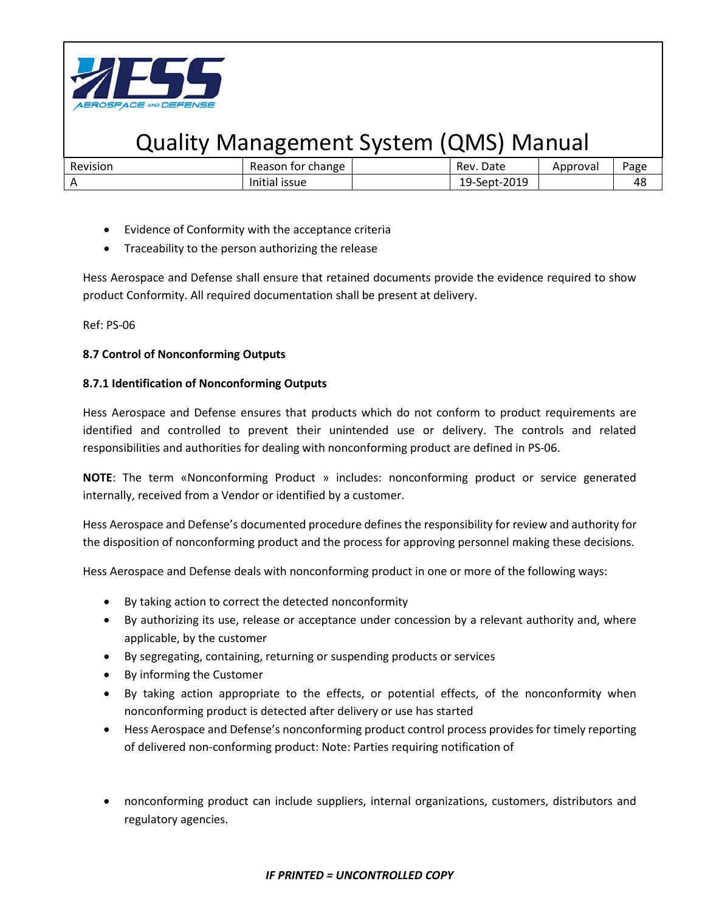- Evidence of Conformity with the acceptance criteria
- Traceability to the person authorizing the release

Hess Aerospace and Defense shall ensure that retained documents provide the evidence required to show product Conformity. All required documentation shall be present at delivery.

Ref: PS-06

**8.7 Control of Nonconforming Outputs**

**8.7.1 Identification of Nonconforming Outputs**

Hess Aerospace and Defense ensures that products which do not conform to product requirements are identified and controlled to prevent their unintended use or delivery. The controls and related responsibilities and authorities for dealing with nonconforming product are defined in PS-06.

**NOTE**: The term «Nonconforming Product » includes: nonconforming product or service generated internally, received from a Vendor or identified by a customer.

Hess Aerospace and Defense's documented procedure defines the responsibility for review and authority for the disposition of nonconforming product and the process for approving personnel making these decisions.

Hess Aerospace and Defense deals with nonconforming product in one or more of the following ways:

- By taking action to correct the detected nonconformity
- By authorizing its use, release or acceptance under concession by a relevant authority and, where applicable, by the customer
- By segregating, containing, returning or suspending products or services
- By informing the Customer
- By taking action appropriate to the effects, or potential effects, of the nonconformity when nonconforming product is detected after delivery or use has started
- Hess Aerospace and Defense's nonconforming product control process provides for timely reporting of delivered non-conforming product: Note: Parties requiring notification of

- nonconforming product can include suppliers, internal organizations, customers, distributors and regulatory agencies.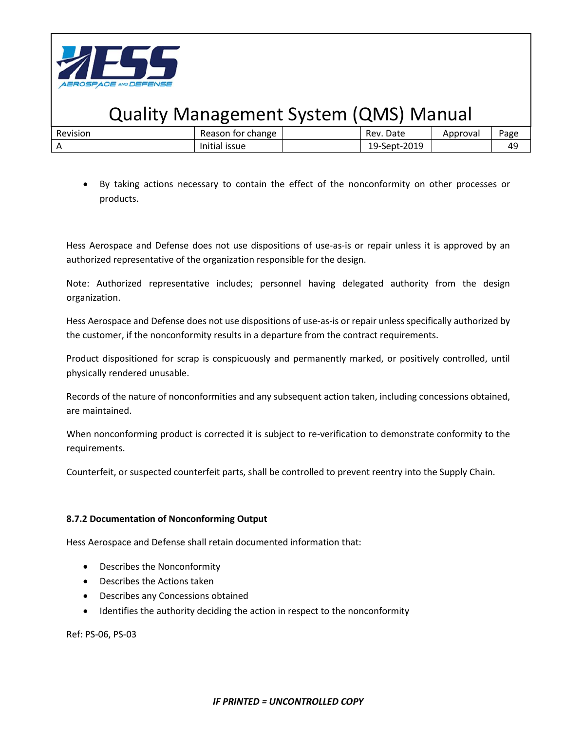- By taking actions necessary to contain the effect of the nonconformity on other processes or products.

Hess Aerospace and Defense does not use dispositions of use-as-is or repair unless it is approved by an authorized representative of the organization responsible for the design.

Note: Authorized representative includes; personnel having delegated authority from the design organization.

Hess Aerospace and Defense does not use dispositions of use-as-is or repair unless specifically authorized by the customer, if the nonconformity results in a departure from the contract requirements.

Product dispositioned for scrap is conspicuously and permanently marked, or positively controlled, until physically rendered unusable.

Records of the nature of nonconformities and any subsequent action taken, including concessions obtained, are maintained.

When nonconforming product is corrected it is subject to re-verification to demonstrate conformity to the requirements.

Counterfeit, or suspected counterfeit parts, shall be controlled to prevent reentry into the Supply Chain.

**8.7.2 Documentation of Nonconforming Output**

Hess Aerospace and Defense shall retain documented information that:

- Describes the Nonconformity
- Describes the Actions taken
- Describes any Concessions obtained
- Identifies the authority deciding the action in respect to the nonconformity

Ref: PS-06, PS-03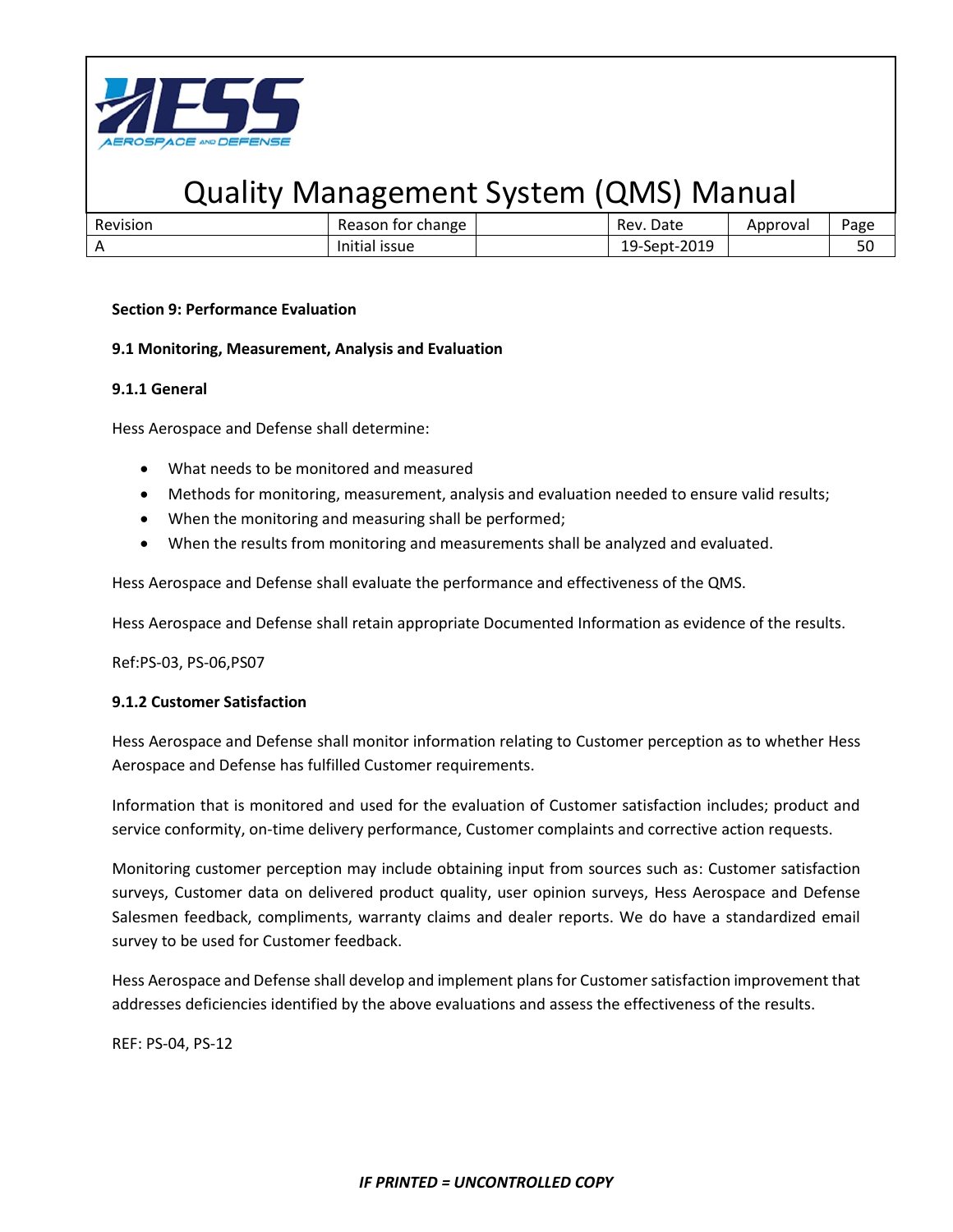**Section 9: Performance Evaluation**

**9.1 Monitoring, Measurement, Analysis and Evaluation**

**9.1.1 General**

Hess Aerospace and Defense shall determine:

- What needs to be monitored and measured
- Methods for monitoring, measurement, analysis and evaluation needed to ensure valid results;
- When the monitoring and measuring shall be performed;
- When the results from monitoring and measurements shall be analyzed and evaluated.

Hess Aerospace and Defense shall evaluate the performance and effectiveness of the QMS.

Hess Aerospace and Defense shall retain appropriate Documented Information as evidence of the results.

Ref:PS-03, PS-06,PS07

**9.1.2 Customer Satisfaction**

Hess Aerospace and Defense shall monitor information relating to Customer perception as to whether Hess Aerospace and Defense has fulfilled Customer requirements.

Information that is monitored and used for the evaluation of Customer satisfaction includes; product and service conformity, on-time delivery performance, Customer complaints and corrective action requests.

Monitoring customer perception may include obtaining input from sources such as: Customer satisfaction surveys, Customer data on delivered product quality, user opinion surveys, Hess Aerospace and Defense Salesmen feedback, compliments, warranty claims and dealer reports. We do have a standardized email survey to be used for Customer feedback.

Hess Aerospace and Defense shall develop and implement plans for Customer satisfaction improvement that addresses deficiencies identified by the above evaluations and assess the effectiveness of the results.

REF: PS-04, PS-12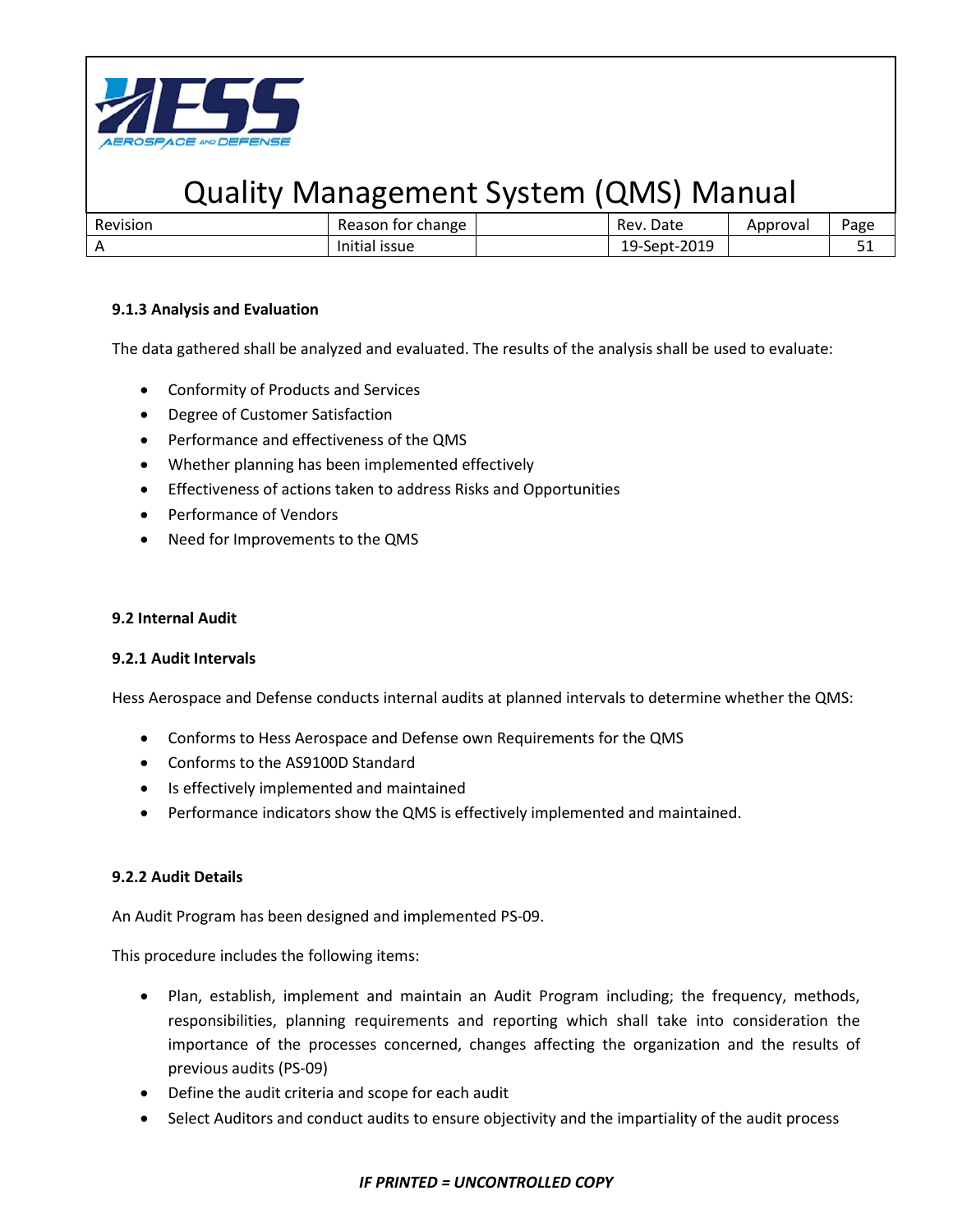### 9.1.3 Analysis and Evaluation

The data gathered shall be analyzed and evaluated. The results of the analysis shall be used to evaluate:

- Conformity of Products and Services
- Degree of Customer Satisfaction
- Performance and effectiveness of the QMS
- Whether planning has been implemented effectively
- Effectiveness of actions taken to address Risks and Opportunities
- Performance of Vendors
- Need for Improvements to the QMS

## 9.2 Internal Audit

### 9.2.1 Audit Intervals

Hess Aerospace and Defense conducts internal audits at planned intervals to determine whether the QMS:

- Conforms to Hess Aerospace and Defense own Requirements for the QMS
- Conforms to the AS9100D Standard
- Is effectively implemented and maintained
- Performance indicators show the QMS is effectively implemented and maintained.

### 9.2.2 Audit Details

An Audit Program has been designed and implemented PS-09.

This procedure includes the following items:

- Plan, establish, implement and maintain an Audit Program including; the frequency, methods, responsibilities, planning requirements and reporting which shall take into consideration the importance of the processes concerned, changes affecting the organization and the results of previous audits (PS-09)
- Define the audit criteria and scope for each audit
- Select Auditors and conduct audits to ensure objectivity and the impartiality of the audit process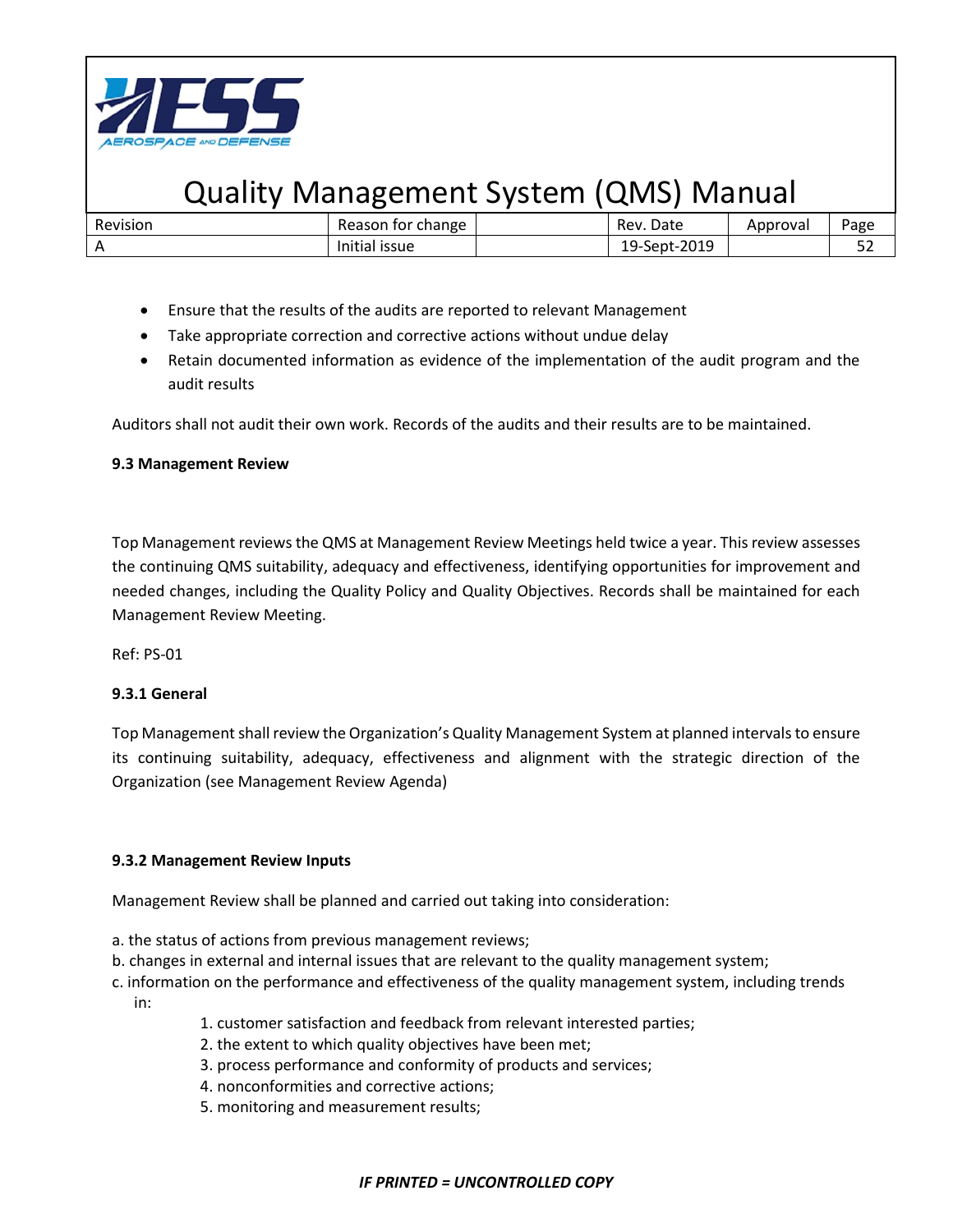- Ensure that the results of the audits are reported to relevant Management
- Take appropriate correction and corrective actions without undue delay
- Retain documented information as evidence of the implementation of the audit program and the audit results

Auditors shall not audit their own work. Records of the audits and their results are to be maintained.

**9.3 Management Review**

Top Management reviews the QMS at Management Review Meetings held twice a year. This review assesses the continuing QMS suitability, adequacy and effectiveness, identifying opportunities for improvement and needed changes, including the Quality Policy and Quality Objectives. Records shall be maintained for each Management Review Meeting.

Ref: PS-01

**9.3.1 General**

Top Management shall review the Organization's Quality Management System at planned intervals to ensure its continuing suitability, adequacy, effectiveness and alignment with the strategic direction of the Organization (see Management Review Agenda)

**9.3.2 Management Review Inputs**

Management Review shall be planned and carried out taking into consideration:

a. the status of actions from previous management reviews;
b. changes in external and internal issues that are relevant to the quality management system;
c. information on the performance and effectiveness of the quality management system, including trends in:

1. customer satisfaction and feedback from relevant interested parties;
2. the extent to which quality objectives have been met;
3. process performance and conformity of products and services;
4. nonconformities and corrective actions;
5. monitoring and measurement results;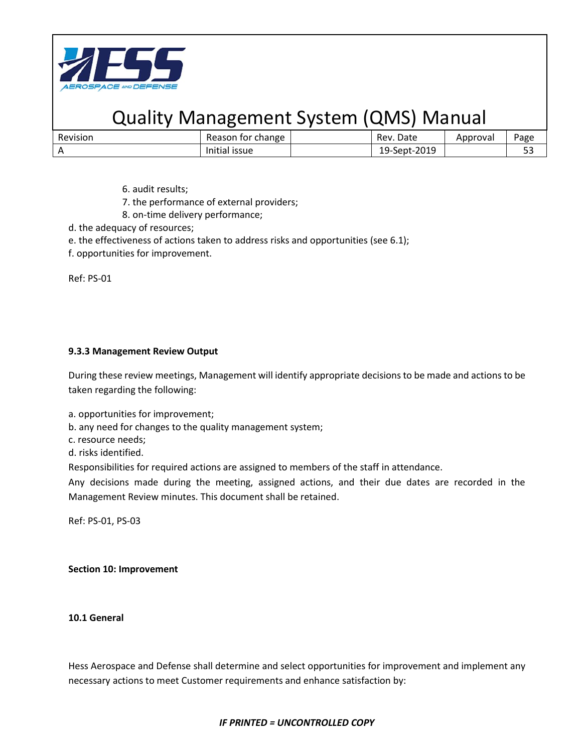6. audit results;
7. the performance of external providers;
8. on-time delivery performance;

d. the adequacy of resources;
e. the effectiveness of actions taken to address risks and opportunities (see 6.1);
f. opportunities for improvement.

Ref: PS-01

**9.3.3 Management Review Output**

During these review meetings, Management will identify appropriate decisions to be made and actions to be taken regarding the following:

a. opportunities for improvement;
b. any need for changes to the quality management system;
c. resource needs;
d. risks identified.

Responsibilities for required actions are assigned to members of the staff in attendance.
Any decisions made during the meeting, assigned actions, and their due dates are recorded in the Management Review minutes. This document shall be retained.

Ref: PS-01, PS-03

**Section 10: Improvement**

**10.1 General**

Hess Aerospace and Defense shall determine and select opportunities for improvement and implement any necessary actions to meet Customer requirements and enhance satisfaction by: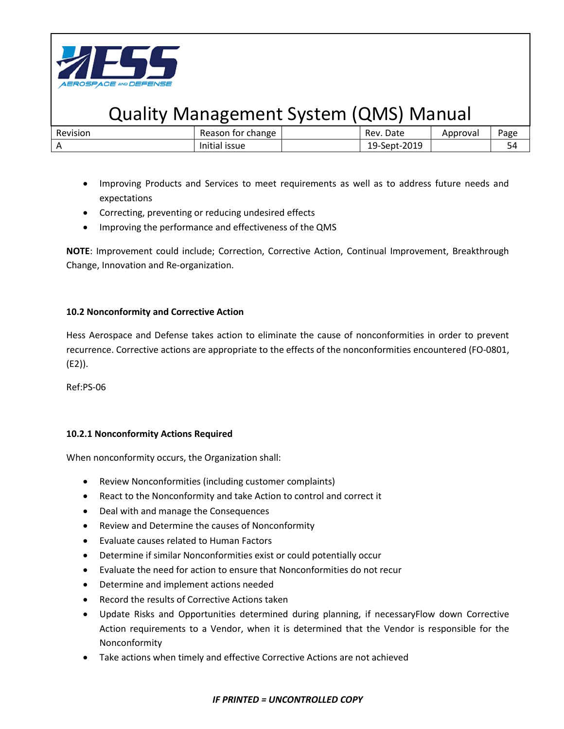- Improving Products and Services to meet requirements as well as to address future needs and expectations
- Correcting, preventing or reducing undesired effects
- Improving the performance and effectiveness of the QMS

**NOTE**: Improvement could include; Correction, Corrective Action, Continual Improvement, Breakthrough Change, Innovation and Re-organization.

**10.2 Nonconformity and Corrective Action**

Hess Aerospace and Defense takes action to eliminate the cause of nonconformities in order to prevent recurrence. Corrective actions are appropriate to the effects of the nonconformities encountered (FO-0801, (E2)).

Ref:PS-06

**10.2.1 Nonconformity Actions Required**

When nonconformity occurs, the Organization shall:

- Review Nonconformities (including customer complaints)
- React to the Nonconformity and take Action to control and correct it
- Deal with and manage the Consequences
- Review and Determine the causes of Nonconformity
- Evaluate causes related to Human Factors
- Determine if similar Nonconformities exist or could potentially occur
- Evaluate the need for action to ensure that Nonconformities do not recur
- Determine and implement actions needed
- Record the results of Corrective Actions taken
- Update Risks and Opportunities determined during planning, if necessaryFlow down Corrective Action requirements to a Vendor, when it is determined that the Vendor is responsible for the Nonconformity
- Take actions when timely and effective Corrective Actions are not achieved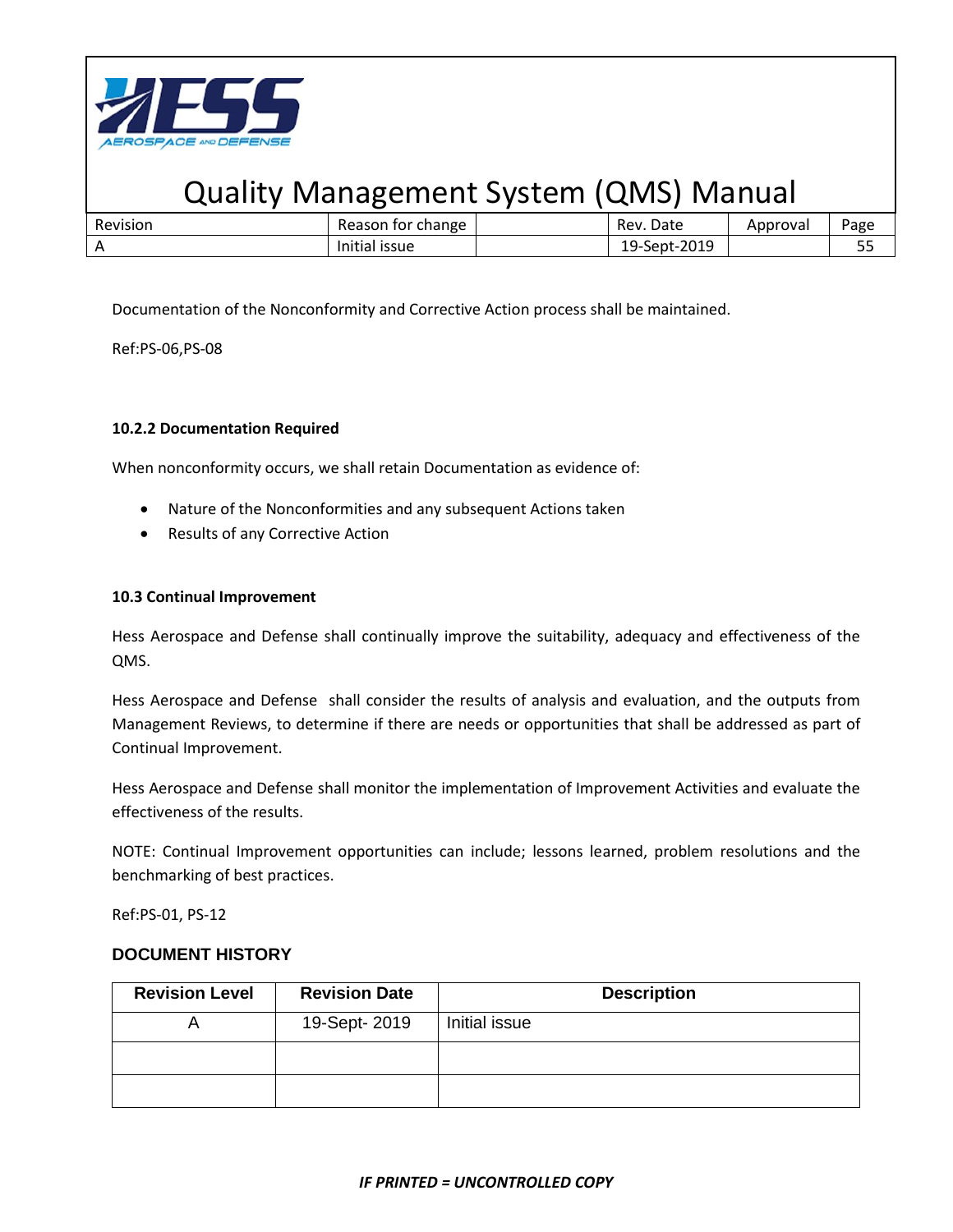Documentation of the Nonconformity and Corrective Action process shall be maintained.

Ref:PS-06,PS-08

**10.2.2 Documentation Required**

When nonconformity occurs, we shall retain Documentation as evidence of:

- Nature of the Nonconformities and any subsequent Actions taken
- Results of any Corrective Action

**10.3 Continual Improvement**

Hess Aerospace and Defense shall continually improve the suitability, adequacy and effectiveness of the QMS.

Hess Aerospace and Defense shall consider the results of analysis and evaluation, and the outputs from Management Reviews, to determine if there are needs or opportunities that shall be addressed as part of Continual Improvement.

Hess Aerospace and Defense shall monitor the implementation of Improvement Activities and evaluate the effectiveness of the results.

NOTE: Continual Improvement opportunities can include; lessons learned, problem resolutions and the benchmarking of best practices.

Ref:PS-01, PS-12

**DOCUMENT HISTORY**

| Revision Level | Revision Date | Description |
|---|---|---|
| A | 19-Sept- 2019 | Initial issue |
| | | |
| | | |

*IF PRINTED = UNCONTROLLED COPY*